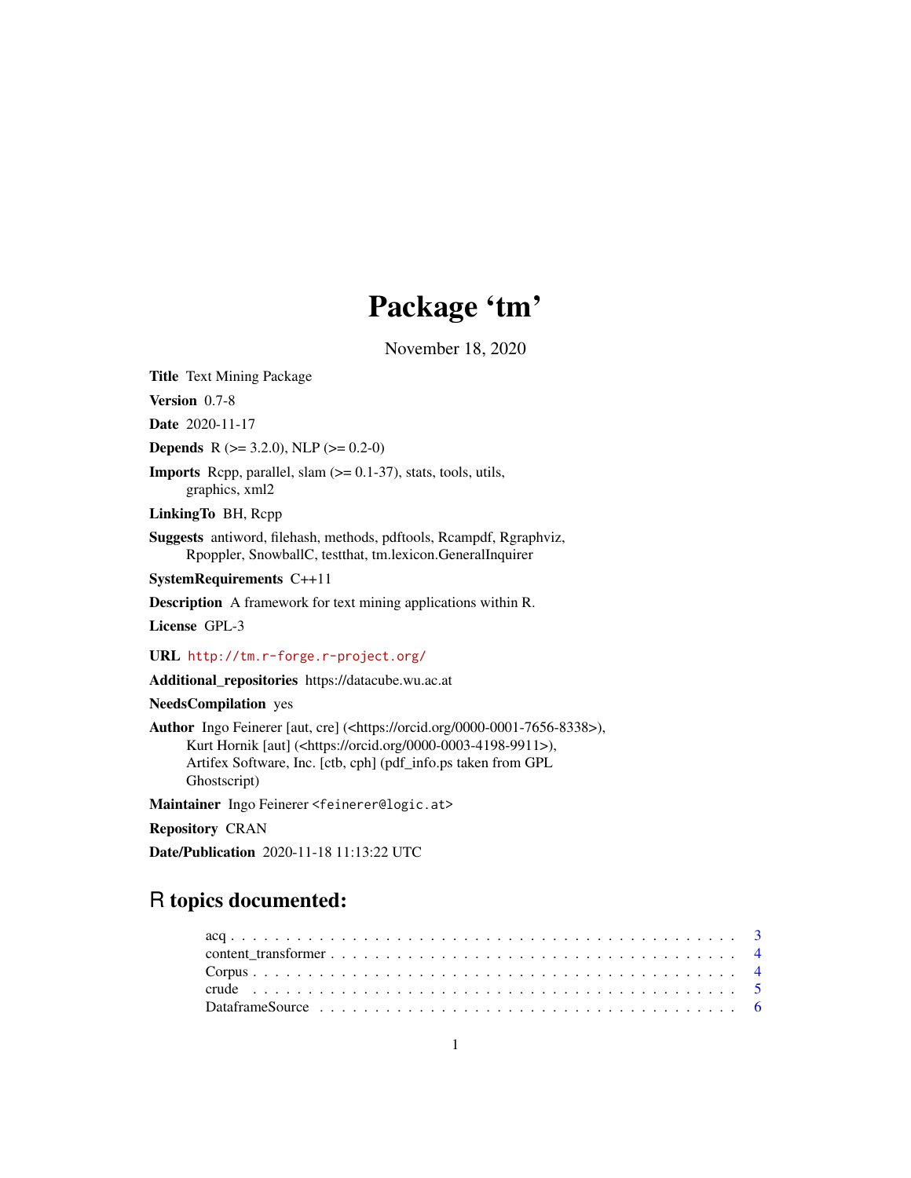# Package 'tm'

November 18, 2020

**Title** Text Mining Package

**Version** 0.7-8

**Date** 2020-11-17

**Depends** R (>= 3.2.0), NLP (>= 0.2-0)

**Imports** Rcpp, parallel, slam (>= 0.1-37), stats, tools, utils, graphics, xml2

**LinkingTo** BH, Rcpp

**Suggests** antiword, filehash, methods, pdftools, Rcampdf, Rgraphviz, Rpoppler, SnowballC, testthat, tm.lexicon.GeneralInquirer

**SystemRequirements** C++11

**Description** A framework for text mining applications within R.

**License** GPL-3

**URL** http://tm.r-forge.r-project.org/

**Additional_repositories** https://datacube.wu.ac.at

**NeedsCompilation** yes

**Author** Ingo Feinerer [aut, cre] (<https://orcid.org/0000-0001-7656-8338>), Kurt Hornik [aut] (<https://orcid.org/0000-0003-4198-9911>), Artifex Software, Inc. [ctb, cph] (pdf_info.ps taken from GPL Ghostscript)

**Maintainer** Ingo Feinerer <feinerer@logic.at>

**Repository** CRAN

**Date/Publication** 2020-11-18 11:13:22 UTC

## R topics documented:

acq . . . . . . . . . . . . . . . . . . . . . . . . . . . . . . . . . . . . . . . . . . . 3
content_transformer . . . . . . . . . . . . . . . . . . . . . . . . . . . . . . . . . . 4
Corpus . . . . . . . . . . . . . . . . . . . . . . . . . . . . . . . . . . . . . . . . . 4
crude . . . . . . . . . . . . . . . . . . . . . . . . . . . . . . . . . . . . . . . . . . 5
DataframeSource . . . . . . . . . . . . . . . . . . . . . . . . . . . . . . . . . . . 6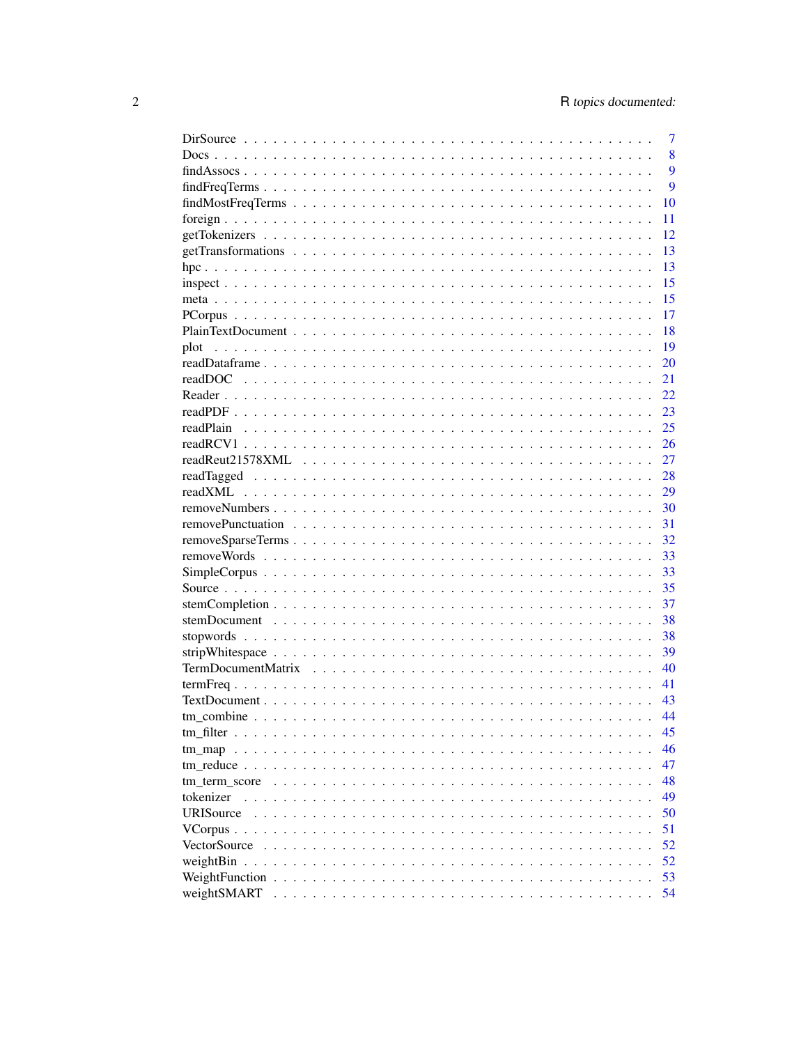| | |
|---|---|
| DirSource | 7 |
| Docs | 8 |
| findAssocs | 9 |
| findFreqTerms | 9 |
| findMostFreqTerms | 10 |
| foreign | 11 |
| getTokenizers | 12 |
| getTransformations | 13 |
| hpc | 13 |
| inspect | 15 |
| meta | 15 |
| PCorpus | 17 |
| PlainTextDocument | 18 |
| plot | 19 |
| readDataframe | 20 |
| readDOC | 21 |
| Reader | 22 |
| readPDF | 23 |
| readPlain | 25 |
| readRCV1 | 26 |
| readReut21578XML | 27 |
| readTagged | 28 |
| readXML | 29 |
| removeNumbers | 30 |
| removePunctuation | 31 |
| removeSparseTerms | 32 |
| removeWords | 33 |
| SimpleCorpus | 33 |
| Source | 35 |
| stemCompletion | 37 |
| stemDocument | 38 |
| stopwords | 38 |
| stripWhitespace | 39 |
| TermDocumentMatrix | 40 |
| termFreq | 41 |
| TextDocument | 43 |
| tm_combine | 44 |
| tm_filter | 45 |
| tm_map | 46 |
| tm_reduce | 47 |
| tm_term_score | 48 |
| tokenizer | 49 |
| URISource | 50 |
| VCorpus | 51 |
| VectorSource | 52 |
| weightBin | 52 |
| WeightFunction | 53 |
| weightSMART | 54 |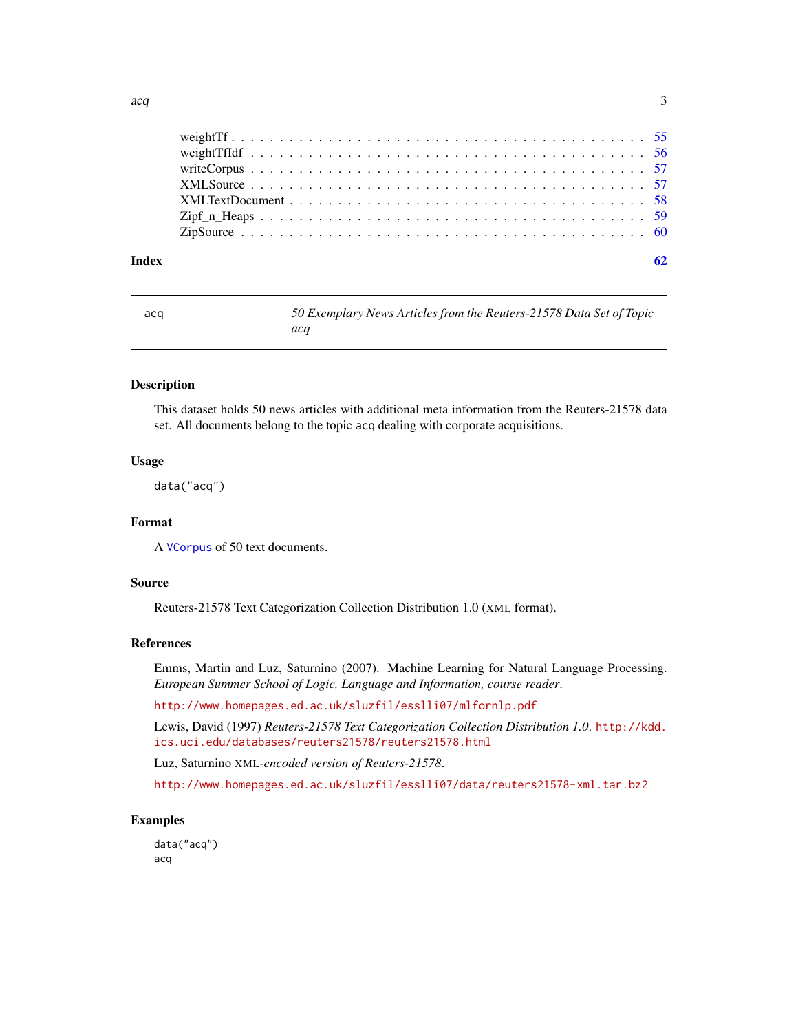weightTf . . . . . . . . . . . . . . . . . . . . . . . . . . . . . . . . . . . . . . . . . 55
weightTfIdf . . . . . . . . . . . . . . . . . . . . . . . . . . . . . . . . . . . . . . . 56
writeCorpus . . . . . . . . . . . . . . . . . . . . . . . . . . . . . . . . . . . . . . . 57
XMLSource . . . . . . . . . . . . . . . . . . . . . . . . . . . . . . . . . . . . . . . . 57
XMLTextDocument . . . . . . . . . . . . . . . . . . . . . . . . . . . . . . . . . . . 58
Zipf_n_Heaps . . . . . . . . . . . . . . . . . . . . . . . . . . . . . . . . . . . . . . 59
ZipSource . . . . . . . . . . . . . . . . . . . . . . . . . . . . . . . . . . . . . . . . 60

**Index** **62**

---

`acq` *50 Exemplary News Articles from the Reuters-21578 Data Set of Topic acq*

---

## Description

This dataset holds 50 news articles with additional meta information from the Reuters-21578 data set. All documents belong to the topic `acq` dealing with corporate acquisitions.

## Usage

```
data("acq")
```

## Format

A `VCorpus` of 50 text documents.

## Source

Reuters-21578 Text Categorization Collection Distribution 1.0 (XML format).

## References

Emms, Martin and Luz, Saturnino (2007). Machine Learning for Natural Language Processing. *European Summer School of Logic, Language and Information, course reader*.

http://www.homepages.ed.ac.uk/sluzfil/esslli07/mlfornlp.pdf

Lewis, David (1997) *Reuters-21578 Text Categorization Collection Distribution 1.0*. http://kdd.ics.uci.edu/databases/reuters21578/reuters21578.html

Luz, Saturnino *XML-encoded version of Reuters-21578*.

http://www.homepages.ed.ac.uk/sluzfil/esslli07/data/reuters21578-xml.tar.bz2

## Examples

```
data("acq")
acq
```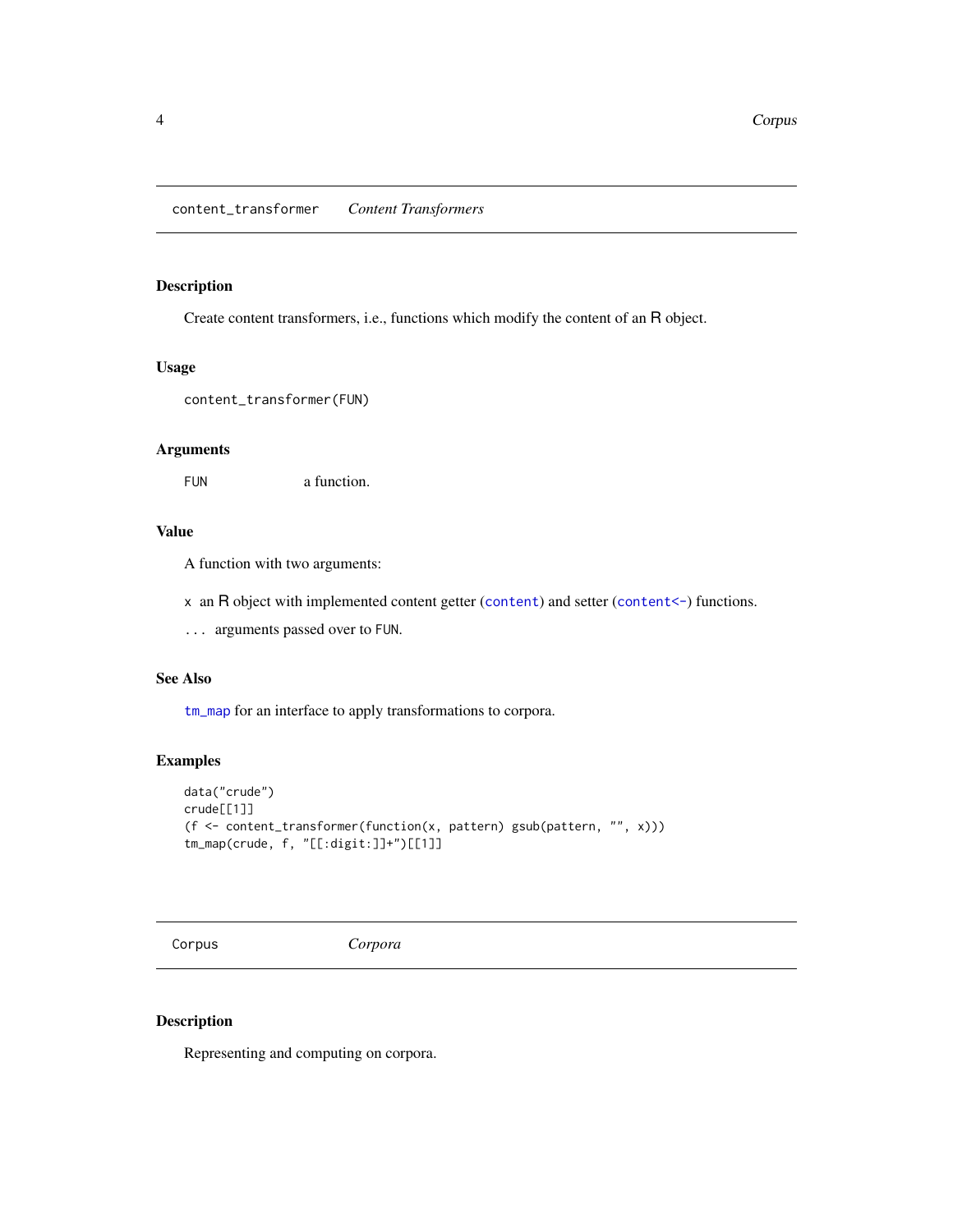## content_transformer *Content Transformers*

### Description

Create content transformers, i.e., functions which modify the content of an R object.

### Usage

```
content_transformer(FUN)
```

### Arguments

| | |
|---|---|
| FUN | a function. |

### Value

A function with two arguments:

- x an R object with implemented content getter (content) and setter (content<-) functions.
- ... arguments passed over to FUN.

### See Also

tm_map for an interface to apply transformations to corpora.

### Examples

```
data("crude")
crude[[1]]
(f <- content_transformer(function(x, pattern) gsub(pattern, "", x)))
tm_map(crude, f, "[[:digit:]]+")[[1]]
```

## Corpus *Corpora*

### Description

Representing and computing on corpora.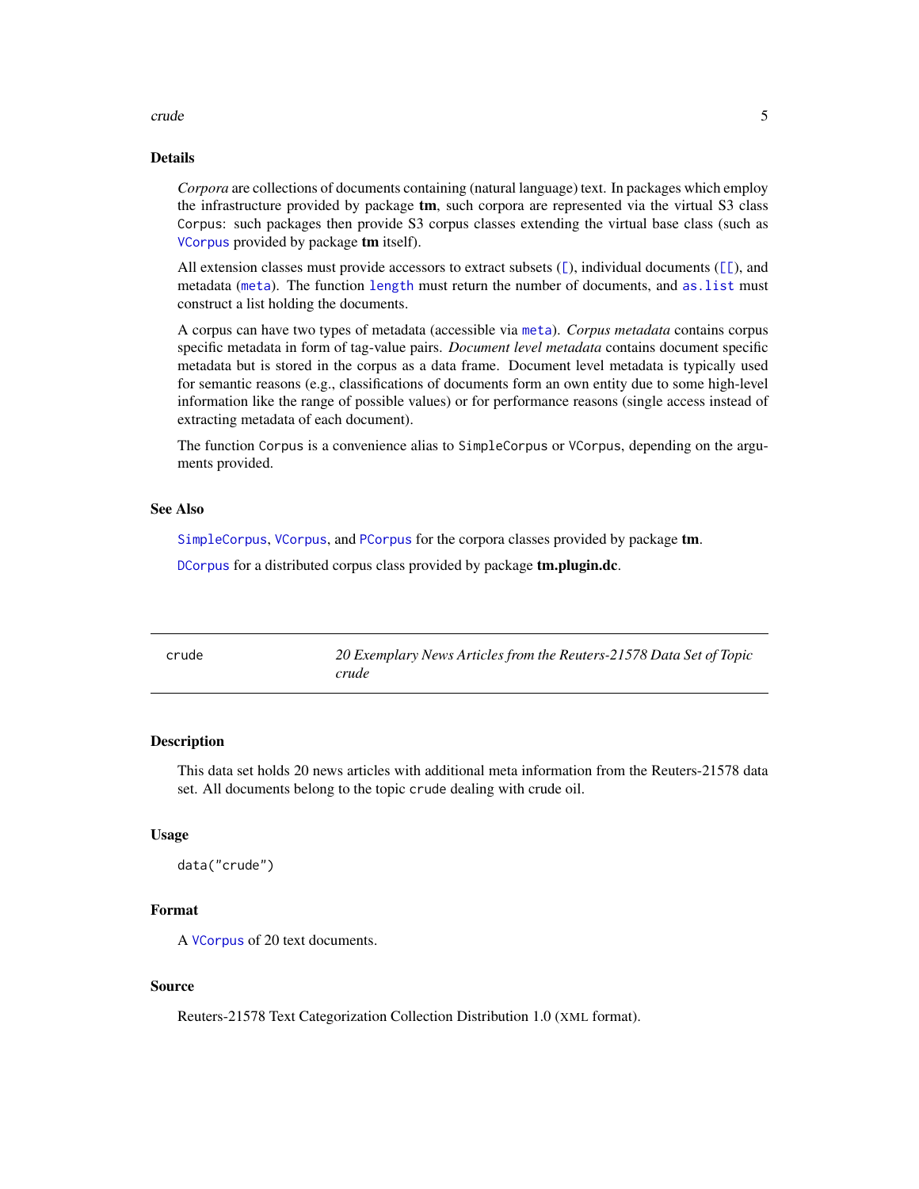### Details

*Corpora* are collections of documents containing (natural language) text. In packages which employ the infrastructure provided by package **tm**, such corpora are represented via the virtual S3 class `Corpus`: such packages then provide S3 corpus classes extending the virtual base class (such as `VCorpus` provided by package **tm** itself).

All extension classes must provide accessors to extract subsets (`[`), individual documents (`[[`), and metadata (`meta`). The function `length` must return the number of documents, and `as.list` must construct a list holding the documents.

A corpus can have two types of metadata (accessible via `meta`). *Corpus metadata* contains corpus specific metadata in form of tag-value pairs. *Document level metadata* contains document specific metadata but is stored in the corpus as a data frame. Document level metadata is typically used for semantic reasons (e.g., classifications of documents form an own entity due to some high-level information like the range of possible values) or for performance reasons (single access instead of extracting metadata of each document).

The function `Corpus` is a convenience alias to `SimpleCorpus` or `VCorpus`, depending on the arguments provided.

### See Also

`SimpleCorpus`, `VCorpus`, and `PCorpus` for the corpora classes provided by package **tm**.

`DCorpus` for a distributed corpus class provided by package **tm.plugin.dc**.

---

## crude — *20 Exemplary News Articles from the Reuters-21578 Data Set of Topic crude*

---

### Description

This data set holds 20 news articles with additional meta information from the Reuters-21578 data set. All documents belong to the topic `crude` dealing with crude oil.

### Usage

```
data("crude")
```

### Format

A `VCorpus` of 20 text documents.

### Source

Reuters-21578 Text Categorization Collection Distribution 1.0 (XML format).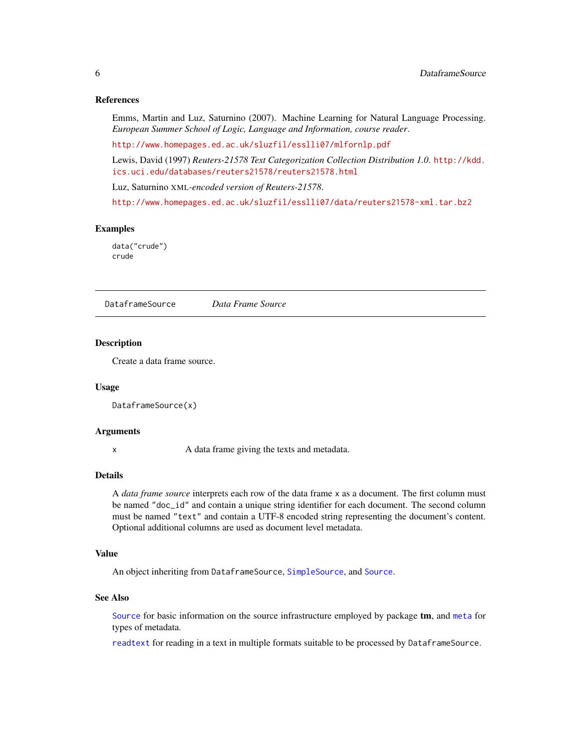### References

Emms, Martin and Luz, Saturnino (2007). Machine Learning for Natural Language Processing. *European Summer School of Logic, Language and Information, course reader*.

http://www.homepages.ed.ac.uk/sluzfil/esslli07/mlfornlp.pdf

Lewis, David (1997) *Reuters-21578 Text Categorization Collection Distribution 1.0*. http://kdd.ics.uci.edu/databases/reuters21578/reuters21578.html

Luz, Saturnino XML*-encoded version of Reuters-21578*.

http://www.homepages.ed.ac.uk/sluzfil/esslli07/data/reuters21578-xml.tar.bz2

### Examples

```
data("crude")
crude
```

---

## DataframeSource *Data Frame Source*

---

### Description

Create a data frame source.

### Usage

```
DataframeSource(x)
```

### Arguments

| | |
|---|---|
| x | A data frame giving the texts and metadata. |

### Details

A *data frame source* interprets each row of the data frame x as a document. The first column must be named "doc_id" and contain a unique string identifier for each document. The second column must be named "text" and contain a UTF-8 encoded string representing the document's content. Optional additional columns are used as document level metadata.

### Value

An object inheriting from DataframeSource, SimpleSource, and Source.

### See Also

Source for basic information on the source infrastructure employed by package **tm**, and meta for types of metadata.

readtext for reading in a text in multiple formats suitable to be processed by DataframeSource.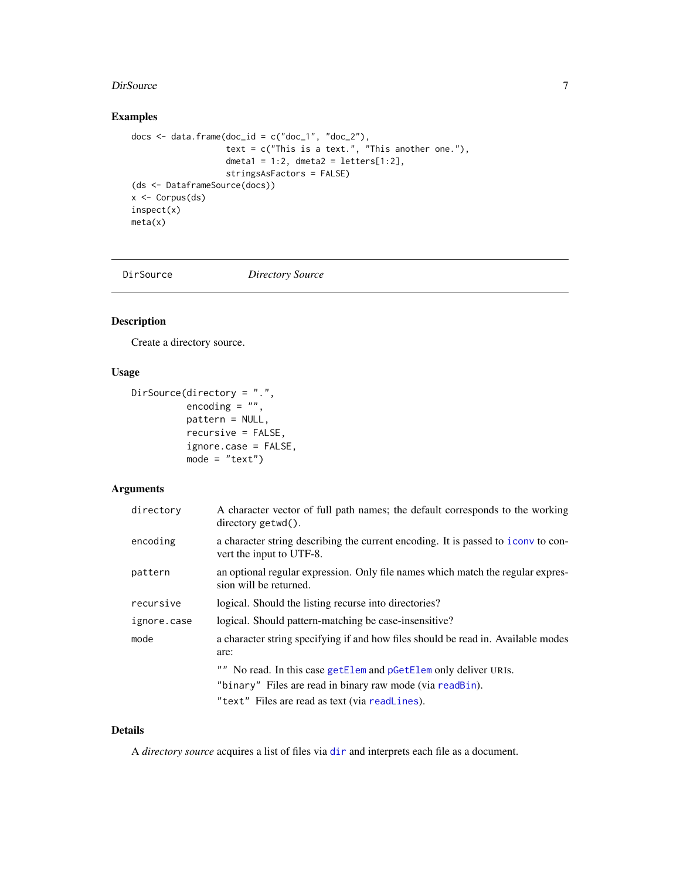## Examples

```
docs <- data.frame(doc_id = c("doc_1", "doc_2"),
                   text = c("This is a text.", "This another one."),
                   dmeta1 = 1:2, dmeta2 = letters[1:2],
                   stringsAsFactors = FALSE)
(ds <- DataframeSource(docs))
x <- Corpus(ds)
inspect(x)
meta(x)
```

---

# DirSource    *Directory Source*

---

## Description

Create a directory source.

## Usage

```
DirSource(directory = ".",
          encoding = "",
          pattern = NULL,
          recursive = FALSE,
          ignore.case = FALSE,
          mode = "text")
```

## Arguments

| | |
|---|---|
| `directory` | A character vector of full path names; the default corresponds to the working directory `getwd()`. |
| `encoding` | a character string describing the current encoding. It is passed to `iconv` to convert the input to UTF-8. |
| `pattern` | an optional regular expression. Only file names which match the regular expression will be returned. |
| `recursive` | logical. Should the listing recurse into directories? |
| `ignore.case` | logical. Should pattern-matching be case-insensitive? |
| `mode` | a character string specifying if and how files should be read in. Available modes are:<br>`""` No read. In this case `getElem` and `pGetElem` only deliver URIs.<br>`"binary"` Files are read in binary raw mode (via `readBin`).<br>`"text"` Files are read as text (via `readLines`). |

## Details

A *directory source* acquires a list of files via `dir` and interprets each file as a document.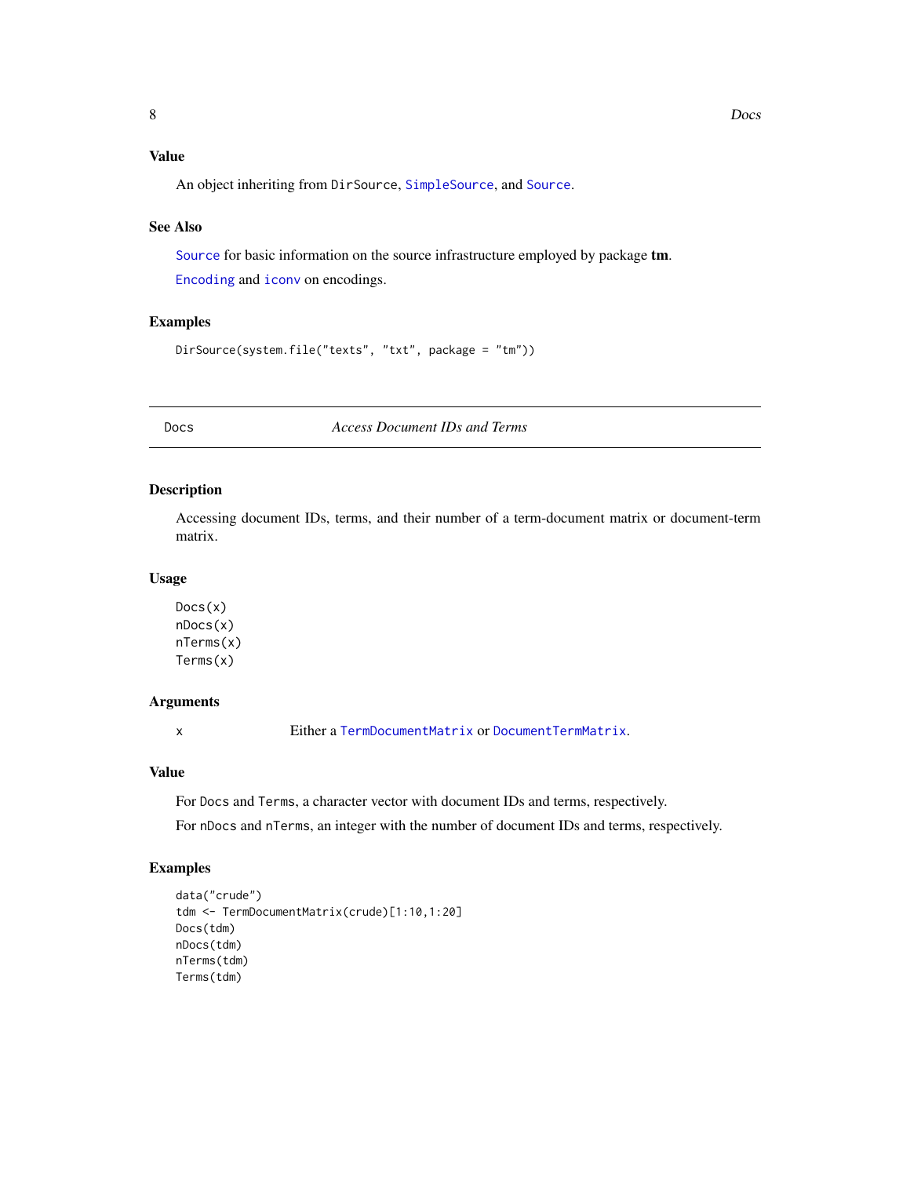### Value

An object inheriting from `DirSource`, `SimpleSource`, and `Source`.

### See Also

`Source` for basic information on the source infrastructure employed by package **tm**.

`Encoding` and `iconv` on encodings.

### Examples

```
DirSource(system.file("texts", "txt", package = "tm"))
```

---

## Docs — *Access Document IDs and Terms*

---

### Description

Accessing document IDs, terms, and their number of a term-document matrix or document-term matrix.

### Usage

```
Docs(x)
nDocs(x)
nTerms(x)
Terms(x)
```

### Arguments

| | |
|---|---|
| `x` | Either a `TermDocumentMatrix` or `DocumentTermMatrix`. |

### Value

For `Docs` and `Terms`, a character vector with document IDs and terms, respectively.

For `nDocs` and `nTerms`, an integer with the number of document IDs and terms, respectively.

### Examples

```
data("crude")
tdm <- TermDocumentMatrix(crude)[1:10,1:20]
Docs(tdm)
nDocs(tdm)
nTerms(tdm)
Terms(tdm)
```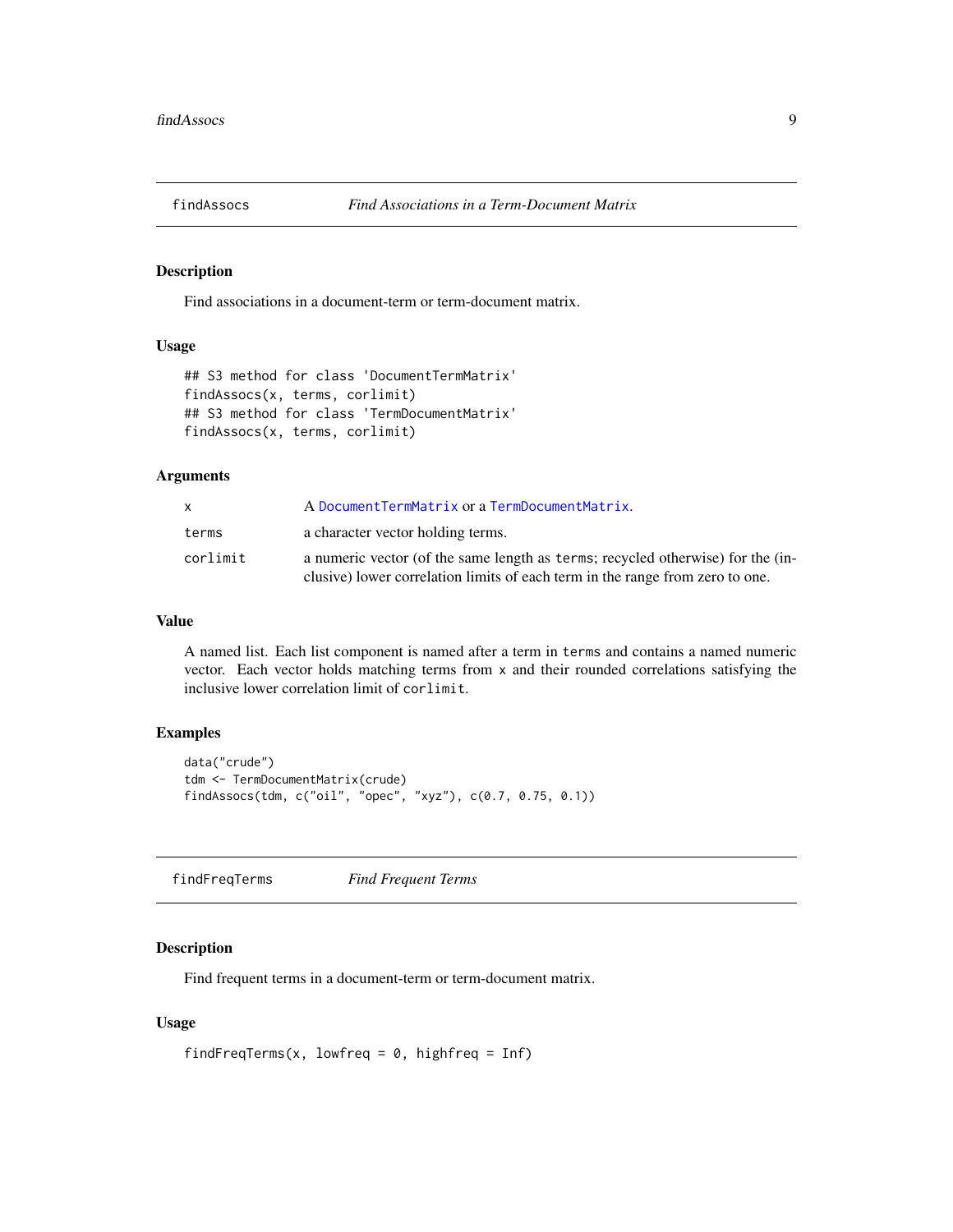## findAssocs — *Find Associations in a Term-Document Matrix*

### Description

Find associations in a document-term or term-document matrix.

### Usage

```
## S3 method for class 'DocumentTermMatrix'
findAssocs(x, terms, corlimit)
## S3 method for class 'TermDocumentMatrix'
findAssocs(x, terms, corlimit)
```

### Arguments

| | |
|---|---|
| `x` | A `DocumentTermMatrix` or a `TermDocumentMatrix`. |
| `terms` | a character vector holding terms. |
| `corlimit` | a numeric vector (of the same length as `terms`; recycled otherwise) for the (inclusive) lower correlation limits of each term in the range from zero to one. |

### Value

A named list. Each list component is named after a term in `terms` and contains a named numeric vector. Each vector holds matching terms from `x` and their rounded correlations satisfying the inclusive lower correlation limit of `corlimit`.

### Examples

```
data("crude")
tdm <- TermDocumentMatrix(crude)
findAssocs(tdm, c("oil", "opec", "xyz"), c(0.7, 0.75, 0.1))
```

## findFreqTerms — *Find Frequent Terms*

### Description

Find frequent terms in a document-term or term-document matrix.

### Usage

```
findFreqTerms(x, lowfreq = 0, highfreq = Inf)
```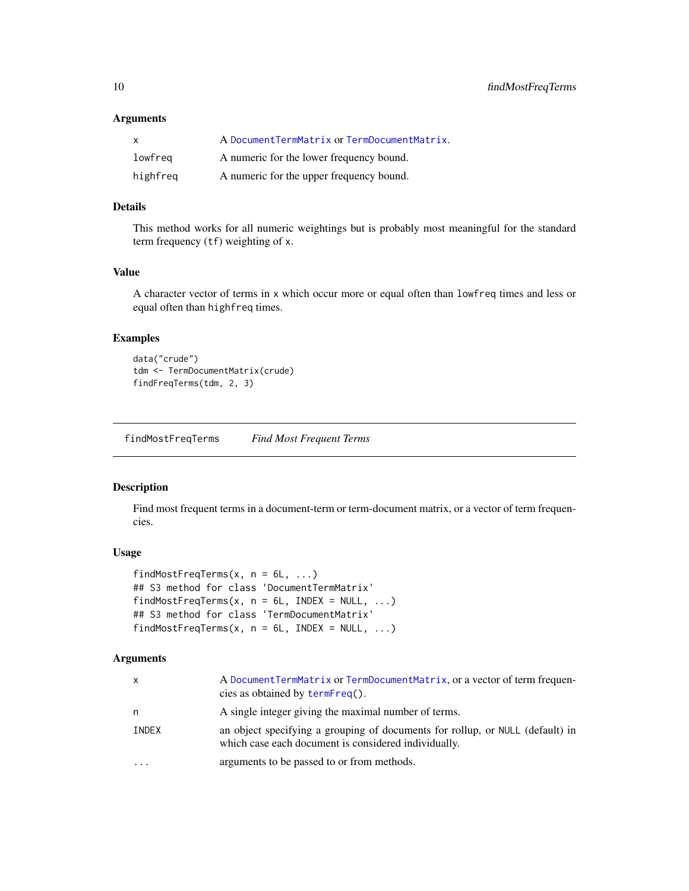### Arguments

| | |
|---|---|
| x | A DocumentTermMatrix or TermDocumentMatrix. |
| lowfreq | A numeric for the lower frequency bound. |
| highfreq | A numeric for the upper frequency bound. |

### Details

This method works for all numeric weightings but is probably most meaningful for the standard term frequency (tf) weighting of x.

### Value

A character vector of terms in x which occur more or equal often than lowfreq times and less or equal often than highfreq times.

### Examples

```
data("crude")
tdm <- TermDocumentMatrix(crude)
findFreqTerms(tdm, 2, 3)
```

---

## findMostFreqTerms *Find Most Frequent Terms*

### Description

Find most frequent terms in a document-term or term-document matrix, or a vector of term frequencies.

### Usage

```
findMostFreqTerms(x, n = 6L, ...)
## S3 method for class 'DocumentTermMatrix'
findMostFreqTerms(x, n = 6L, INDEX = NULL, ...)
## S3 method for class 'TermDocumentMatrix'
findMostFreqTerms(x, n = 6L, INDEX = NULL, ...)
```

### Arguments

| | |
|---|---|
| x | A DocumentTermMatrix or TermDocumentMatrix, or a vector of term frequencies as obtained by termFreq(). |
| n | A single integer giving the maximal number of terms. |
| INDEX | an object specifying a grouping of documents for rollup, or NULL (default) in which case each document is considered individually. |
| ... | arguments to be passed to or from methods. |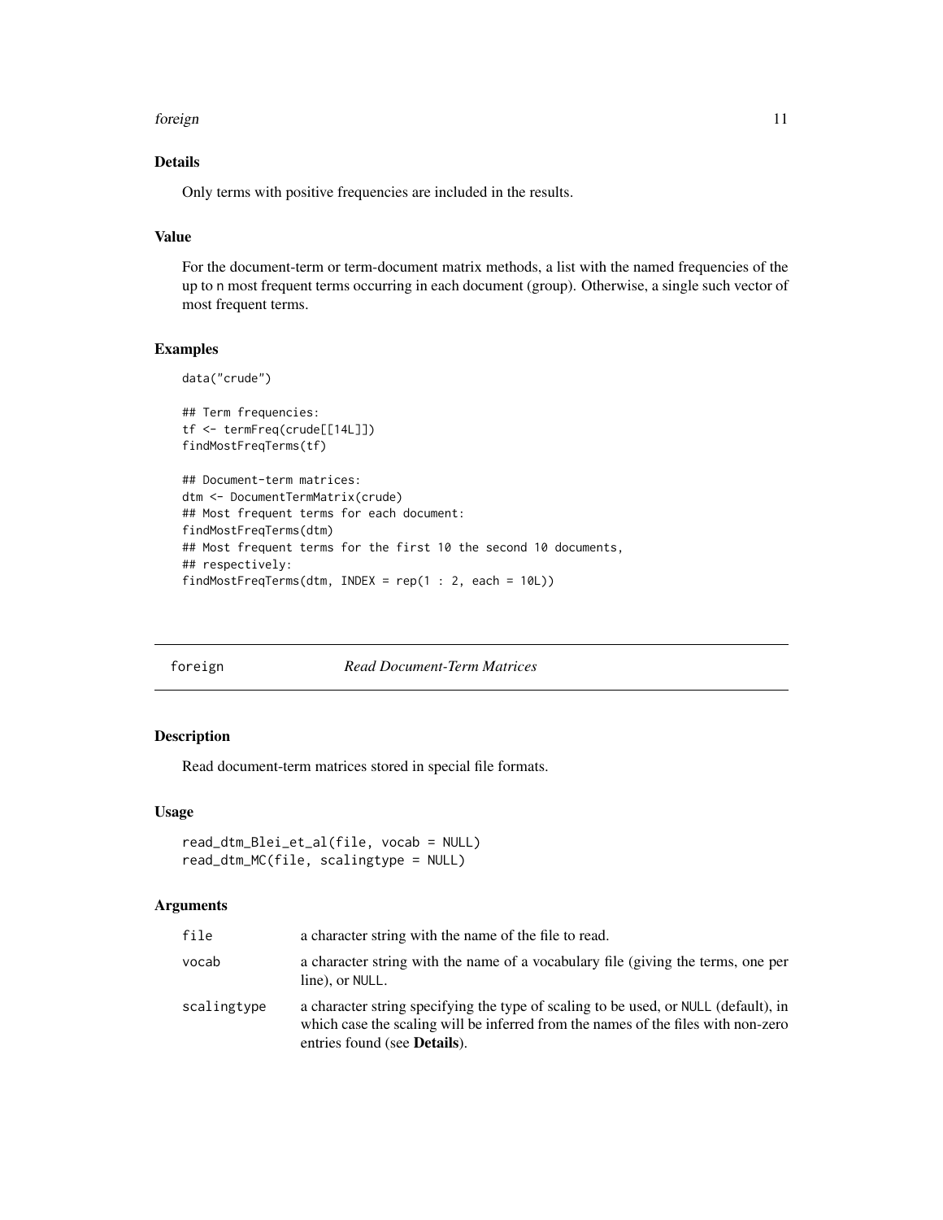### Details

Only terms with positive frequencies are included in the results.

### Value

For the document-term or term-document matrix methods, a list with the named frequencies of the up to `n` most frequent terms occurring in each document (group). Otherwise, a single such vector of most frequent terms.

### Examples

```
data("crude")

## Term frequencies:
tf <- termFreq(crude[[14L]])
findMostFreqTerms(tf)

## Document-term matrices:
dtm <- DocumentTermMatrix(crude)
## Most frequent terms for each document:
findMostFreqTerms(dtm)
## Most frequent terms for the first 10 the second 10 documents,
## respectively:
findMostFreqTerms(dtm, INDEX = rep(1 : 2, each = 10L))
```

---

## foreign — *Read Document-Term Matrices*

---

### Description

Read document-term matrices stored in special file formats.

### Usage

```
read_dtm_Blei_et_al(file, vocab = NULL)
read_dtm_MC(file, scalingtype = NULL)
```

### Arguments

| | |
|---|---|
| `file` | a character string with the name of the file to read. |
| `vocab` | a character string with the name of a vocabulary file (giving the terms, one per line), or `NULL`. |
| `scalingtype` | a character string specifying the type of scaling to be used, or `NULL` (default), in which case the scaling will be inferred from the names of the files with non-zero entries found (see **Details**). |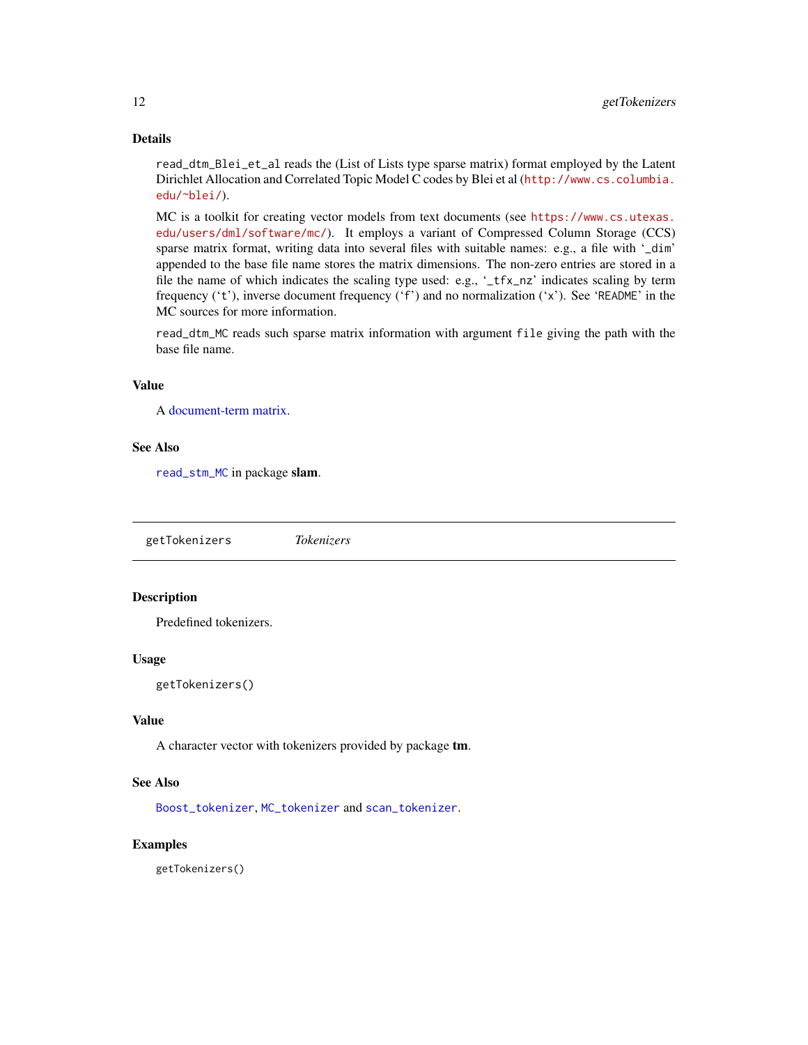### Details

read_dtm_Blei_et_al reads the (List of Lists type sparse matrix) format employed by the Latent Dirichlet Allocation and Correlated Topic Model C codes by Blei et al (http://www.cs.columbia.edu/~blei/).

MC is a toolkit for creating vector models from text documents (see https://www.cs.utexas.edu/users/dml/software/mc/). It employs a variant of Compressed Column Storage (CCS) sparse matrix format, writing data into several files with suitable names: e.g., a file with '_dim' appended to the base file name stores the matrix dimensions. The non-zero entries are stored in a file the name of which indicates the scaling type used: e.g., '_tfx_nz' indicates scaling by term frequency ('t'), inverse document frequency ('f') and no normalization ('x'). See 'README' in the MC sources for more information.

read_dtm_MC reads such sparse matrix information with argument file giving the path with the base file name.

### Value

A document-term matrix.

### See Also

read_stm_MC in package **slam**.

---

## getTokenizers *Tokenizers*

### Description

Predefined tokenizers.

### Usage

```
getTokenizers()
```

### Value

A character vector with tokenizers provided by package **tm**.

### See Also

Boost_tokenizer, MC_tokenizer and scan_tokenizer.

### Examples

```
getTokenizers()
```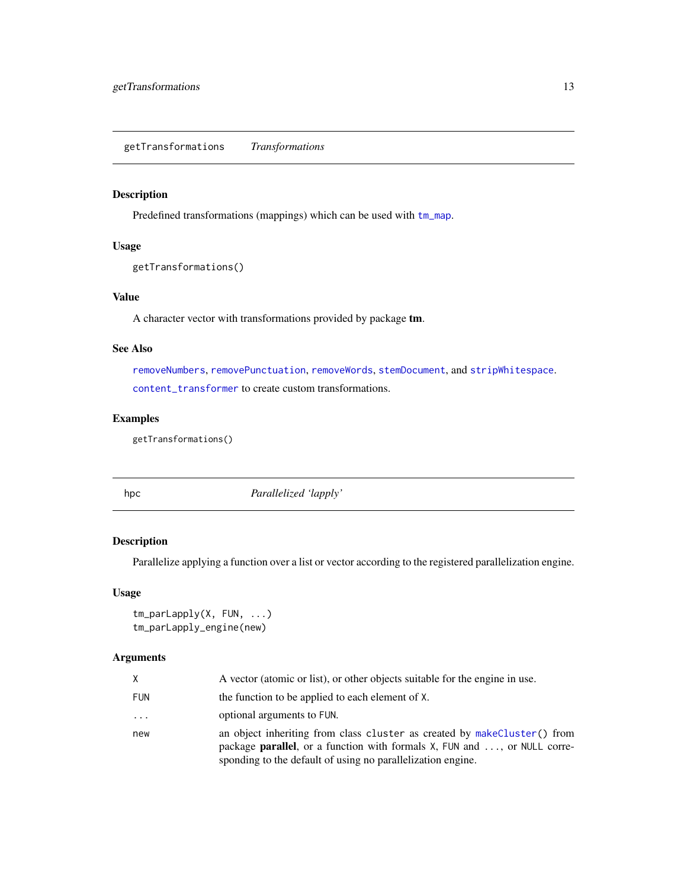## getTransformations *Transformations*

### Description

Predefined transformations (mappings) which can be used with `tm_map`.

### Usage

```
getTransformations()
```

### Value

A character vector with transformations provided by package **tm**.

### See Also

`removeNumbers`, `removePunctuation`, `removeWords`, `stemDocument`, and `stripWhitespace`.

`content_transformer` to create custom transformations.

### Examples

```
getTransformations()
```

## hpc *Parallelized 'lapply'*

### Description

Parallelize applying a function over a list or vector according to the registered parallelization engine.

### Usage

```
tm_parLapply(X, FUN, ...)
tm_parLapply_engine(new)
```

### Arguments

| | |
|---|---|
| `X` | A vector (atomic or list), or other objects suitable for the engine in use. |
| `FUN` | the function to be applied to each element of `X`. |
| `...` | optional arguments to `FUN`. |
| `new` | an object inheriting from class `cluster` as created by `makeCluster()` from package **parallel**, or a function with formals `X`, `FUN` and `...`, or `NULL` corresponding to the default of using no parallelization engine. |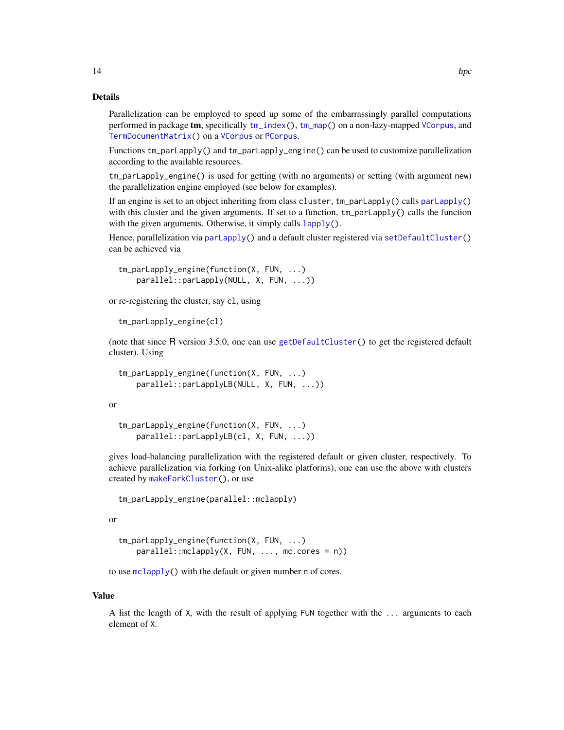## Details

Parallelization can be employed to speed up some of the embarrassingly parallel computations performed in package **tm**, specifically `tm_index()`, `tm_map()` on a non-lazy-mapped `VCorpus`, and `TermDocumentMatrix()` on a `VCorpus` or `PCorpus`.

Functions `tm_parLapply()` and `tm_parLapply_engine()` can be used to customize parallelization according to the available resources.

`tm_parLapply_engine()` is used for getting (with no arguments) or setting (with argument `new`) the parallelization engine employed (see below for examples).

If an engine is set to an object inheriting from class `cluster`, `tm_parLapply()` calls `parLapply()` with this cluster and the given arguments. If set to a function, `tm_parLapply()` calls the function with the given arguments. Otherwise, it simply calls `lapply()`.

Hence, parallelization via `parLapply()` and a default cluster registered via `setDefaultCluster()` can be achieved via

```
tm_parLapply_engine(function(X, FUN, ...)
    parallel::parLapply(NULL, X, FUN, ...))
```

or re-registering the cluster, say `cl`, using

```
tm_parLapply_engine(cl)
```

(note that since R version 3.5.0, one can use `getDefaultCluster()` to get the registered default cluster). Using

```
tm_parLapply_engine(function(X, FUN, ...)
    parallel::parLapplyLB(NULL, X, FUN, ...))
```

or

```
tm_parLapply_engine(function(X, FUN, ...)
    parallel::parLapplyLB(cl, X, FUN, ...))
```

gives load-balancing parallelization with the registered default or given cluster, respectively. To achieve parallelization via forking (on Unix-alike platforms), one can use the above with clusters created by `makeForkCluster()`, or use

```
tm_parLapply_engine(parallel::mclapply)
```

or

```
tm_parLapply_engine(function(X, FUN, ...)
    parallel::mclapply(X, FUN, ..., mc.cores = n))
```

to use `mclapply()` with the default or given number `n` of cores.

## Value

A list the length of `X`, with the result of applying `FUN` together with the `...` arguments to each element of `X`.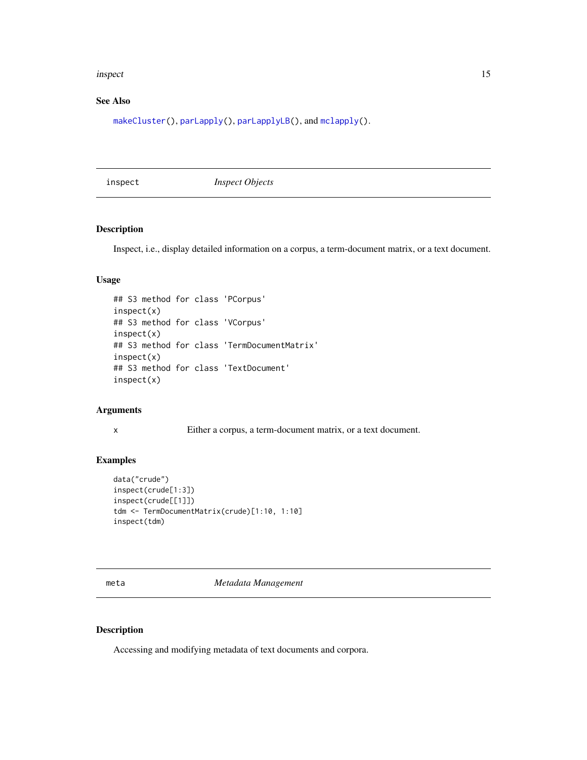### See Also

makeCluster(), parLapply(), parLapplyLB(), and mclapply().

---

## inspect — *Inspect Objects*

### Description

Inspect, i.e., display detailed information on a corpus, a term-document matrix, or a text document.

### Usage

```
## S3 method for class 'PCorpus'
inspect(x)
## S3 method for class 'VCorpus'
inspect(x)
## S3 method for class 'TermDocumentMatrix'
inspect(x)
## S3 method for class 'TextDocument'
inspect(x)
```

### Arguments

| | |
|---|---|
| x | Either a corpus, a term-document matrix, or a text document. |

### Examples

```
data("crude")
inspect(crude[1:3])
inspect(crude[[1]])
tdm <- TermDocumentMatrix(crude)[1:10, 1:10]
inspect(tdm)
```

---

## meta — *Metadata Management*

### Description

Accessing and modifying metadata of text documents and corpora.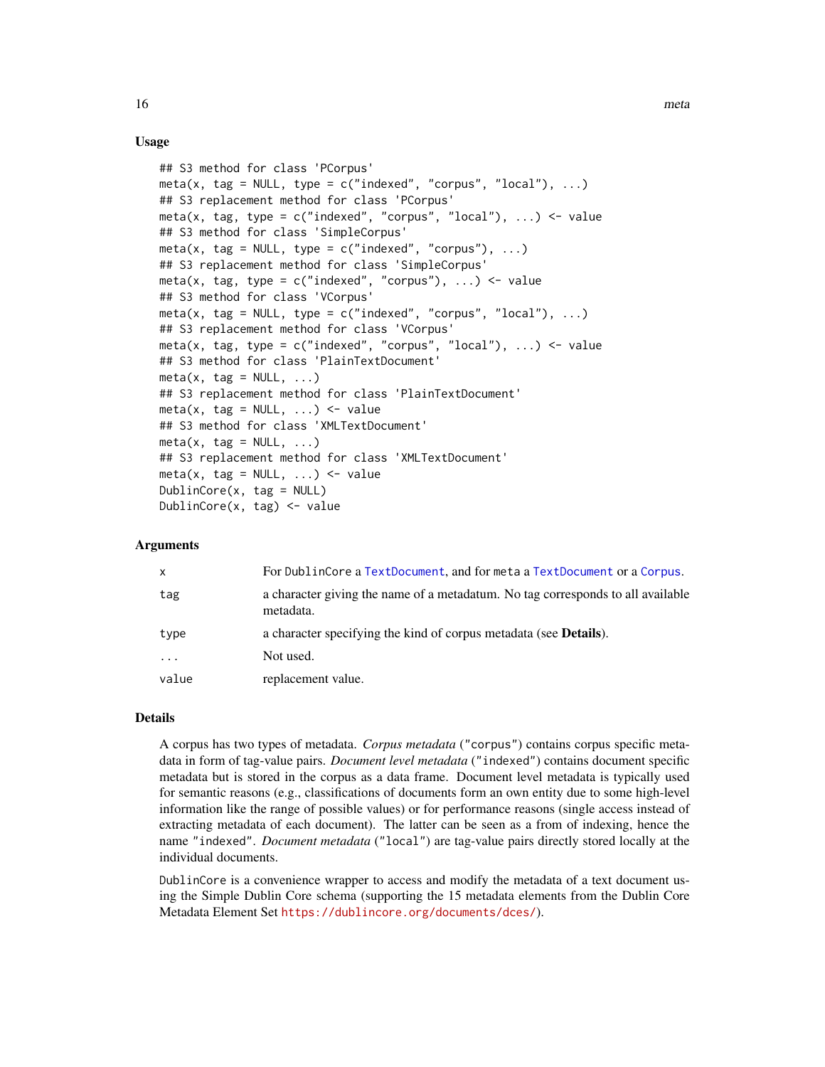### Usage

```
## S3 method for class 'PCorpus'
meta(x, tag = NULL, type = c("indexed", "corpus", "local"), ...)
## S3 replacement method for class 'PCorpus'
meta(x, tag, type = c("indexed", "corpus", "local"), ...) <- value
## S3 method for class 'SimpleCorpus'
meta(x, tag = NULL, type = c("indexed", "corpus"), ...)
## S3 replacement method for class 'SimpleCorpus'
meta(x, tag, type = c("indexed", "corpus"), ...) <- value
## S3 method for class 'VCorpus'
meta(x, tag = NULL, type = c("indexed", "corpus", "local"), ...)
## S3 replacement method for class 'VCorpus'
meta(x, tag, type = c("indexed", "corpus", "local"), ...) <- value
## S3 method for class 'PlainTextDocument'
meta(x, tag = NULL, ...)
## S3 replacement method for class 'PlainTextDocument'
meta(x, tag = NULL, ...) <- value
## S3 method for class 'XMLTextDocument'
meta(x, tag = NULL, ...)
## S3 replacement method for class 'XMLTextDocument'
meta(x, tag = NULL, ...) <- value
DublinCore(x, tag = NULL)
DublinCore(x, tag) <- value
```

### Arguments

| | |
|---|---|
| x | For DublinCore a TextDocument, and for meta a TextDocument or a Corpus. |
| tag | a character giving the name of a metadatum. No tag corresponds to all available metadata. |
| type | a character specifying the kind of corpus metadata (see **Details**). |
| ... | Not used. |
| value | replacement value. |

### Details

A corpus has two types of metadata. *Corpus metadata* ("corpus") contains corpus specific metadata in form of tag-value pairs. *Document level metadata* ("indexed") contains document specific metadata but is stored in the corpus as a data frame. Document level metadata is typically used for semantic reasons (e.g., classifications of documents form an own entity due to some high-level information like the range of possible values) or for performance reasons (single access instead of extracting metadata of each document). The latter can be seen as a from of indexing, hence the name "indexed". *Document metadata* ("local") are tag-value pairs directly stored locally at the individual documents.

DublinCore is a convenience wrapper to access and modify the metadata of a text document using the Simple Dublin Core schema (supporting the 15 metadata elements from the Dublin Core Metadata Element Set https://dublincore.org/documents/dces/).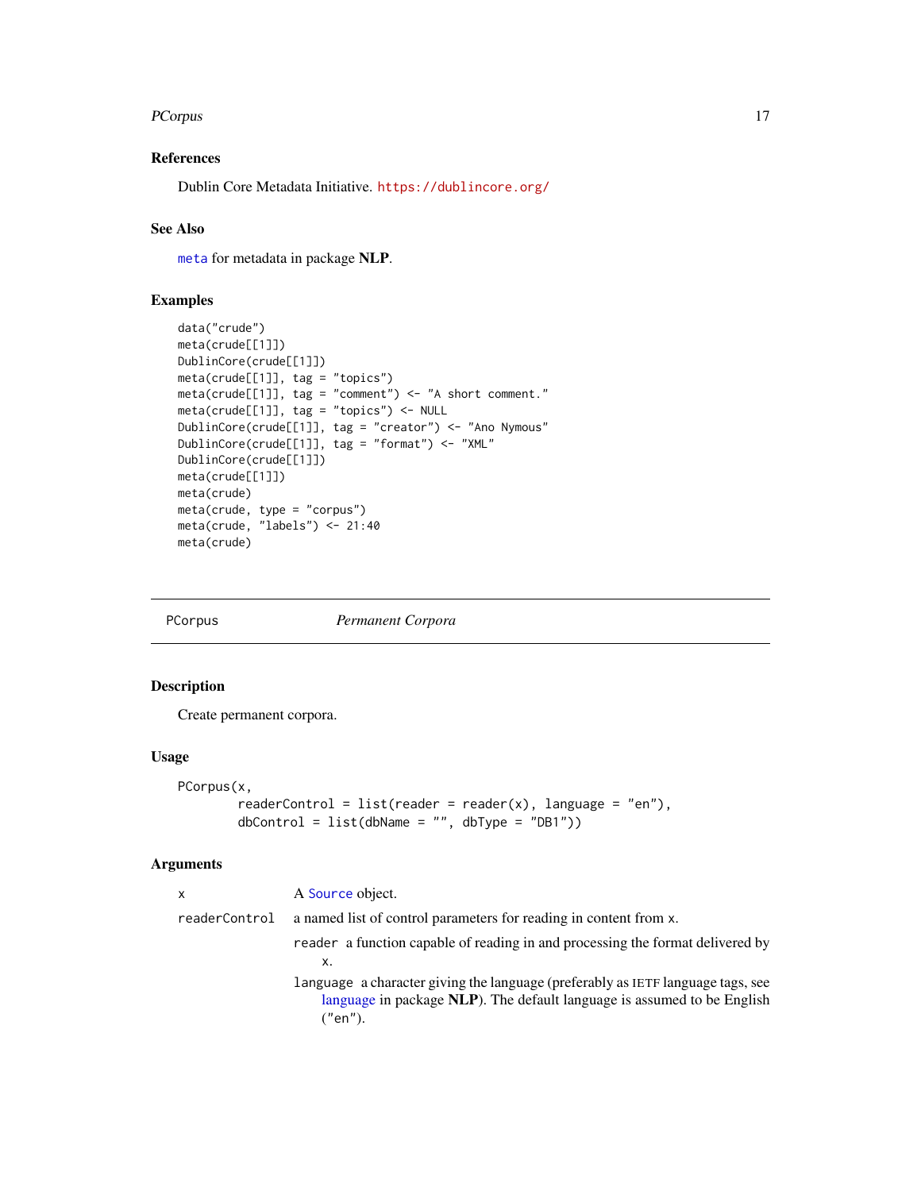### References

Dublin Core Metadata Initiative. https://dublincore.org/

### See Also

`meta` for metadata in package **NLP**.

### Examples

```
data("crude")
meta(crude[[1]])
DublinCore(crude[[1]])
meta(crude[[1]], tag = "topics")
meta(crude[[1]], tag = "comment") <- "A short comment."
meta(crude[[1]], tag = "topics") <- NULL
DublinCore(crude[[1]], tag = "creator") <- "Ano Nymous"
DublinCore(crude[[1]], tag = "format") <- "XML"
DublinCore(crude[[1]])
meta(crude[[1]])
meta(crude)
meta(crude, type = "corpus")
meta(crude, "labels") <- 21:40
meta(crude)
```

---

## PCorpus — *Permanent Corpora*

---

### Description

Create permanent corpora.

### Usage

```
PCorpus(x,
        readerControl = list(reader = reader(x), language = "en"),
        dbControl = list(dbName = "", dbType = "DB1"))
```

### Arguments

| | |
|---|---|
| `x` | A `Source` object. |
| `readerControl` | a named list of control parameters for reading in content from `x`.<br>`reader` a function capable of reading in and processing the format delivered by `x`.<br>`language` a character giving the language (preferably as IETF language tags, see language in package **NLP**). The default language is assumed to be English (`"en"`). |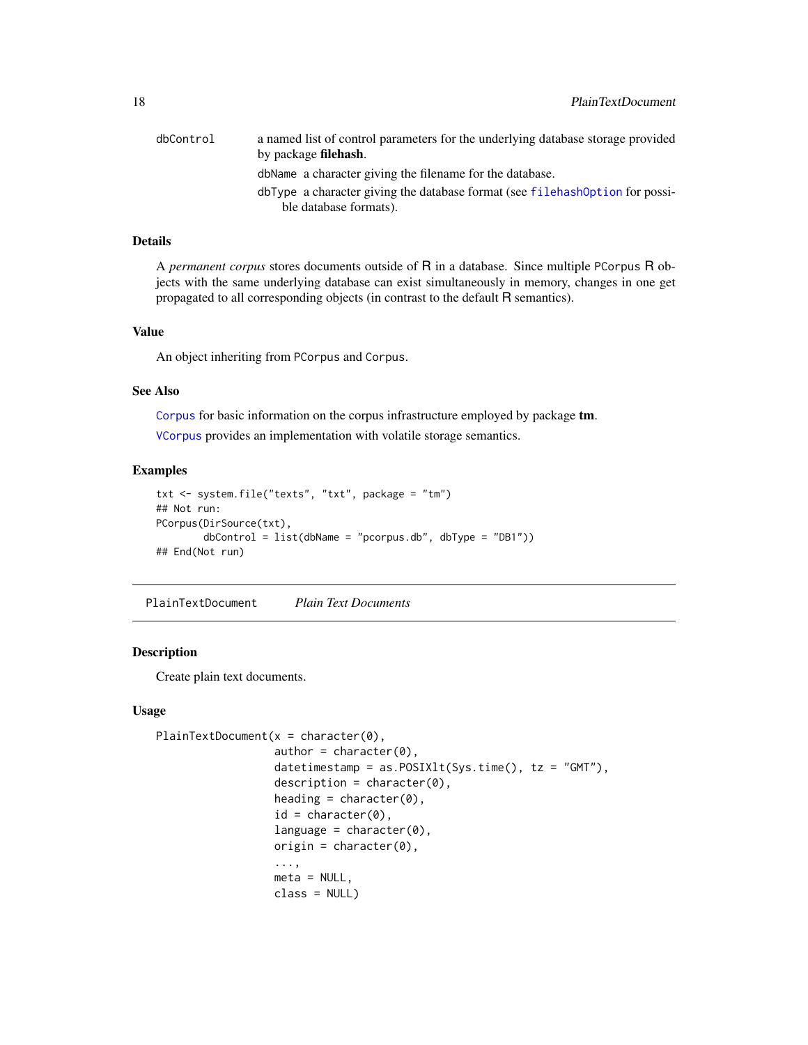dbControl  a named list of control parameters for the underlying database storage provided by package **filehash**.

- dbName  a character giving the filename for the database.
- dbType  a character giving the database format (see filehashOption for possible database formats).

### Details

A *permanent corpus* stores documents outside of R in a database. Since multiple PCorpus R objects with the same underlying database can exist simultaneously in memory, changes in one get propagated to all corresponding objects (in contrast to the default R semantics).

### Value

An object inheriting from PCorpus and Corpus.

### See Also

Corpus for basic information on the corpus infrastructure employed by package **tm**.

VCorpus provides an implementation with volatile storage semantics.

### Examples

```
txt <- system.file("texts", "txt", package = "tm")
## Not run:
PCorpus(DirSource(txt),
        dbControl = list(dbName = "pcorpus.db", dbType = "DB1"))
## End(Not run)
```

---

## PlainTextDocument    *Plain Text Documents*

### Description

Create plain text documents.

### Usage

```
PlainTextDocument(x = character(0),
                  author = character(0),
                  datetimestamp = as.POSIXlt(Sys.time(), tz = "GMT"),
                  description = character(0),
                  heading = character(0),
                  id = character(0),
                  language = character(0),
                  origin = character(0),
                  ...,
                  meta = NULL,
                  class = NULL)
```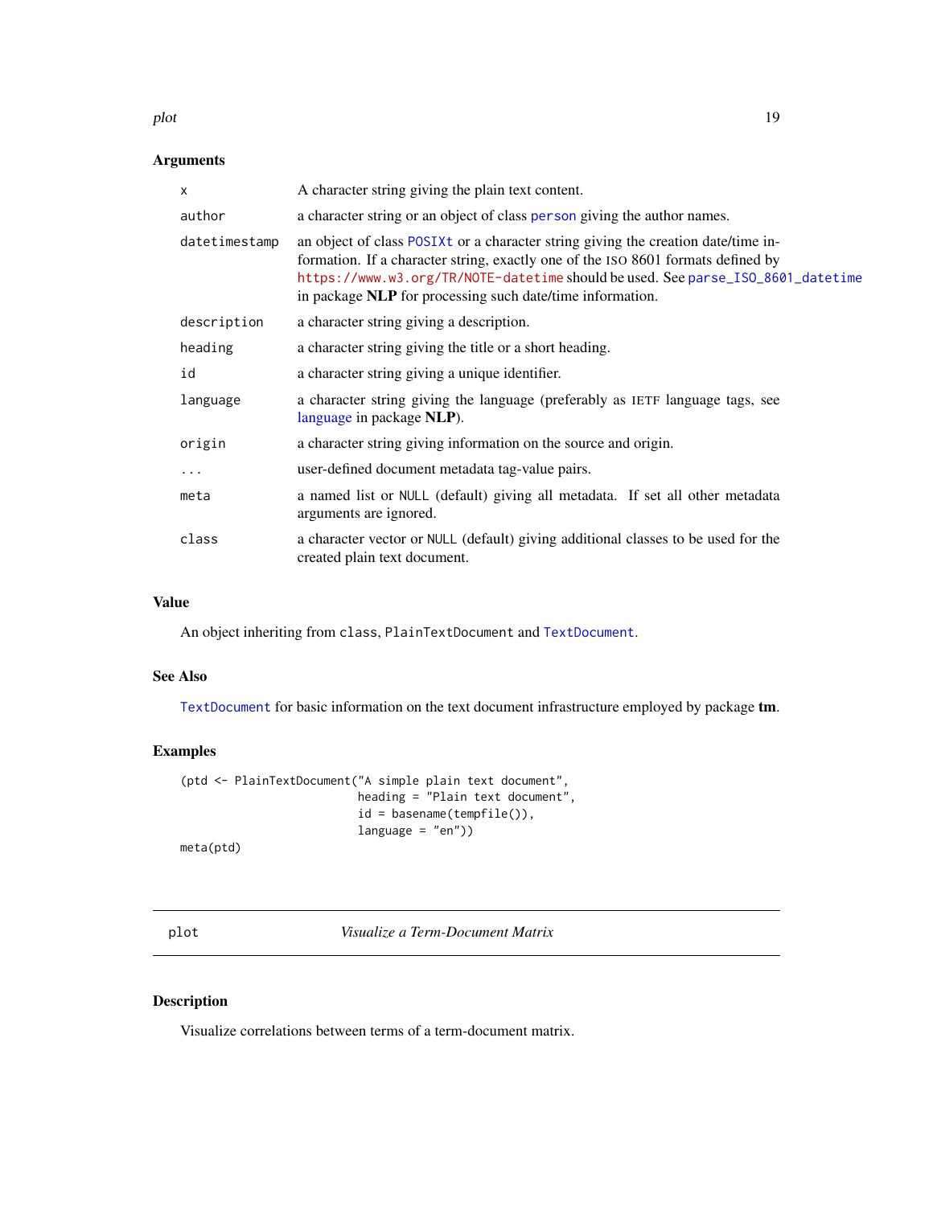## Arguments

| | |
|---|---|
| `x` | A character string giving the plain text content. |
| `author` | a character string or an object of class `person` giving the author names. |
| `datetimestamp` | an object of class `POSIXt` or a character string giving the creation date/time information. If a character string, exactly one of the ISO 8601 formats defined by `https://www.w3.org/TR/NOTE-datetime` should be used. See `parse_ISO_8601_datetime` in package **NLP** for processing such date/time information. |
| `description` | a character string giving a description. |
| `heading` | a character string giving the title or a short heading. |
| `id` | a character string giving a unique identifier. |
| `language` | a character string giving the language (preferably as IETF language tags, see `language` in package **NLP**). |
| `origin` | a character string giving information on the source and origin. |
| `...` | user-defined document metadata tag-value pairs. |
| `meta` | a named list or `NULL` (default) giving all metadata. If set all other metadata arguments are ignored. |
| `class` | a character vector or `NULL` (default) giving additional classes to be used for the created plain text document. |

## Value

An object inheriting from `class`, `PlainTextDocument` and `TextDocument`.

## See Also

`TextDocument` for basic information on the text document infrastructure employed by package **tm**.

## Examples

```
(ptd <- PlainTextDocument("A simple plain text document",
                          heading = "Plain text document",
                          id = basename(tempfile()),
                          language = "en"))
meta(ptd)
```

---

# plot — *Visualize a Term-Document Matrix*

---

## Description

Visualize correlations between terms of a term-document matrix.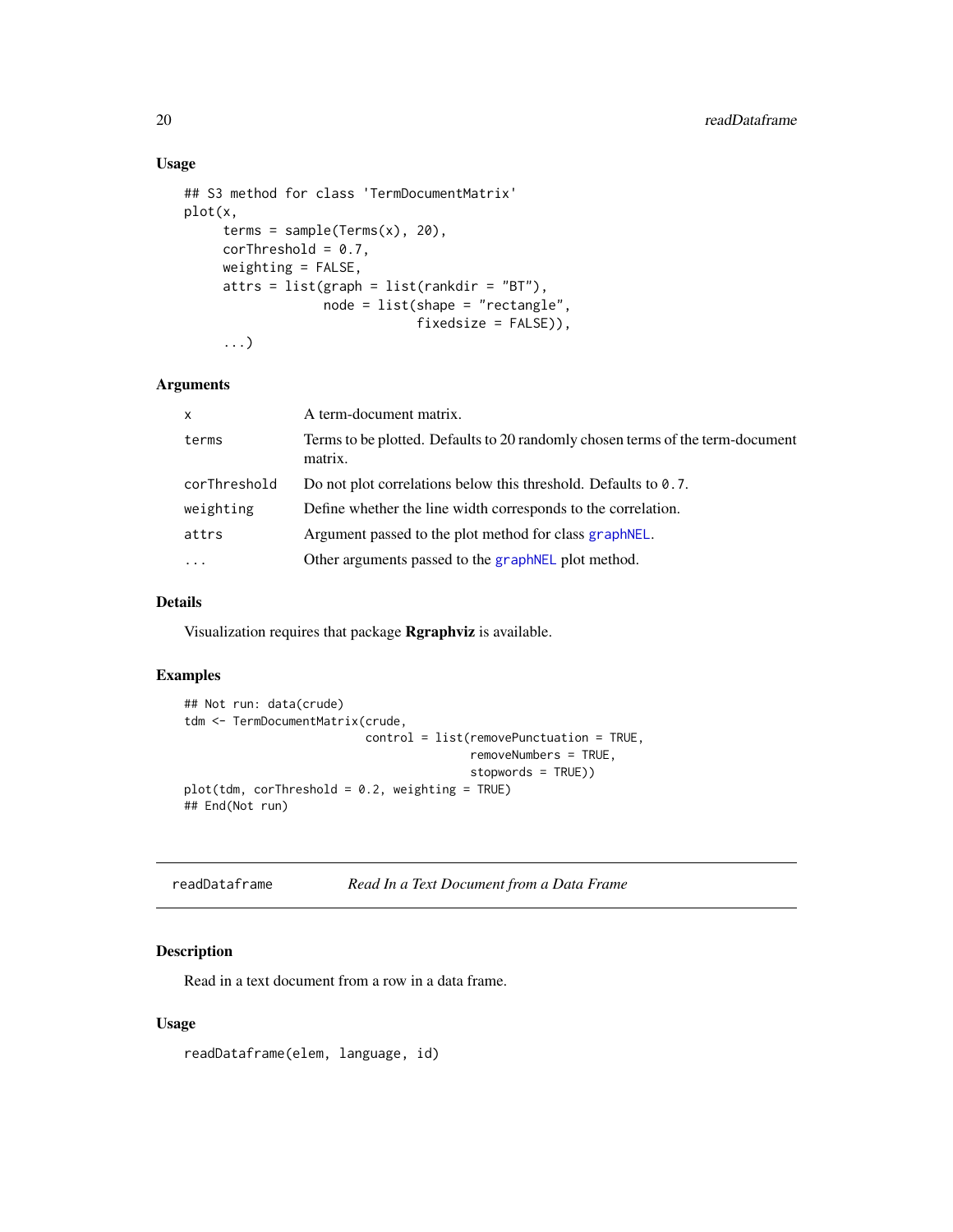### Usage

```
## S3 method for class 'TermDocumentMatrix'
plot(x,
     terms = sample(Terms(x), 20),
     corThreshold = 0.7,
     weighting = FALSE,
     attrs = list(graph = list(rankdir = "BT"),
                  node = list(shape = "rectangle",
                              fixedsize = FALSE)),
     ...)
```

### Arguments

| | |
|---|---|
| `x` | A term-document matrix. |
| `terms` | Terms to be plotted. Defaults to 20 randomly chosen terms of the term-document matrix. |
| `corThreshold` | Do not plot correlations below this threshold. Defaults to `0.7`. |
| `weighting` | Define whether the line width corresponds to the correlation. |
| `attrs` | Argument passed to the plot method for class `graphNEL`. |
| `...` | Other arguments passed to the `graphNEL` plot method. |

### Details

Visualization requires that package **Rgraphviz** is available.

### Examples

```
## Not run: data(crude)
tdm <- TermDocumentMatrix(crude,
                          control = list(removePunctuation = TRUE,
                                         removeNumbers = TRUE,
                                         stopwords = TRUE))
plot(tdm, corThreshold = 0.2, weighting = TRUE)
## End(Not run)
```

---

## readDataframe — *Read In a Text Document from a Data Frame*

### Description

Read in a text document from a row in a data frame.

### Usage

```
readDataframe(elem, language, id)
```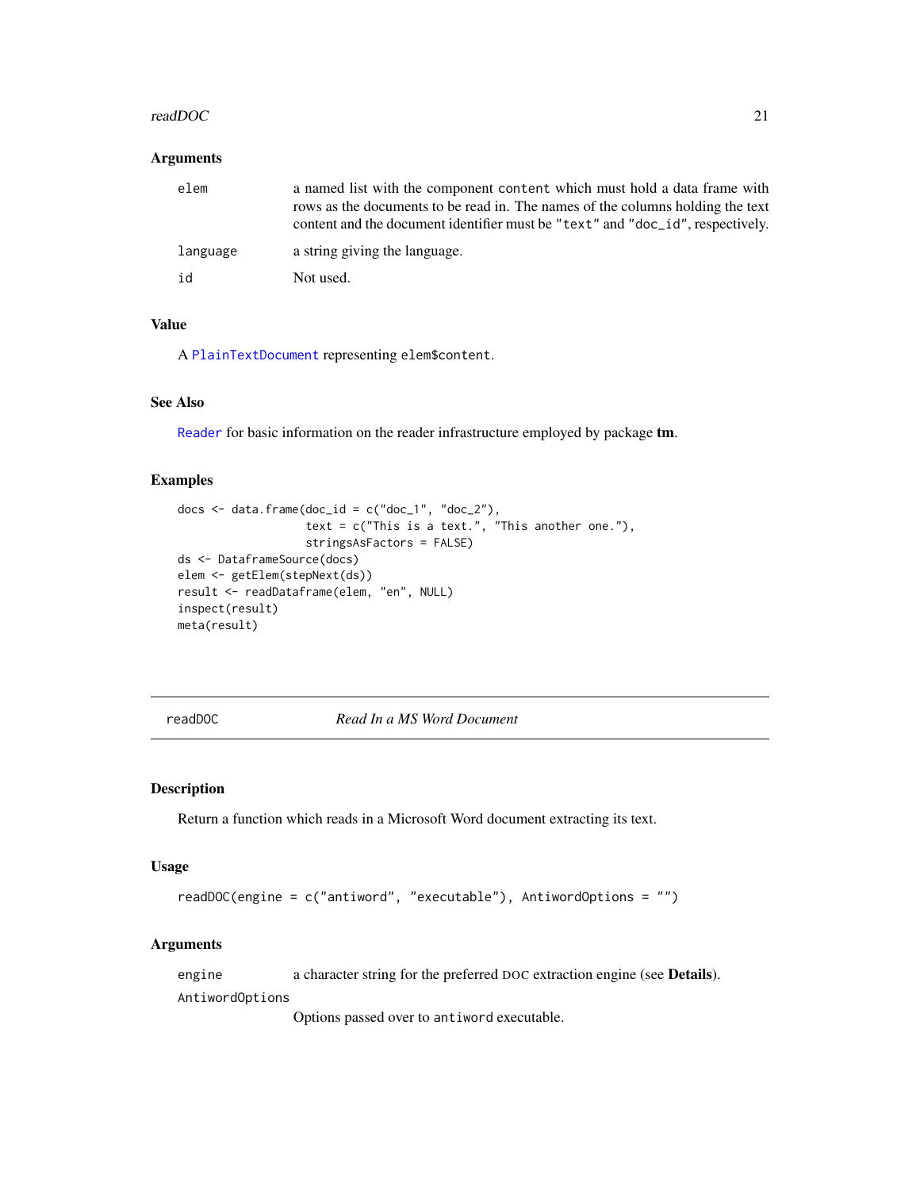### Arguments

| | |
|---|---|
| `elem` | a named list with the component `content` which must hold a data frame with rows as the documents to be read in. The names of the columns holding the text content and the document identifier must be `"text"` and `"doc_id"`, respectively. |
| `language` | a string giving the language. |
| `id` | Not used. |

### Value

A `PlainTextDocument` representing `elem$content`.

### See Also

`Reader` for basic information on the reader infrastructure employed by package **tm**.

### Examples

```
docs <- data.frame(doc_id = c("doc_1", "doc_2"),
                   text = c("This is a text.", "This another one."),
                   stringsAsFactors = FALSE)
ds <- DataframeSource(docs)
elem <- getElem(stepNext(ds))
result <- readDataframe(elem, "en", NULL)
inspect(result)
meta(result)
```

---

## readDOC *Read In a MS Word Document*

---

### Description

Return a function which reads in a Microsoft Word document extracting its text.

### Usage

```
readDOC(engine = c("antiword", "executable"), AntiwordOptions = "")
```

### Arguments

| | |
|---|---|
| `engine` | a character string for the preferred DOC extraction engine (see **Details**). |
| `AntiwordOptions` | Options passed over to `antiword` executable. |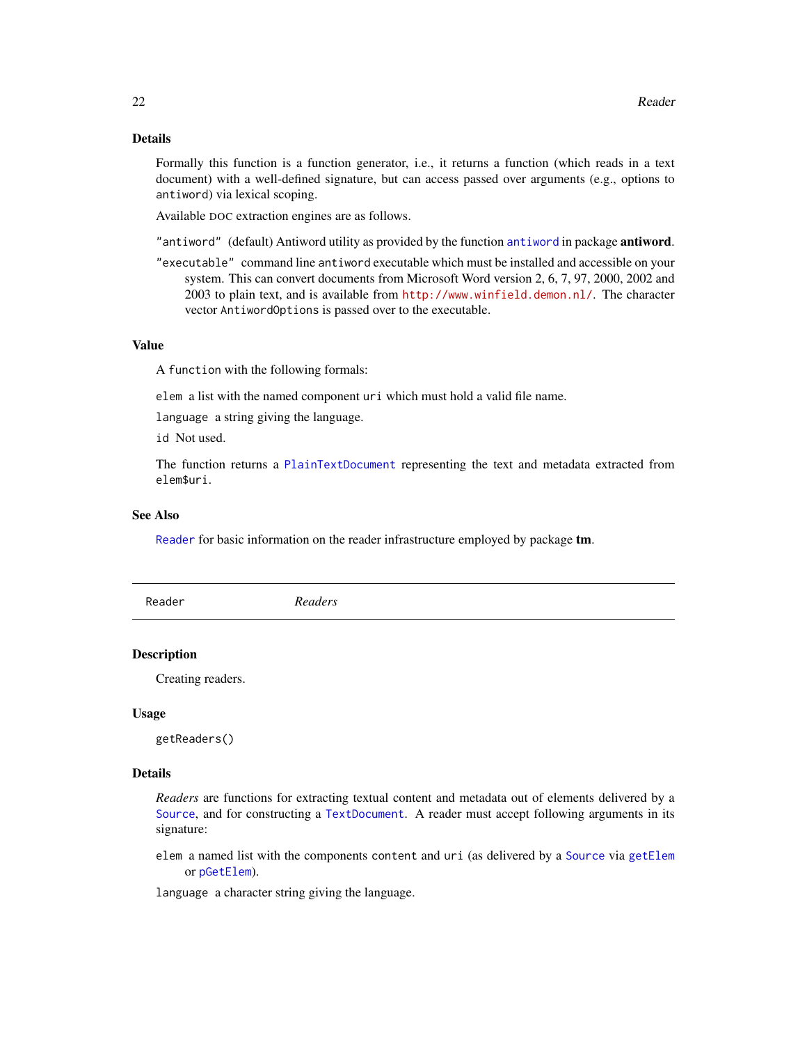### Details

Formally this function is a function generator, i.e., it returns a function (which reads in a text document) with a well-defined signature, but can access passed over arguments (e.g., options to `antiword`) via lexical scoping.

Available DOC extraction engines are as follows.

`"antiword"` (default) Antiword utility as provided by the function `antiword` in package **antiword**.

`"executable"` command line `antiword` executable which must be installed and accessible on your system. This can convert documents from Microsoft Word version 2, 6, 7, 97, 2000, 2002 and 2003 to plain text, and is available from `http://www.winfield.demon.nl/`. The character vector `AntiwordOptions` is passed over to the executable.

### Value

A `function` with the following formals:

`elem` a list with the named component `uri` which must hold a valid file name.

`language` a string giving the language.

`id` Not used.

The function returns a `PlainTextDocument` representing the text and metadata extracted from `elem$uri`.

### See Also

`Reader` for basic information on the reader infrastructure employed by package **tm**.

---

## Reader — *Readers*

### Description

Creating readers.

### Usage

```
getReaders()
```

### Details

*Readers* are functions for extracting textual content and metadata out of elements delivered by a `Source`, and for constructing a `TextDocument`. A reader must accept following arguments in its signature:

`elem` a named list with the components `content` and `uri` (as delivered by a `Source` via `getElem` or `pGetElem`).

`language` a character string giving the language.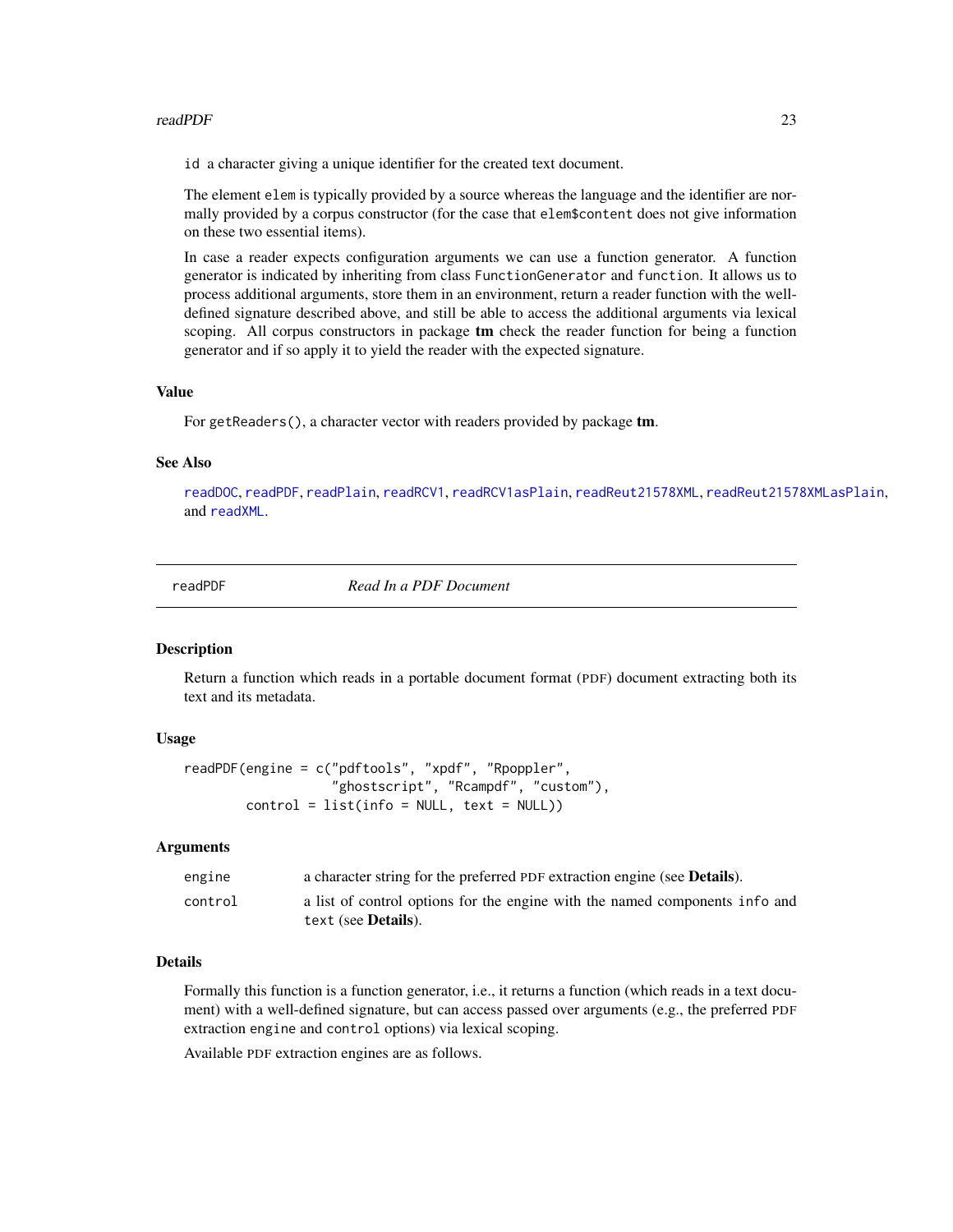id a character giving a unique identifier for the created text document.

The element `elem` is typically provided by a source whereas the language and the identifier are normally provided by a corpus constructor (for the case that `elem$content` does not give information on these two essential items).

In case a reader expects configuration arguments we can use a function generator. A function generator is indicated by inheriting from class `FunctionGenerator` and `function`. It allows us to process additional arguments, store them in an environment, return a reader function with the well-defined signature described above, and still be able to access the additional arguments via lexical scoping. All corpus constructors in package **tm** check the reader function for being a function generator and if so apply it to yield the reader with the expected signature.

### Value

For `getReaders()`, a character vector with readers provided by package **tm**.

### See Also

`readDOC`, `readPDF`, `readPlain`, `readRCV1`, `readRCV1asPlain`, `readReut21578XML`, `readReut21578XMLasPlain`, and `readXML`.

---

## readPDF — *Read In a PDF Document*

### Description

Return a function which reads in a portable document format (PDF) document extracting both its text and its metadata.

### Usage

```
readPDF(engine = c("pdftools", "xpdf", "Rpoppler",
                   "ghostscript", "Rcampdf", "custom"),
        control = list(info = NULL, text = NULL))
```

### Arguments

| | |
|---|---|
| `engine` | a character string for the preferred PDF extraction engine (see **Details**). |
| `control` | a list of control options for the engine with the named components `info` and `text` (see **Details**). |

### Details

Formally this function is a function generator, i.e., it returns a function (which reads in a text document) with a well-defined signature, but can access passed over arguments (e.g., the preferred PDF extraction `engine` and `control` options) via lexical scoping.

Available PDF extraction engines are as follows.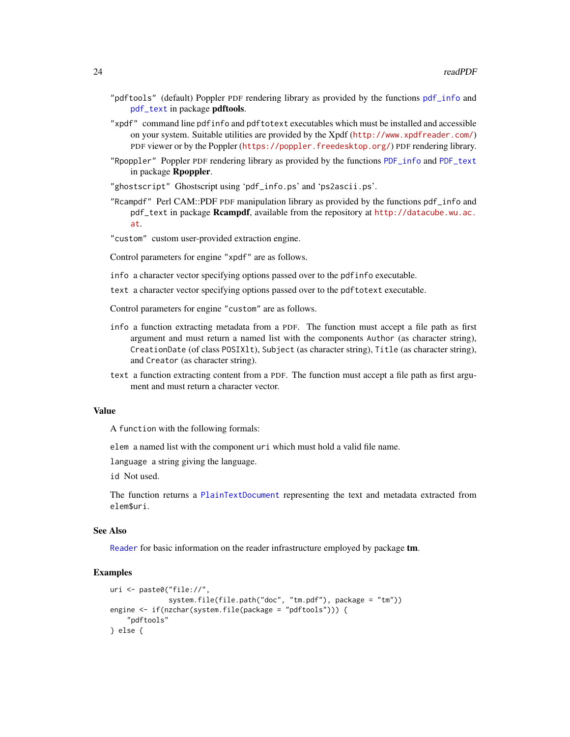"pdftools" (default) Poppler PDF rendering library as provided by the functions `pdf_info` and `pdf_text` in package **pdftools**.

"xpdf" command line `pdfinfo` and `pdftotext` executables which must be installed and accessible on your system. Suitable utilities are provided by the Xpdf (http://www.xpdfreader.com/) PDF viewer or by the Poppler (https://poppler.freedesktop.org/) PDF rendering library.

"Rpoppler" Poppler PDF rendering library as provided by the functions `PDF_info` and `PDF_text` in package **Rpoppler**.

"ghostscript" Ghostscript using 'pdf_info.ps' and 'ps2ascii.ps'.

"Rcampdf" Perl CAM::PDF PDF manipulation library as provided by the functions `pdf_info` and `pdf_text` in package **Rcampdf**, available from the repository at http://datacube.wu.ac.at.

"custom" custom user-provided extraction engine.

Control parameters for engine "xpdf" are as follows.

`info` a character vector specifying options passed over to the `pdfinfo` executable.

`text` a character vector specifying options passed over to the `pdftotext` executable.

Control parameters for engine "custom" are as follows.

`info` a function extracting metadata from a PDF. The function must accept a file path as first argument and must return a named list with the components `Author` (as character string), `CreationDate` (of class `POSIXlt`), `Subject` (as character string), `Title` (as character string), and `Creator` (as character string).

`text` a function extracting content from a PDF. The function must accept a file path as first argument and must return a character vector.

## Value

A `function` with the following formals:

`elem` a named list with the component `uri` which must hold a valid file name.

`language` a string giving the language.

`id` Not used.

The function returns a `PlainTextDocument` representing the text and metadata extracted from `elem$uri`.

## See Also

`Reader` for basic information on the reader infrastructure employed by package **tm**.

## Examples

```
uri <- paste0("file://",
              system.file(file.path("doc", "tm.pdf"), package = "tm"))
engine <- if(nzchar(system.file(package = "pdftools"))) {
    "pdftools"
} else {
```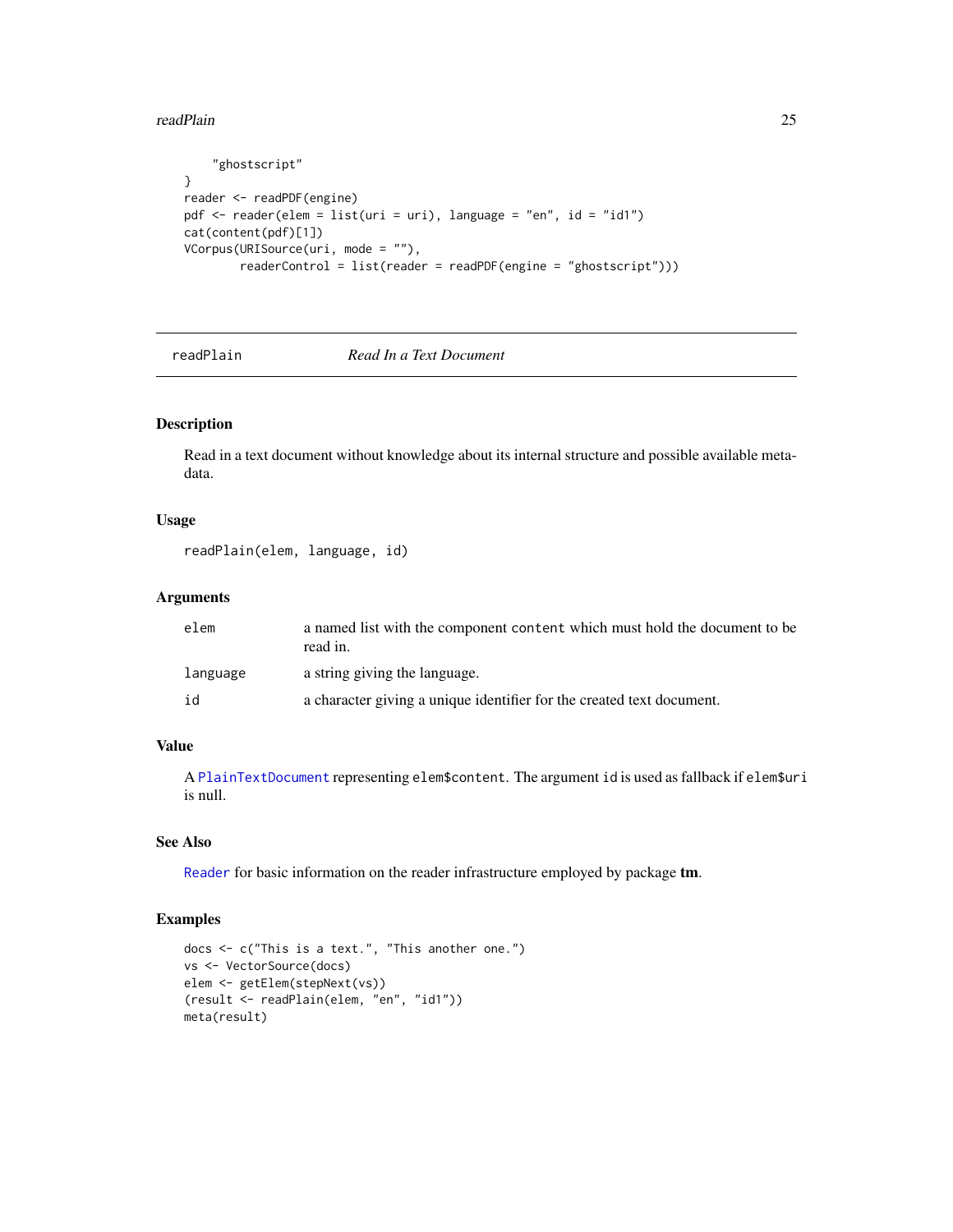```
    "ghostscript"
}
reader <- readPDF(engine)
pdf <- reader(elem = list(uri = uri), language = "en", id = "id1")
cat(content(pdf)[1])
VCorpus(URISource(uri, mode = ""),
        readerControl = list(reader = readPDF(engine = "ghostscript")))
```

---

readPlain *Read In a Text Document*

---

## Description

Read in a text document without knowledge about its internal structure and possible available metadata.

## Usage

```
readPlain(elem, language, id)
```

## Arguments

| | |
|---|---|
| elem | a named list with the component content which must hold the document to be read in. |
| language | a string giving the language. |
| id | a character giving a unique identifier for the created text document. |

## Value

A PlainTextDocument representing elem$content. The argument id is used as fallback if elem$uri is null.

## See Also

Reader for basic information on the reader infrastructure employed by package **tm**.

## Examples

```
docs <- c("This is a text.", "This another one.")
vs <- VectorSource(docs)
elem <- getElem(stepNext(vs))
(result <- readPlain(elem, "en", "id1"))
meta(result)
```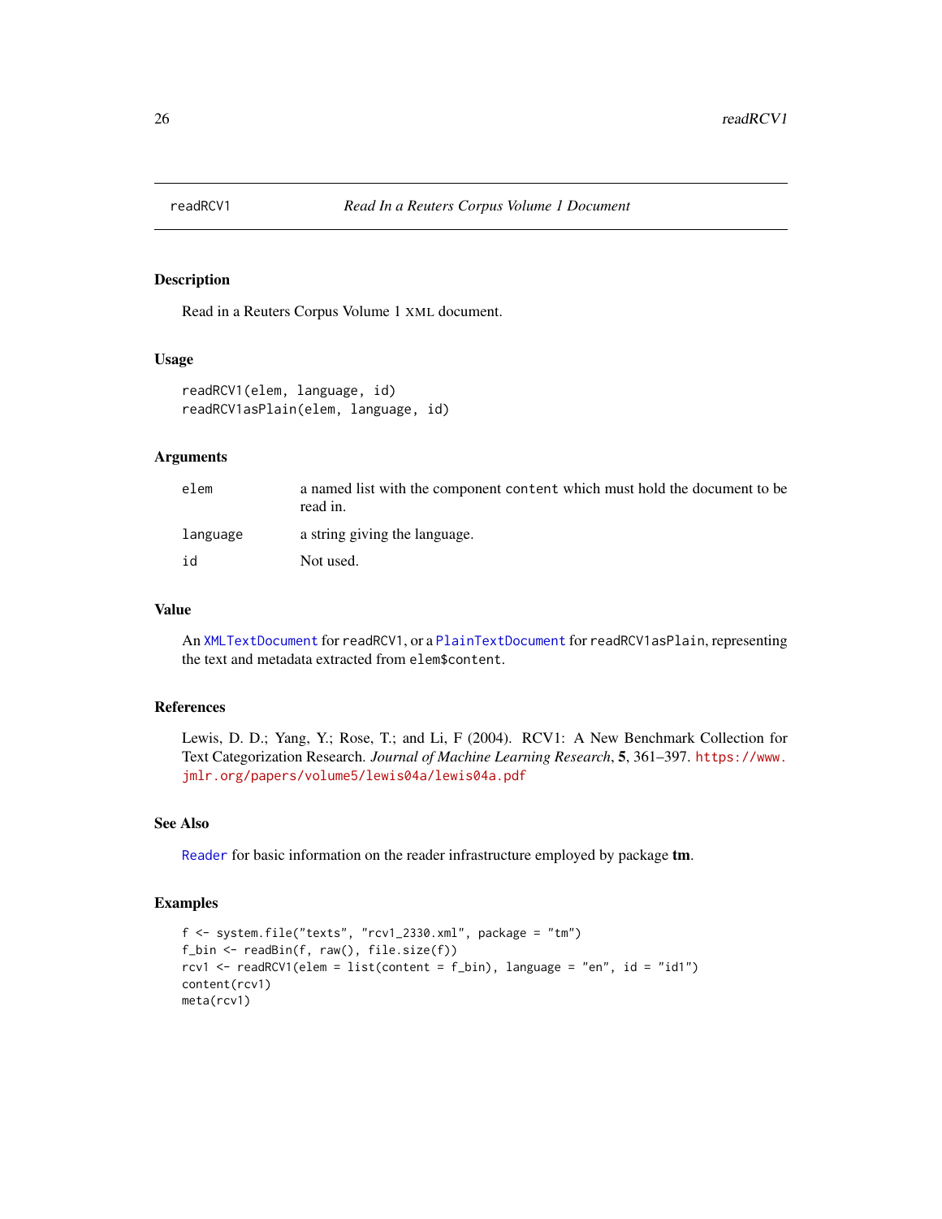# readRCV1 — *Read In a Reuters Corpus Volume 1 Document*

## Description

Read in a Reuters Corpus Volume 1 XML document.

## Usage

```
readRCV1(elem, language, id)
readRCV1asPlain(elem, language, id)
```

## Arguments

| | |
|---|---|
| `elem` | a named list with the component `content` which must hold the document to be read in. |
| `language` | a string giving the language. |
| `id` | Not used. |

## Value

An `XMLTextDocument` for `readRCV1`, or a `PlainTextDocument` for `readRCV1asPlain`, representing the text and metadata extracted from `elem$content`.

## References

Lewis, D. D.; Yang, Y.; Rose, T.; and Li, F (2004). RCV1: A New Benchmark Collection for Text Categorization Research. *Journal of Machine Learning Research*, **5**, 361–397. https://www.jmlr.org/papers/volume5/lewis04a/lewis04a.pdf

## See Also

`Reader` for basic information on the reader infrastructure employed by package **tm**.

## Examples

```
f <- system.file("texts", "rcv1_2330.xml", package = "tm")
f_bin <- readBin(f, raw(), file.size(f))
rcv1 <- readRCV1(elem = list(content = f_bin), language = "en", id = "id1")
content(rcv1)
meta(rcv1)
```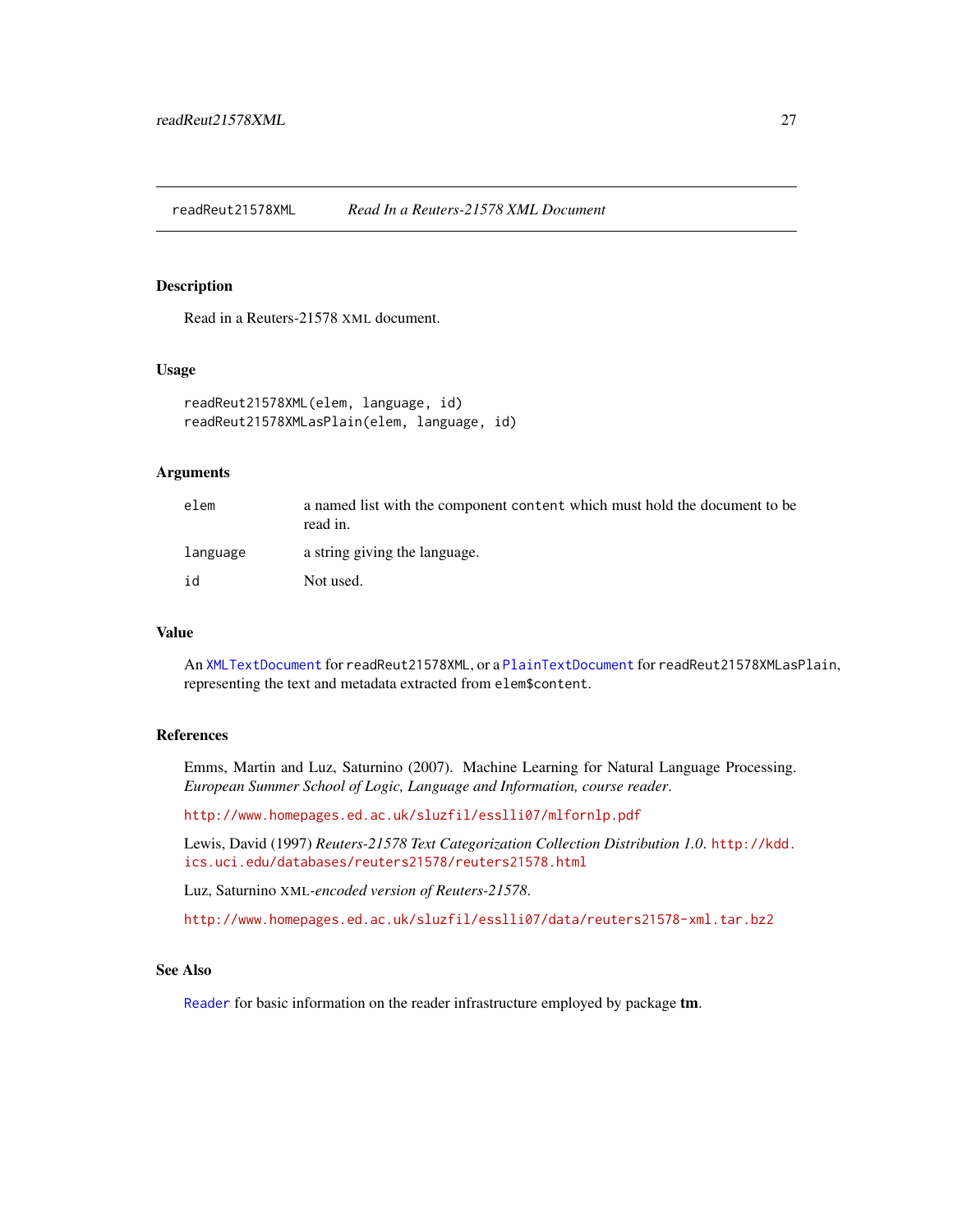readReut21578XML *Read In a Reuters-21578 XML Document*

## Description

Read in a Reuters-21578 XML document.

## Usage

```
readReut21578XML(elem, language, id)
readReut21578XMLasPlain(elem, language, id)
```

## Arguments

| | |
|---|---|
| elem | a named list with the component content which must hold the document to be read in. |
| language | a string giving the language. |
| id | Not used. |

## Value

An XMLTextDocument for readReut21578XML, or a PlainTextDocument for readReut21578XMLasPlain, representing the text and metadata extracted from elem$content.

## References

Emms, Martin and Luz, Saturnino (2007). Machine Learning for Natural Language Processing. *European Summer School of Logic, Language and Information, course reader*.

http://www.homepages.ed.ac.uk/sluzfil/esslli07/mlfornlp.pdf

Lewis, David (1997) *Reuters-21578 Text Categorization Collection Distribution 1.0*. http://kdd.ics.uci.edu/databases/reuters21578/reuters21578.html

Luz, Saturnino XML*-encoded version of Reuters-21578*.

http://www.homepages.ed.ac.uk/sluzfil/esslli07/data/reuters21578-xml.tar.bz2

## See Also

Reader for basic information on the reader infrastructure employed by package **tm**.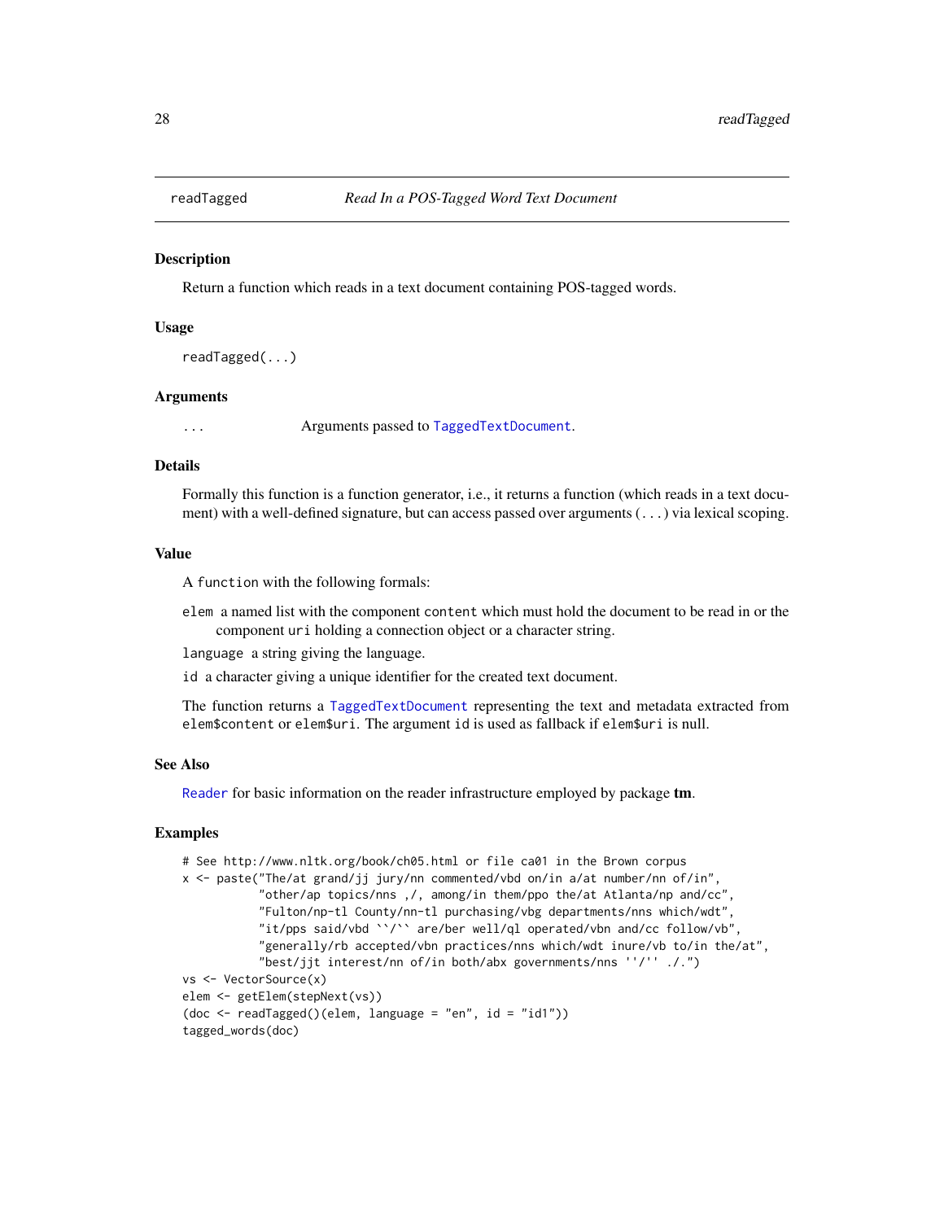## readTagged — *Read In a POS-Tagged Word Text Document*

### Description

Return a function which reads in a text document containing POS-tagged words.

### Usage

```
readTagged(...)
```

### Arguments

`...` Arguments passed to `TaggedTextDocument`.

### Details

Formally this function is a function generator, i.e., it returns a function (which reads in a text document) with a well-defined signature, but can access passed over arguments (`...`) via lexical scoping.

### Value

A `function` with the following formals:

`elem` a named list with the component `content` which must hold the document to be read in or the component `uri` holding a connection object or a character string.

`language` a string giving the language.

`id` a character giving a unique identifier for the created text document.

The function returns a `TaggedTextDocument` representing the text and metadata extracted from `elem$content` or `elem$uri`. The argument `id` is used as fallback if `elem$uri` is null.

### See Also

`Reader` for basic information on the reader infrastructure employed by package **tm**.

### Examples

```
# See http://www.nltk.org/book/ch05.html or file ca01 in the Brown corpus
x <- paste("The/at grand/jj jury/nn commented/vbd on/in a/at number/nn of/in",
           "other/ap topics/nns ,/, among/in them/ppo the/at Atlanta/np and/cc",
           "Fulton/np-tl County/nn-tl purchasing/vbg departments/nns which/wdt",
           "it/pps said/vbd ``/`` are/ber well/ql operated/vbn and/cc follow/vb",
           "generally/rb accepted/vbn practices/nns which/wdt inure/vb to/in the/at",
           "best/jjt interest/nn of/in both/abx governments/nns ''/'' ./.")
vs <- VectorSource(x)
elem <- getElem(stepNext(vs))
(doc <- readTagged()(elem, language = "en", id = "id1"))
tagged_words(doc)
```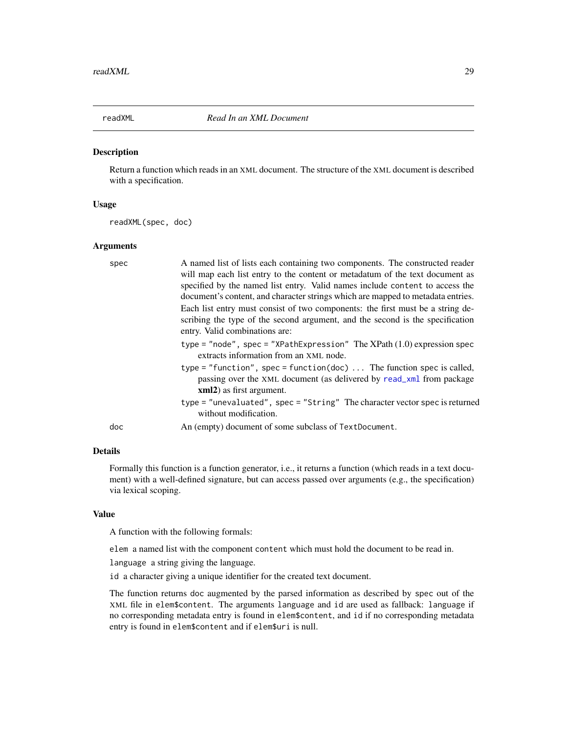## readXML *Read In an XML Document*

### Description

Return a function which reads in an XML document. The structure of the XML document is described with a specification.

### Usage

```
readXML(spec, doc)
```

### Arguments

spec
: A named list of lists each containing two components. The constructed reader will map each list entry to the content or metadatum of the text document as specified by the named list entry. Valid names include `content` to access the document's content, and character strings which are mapped to metadata entries.

  Each list entry must consist of two components: the first must be a string describing the type of the second argument, and the second is the specification entry. Valid combinations are:

  `type = "node", spec = "XPathExpression"` The XPath (1.0) expression `spec` extracts information from an XML node.

  `type = "function", spec = function(doc) ...` The function `spec` is called, passing over the XML document (as delivered by `read_xml` from package **xml2**) as first argument.

  `type = "unevaluated", spec = "String"` The character vector `spec` is returned without modification.

doc
: An (empty) document of some subclass of `TextDocument`.

### Details

Formally this function is a function generator, i.e., it returns a function (which reads in a text document) with a well-defined signature, but can access passed over arguments (e.g., the specification) via lexical scoping.

### Value

A function with the following formals:

`elem` a named list with the component `content` which must hold the document to be read in.

`language` a string giving the language.

`id` a character giving a unique identifier for the created text document.

The function returns `doc` augmented by the parsed information as described by `spec` out of the XML file in `elem$content`. The arguments `language` and `id` are used as fallback: `language` if no corresponding metadata entry is found in `elem$content`, and `id` if no corresponding metadata entry is found in `elem$content` and if `elem$uri` is null.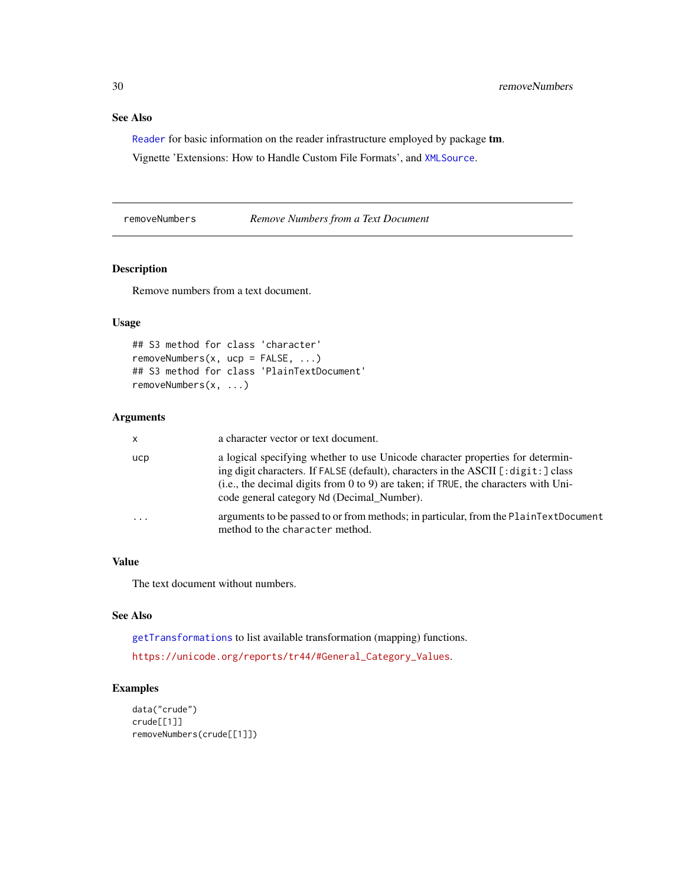## See Also

Reader for basic information on the reader infrastructure employed by package **tm**.

Vignette 'Extensions: How to Handle Custom File Formats', and XMLSource.

---

# removeNumbers *Remove Numbers from a Text Document*

## Description

Remove numbers from a text document.

## Usage

```
## S3 method for class 'character'
removeNumbers(x, ucp = FALSE, ...)
## S3 method for class 'PlainTextDocument'
removeNumbers(x, ...)
```

## Arguments

| | |
|---|---|
| x | a character vector or text document. |
| ucp | a logical specifying whether to use Unicode character properties for determining digit characters. If FALSE (default), characters in the ASCII [:digit:] class (i.e., the decimal digits from 0 to 9) are taken; if TRUE, the characters with Unicode general category Nd (Decimal_Number). |
| ... | arguments to be passed to or from methods; in particular, from the PlainTextDocument method to the character method. |

## Value

The text document without numbers.

## See Also

getTransformations to list available transformation (mapping) functions.

https://unicode.org/reports/tr44/#General_Category_Values.

## Examples

```
data("crude")
crude[[1]]
removeNumbers(crude[[1]])
```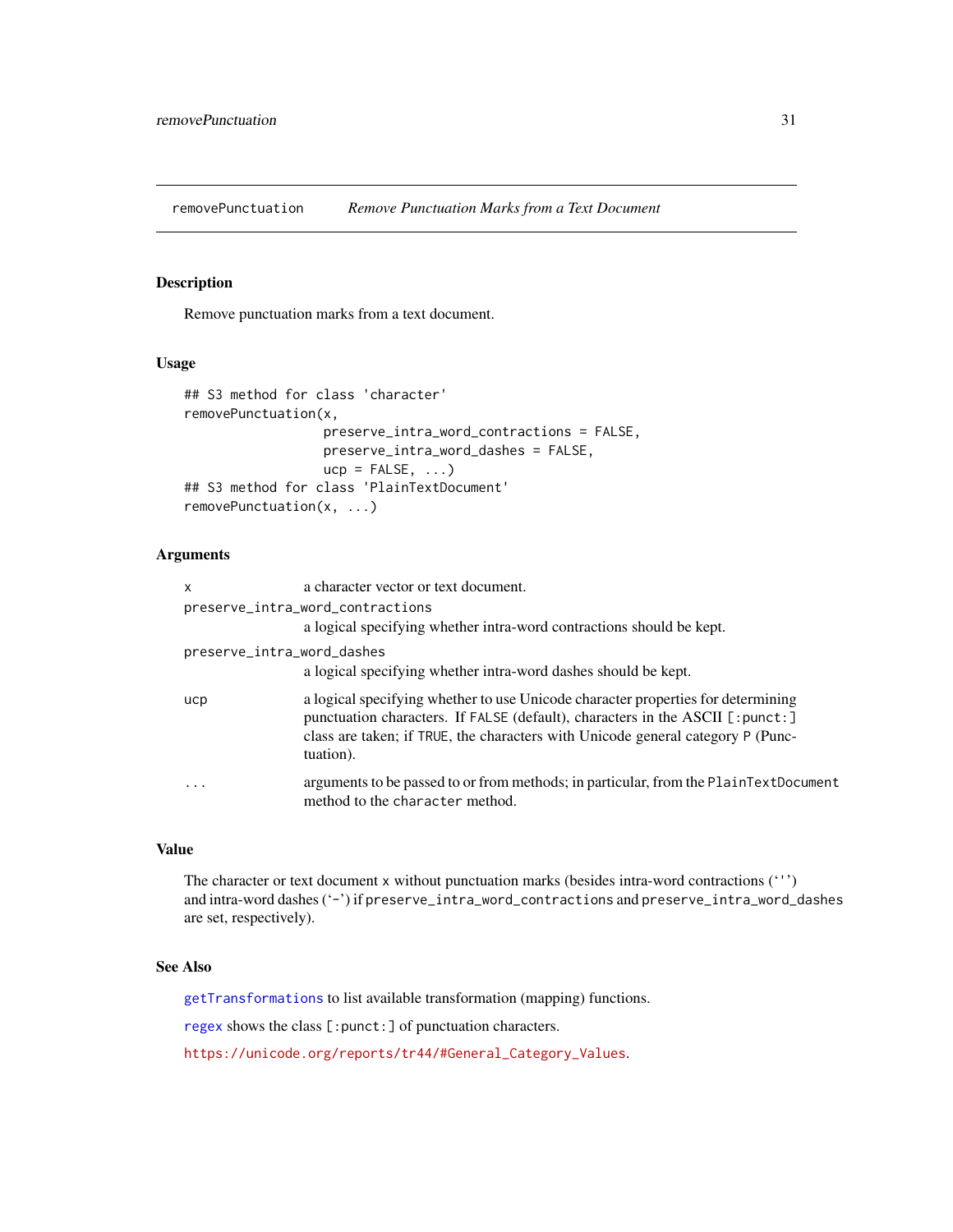removePunctuation — *Remove Punctuation Marks from a Text Document*

## Description

Remove punctuation marks from a text document.

## Usage

```
## S3 method for class 'character'
removePunctuation(x,
                  preserve_intra_word_contractions = FALSE,
                  preserve_intra_word_dashes = FALSE,
                  ucp = FALSE, ...)
## S3 method for class 'PlainTextDocument'
removePunctuation(x, ...)
```

## Arguments

- `x` — a character vector or text document.
- `preserve_intra_word_contractions` — a logical specifying whether intra-word contractions should be kept.
- `preserve_intra_word_dashes` — a logical specifying whether intra-word dashes should be kept.
- `ucp` — a logical specifying whether to use Unicode character properties for determining punctuation characters. If `FALSE` (default), characters in the ASCII `[:punct:]` class are taken; if `TRUE`, the characters with Unicode general category `P` (Punctuation).
- `...` — arguments to be passed to or from methods; in particular, from the `PlainTextDocument` method to the `character` method.

## Value

The character or text document `x` without punctuation marks (besides intra-word contractions (‘'’) and intra-word dashes (‘-’) if `preserve_intra_word_contractions` and `preserve_intra_word_dashes` are set, respectively).

## See Also

`getTransformations` to list available transformation (mapping) functions.

`regex` shows the class `[:punct:]` of punctuation characters.

https://unicode.org/reports/tr44/#General_Category_Values.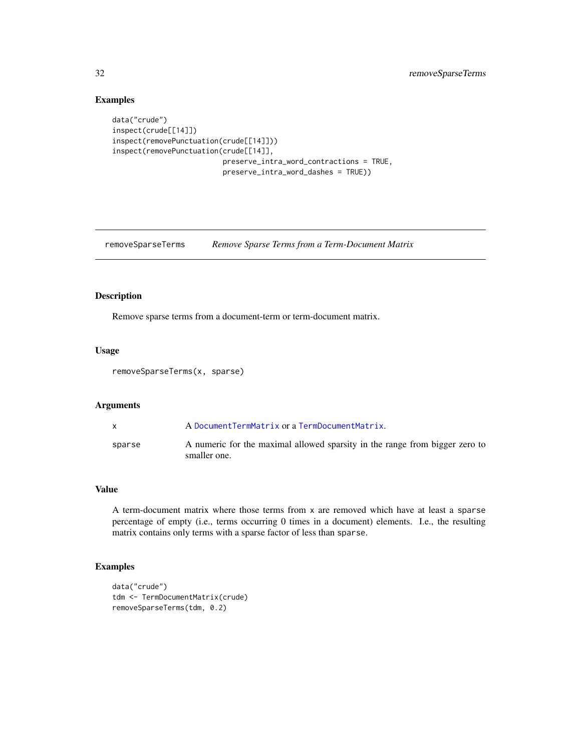## Examples

```
data("crude")
inspect(crude[[14]])
inspect(removePunctuation(crude[[14]]))
inspect(removePunctuation(crude[[14]],
                          preserve_intra_word_contractions = TRUE,
                          preserve_intra_word_dashes = TRUE))
```

---

# removeSparseTerms    *Remove Sparse Terms from a Term-Document Matrix*

---

## Description

Remove sparse terms from a document-term or term-document matrix.

## Usage

```
removeSparseTerms(x, sparse)
```

## Arguments

| | |
|---|---|
| x | A DocumentTermMatrix or a TermDocumentMatrix. |
| sparse | A numeric for the maximal allowed sparsity in the range from bigger zero to smaller one. |

## Value

A term-document matrix where those terms from x are removed which have at least a sparse percentage of empty (i.e., terms occurring 0 times in a document) elements. I.e., the resulting matrix contains only terms with a sparse factor of less than sparse.

## Examples

```
data("crude")
tdm <- TermDocumentMatrix(crude)
removeSparseTerms(tdm, 0.2)
```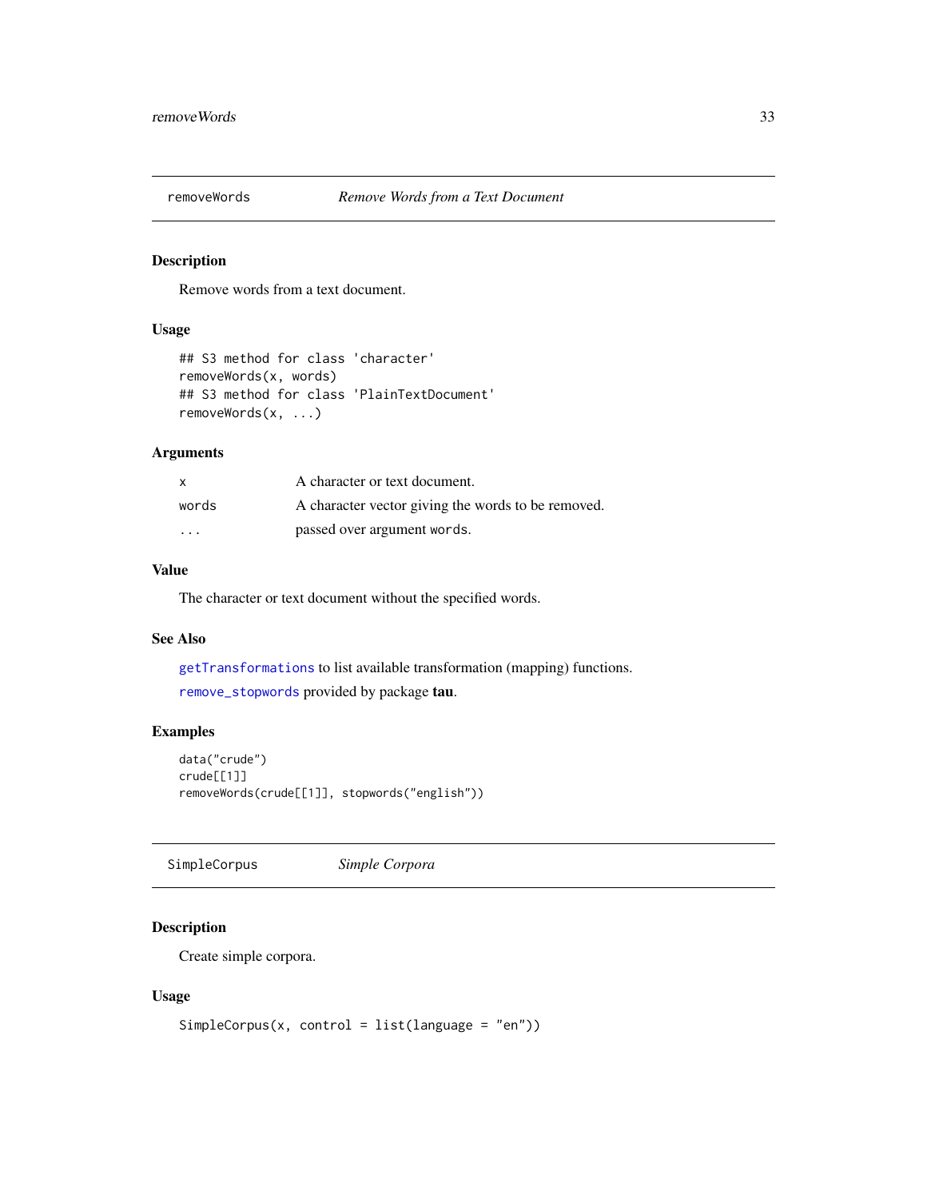## removeWords — *Remove Words from a Text Document*

### Description

Remove words from a text document.

### Usage

```
## S3 method for class 'character'
removeWords(x, words)
## S3 method for class 'PlainTextDocument'
removeWords(x, ...)
```

### Arguments

| | |
|---|---|
| `x` | A character or text document. |
| `words` | A character vector giving the words to be removed. |
| `...` | passed over argument `words`. |

### Value

The character or text document without the specified words.

### See Also

`getTransformations` to list available transformation (mapping) functions.

`remove_stopwords` provided by package **tau**.

### Examples

```
data("crude")
crude[[1]]
removeWords(crude[[1]], stopwords("english"))
```

## SimpleCorpus — *Simple Corpora*

### Description

Create simple corpora.

### Usage

```
SimpleCorpus(x, control = list(language = "en"))
```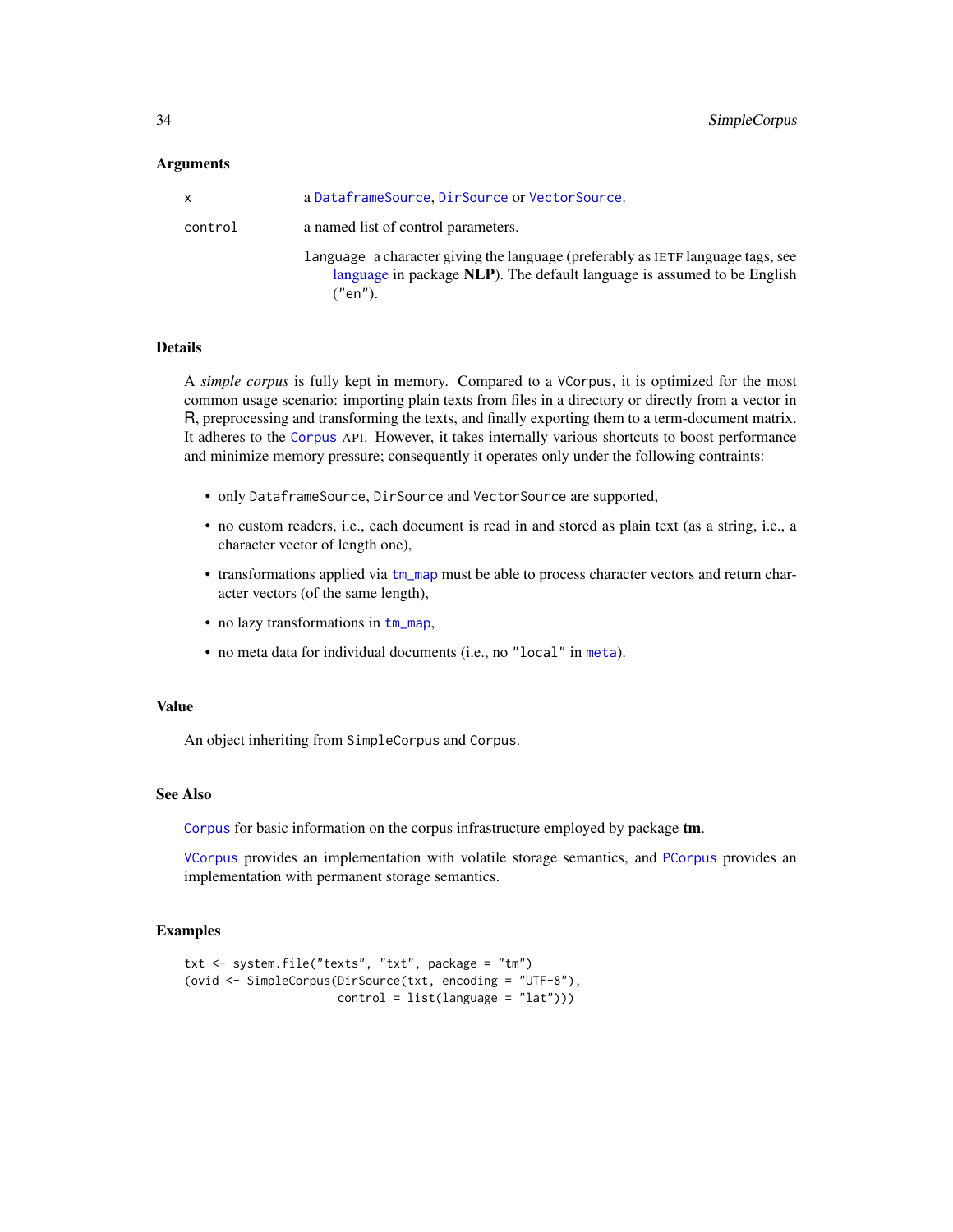### Arguments

| | |
|---|---|
| `x` | a `DataframeSource`, `DirSource` or `VectorSource`. |
| `control` | a named list of control parameters.<br><br>`language` a character giving the language (preferably as IETF language tags, see language in package **NLP**). The default language is assumed to be English (`"en"`). |

### Details

A *simple corpus* is fully kept in memory. Compared to a `VCorpus`, it is optimized for the most common usage scenario: importing plain texts from files in a directory or directly from a vector in R, preprocessing and transforming the texts, and finally exporting them to a term-document matrix. It adheres to the `Corpus` API. However, it takes internally various shortcuts to boost performance and minimize memory pressure; consequently it operates only under the following contraints:

- only `DataframeSource`, `DirSource` and `VectorSource` are supported,
- no custom readers, i.e., each document is read in and stored as plain text (as a string, i.e., a character vector of length one),
- transformations applied via `tm_map` must be able to process character vectors and return character vectors (of the same length),
- no lazy transformations in `tm_map`,
- no meta data for individual documents (i.e., no `"local"` in `meta`).

### Value

An object inheriting from `SimpleCorpus` and `Corpus`.

### See Also

`Corpus` for basic information on the corpus infrastructure employed by package **tm**.

`VCorpus` provides an implementation with volatile storage semantics, and `PCorpus` provides an implementation with permanent storage semantics.

### Examples

```
txt <- system.file("texts", "txt", package = "tm")
(ovid <- SimpleCorpus(DirSource(txt, encoding = "UTF-8"),
                      control = list(language = "lat")))
```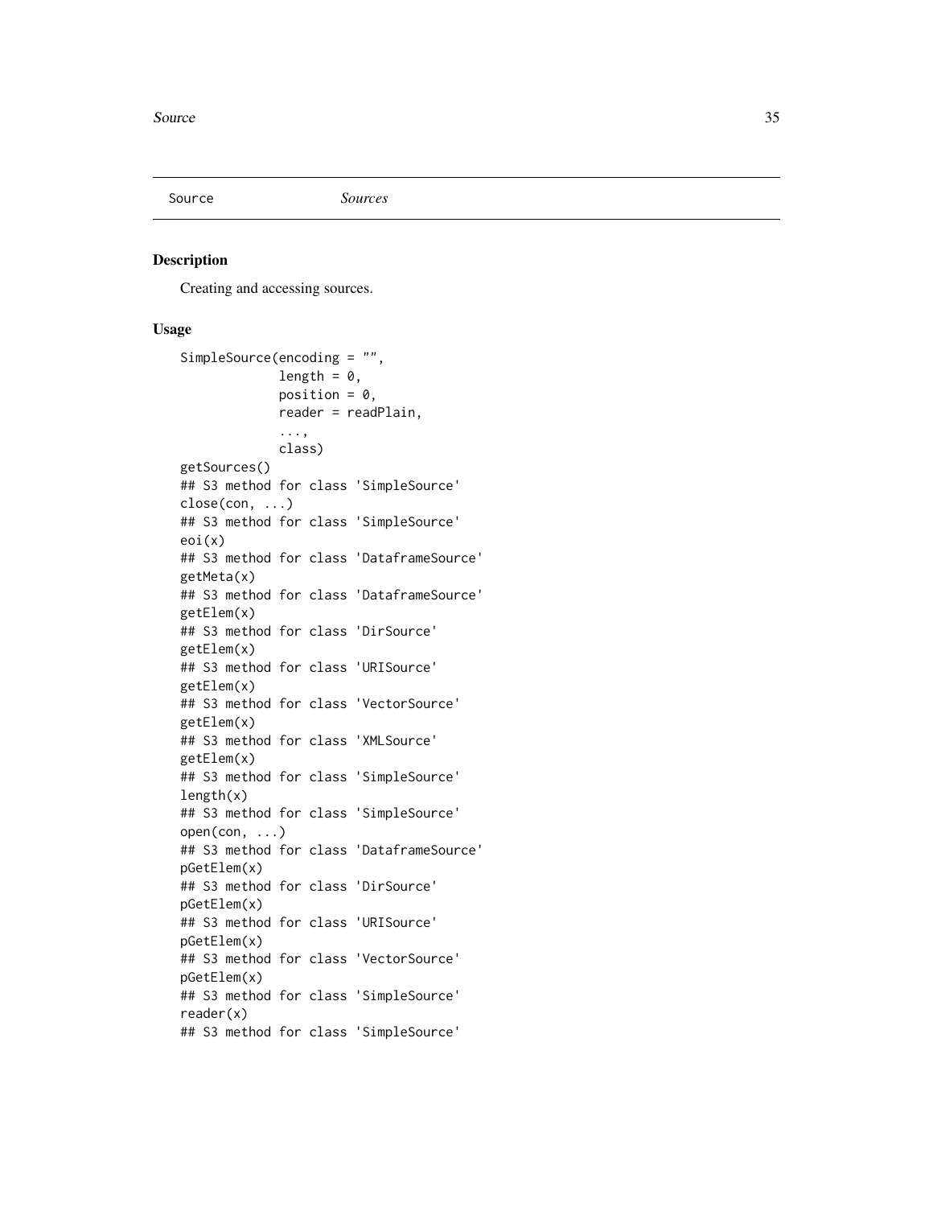Source *Sources*

## Description

Creating and accessing sources.

## Usage

```
SimpleSource(encoding = "",
             length = 0,
             position = 0,
             reader = readPlain,
             ...,
             class)
getSources()
## S3 method for class 'SimpleSource'
close(con, ...)
## S3 method for class 'SimpleSource'
eoi(x)
## S3 method for class 'DataframeSource'
getMeta(x)
## S3 method for class 'DataframeSource'
getElem(x)
## S3 method for class 'DirSource'
getElem(x)
## S3 method for class 'URISource'
getElem(x)
## S3 method for class 'VectorSource'
getElem(x)
## S3 method for class 'XMLSource'
getElem(x)
## S3 method for class 'SimpleSource'
length(x)
## S3 method for class 'SimpleSource'
open(con, ...)
## S3 method for class 'DataframeSource'
pGetElem(x)
## S3 method for class 'DirSource'
pGetElem(x)
## S3 method for class 'URISource'
pGetElem(x)
## S3 method for class 'VectorSource'
pGetElem(x)
## S3 method for class 'SimpleSource'
reader(x)
## S3 method for class 'SimpleSource'
```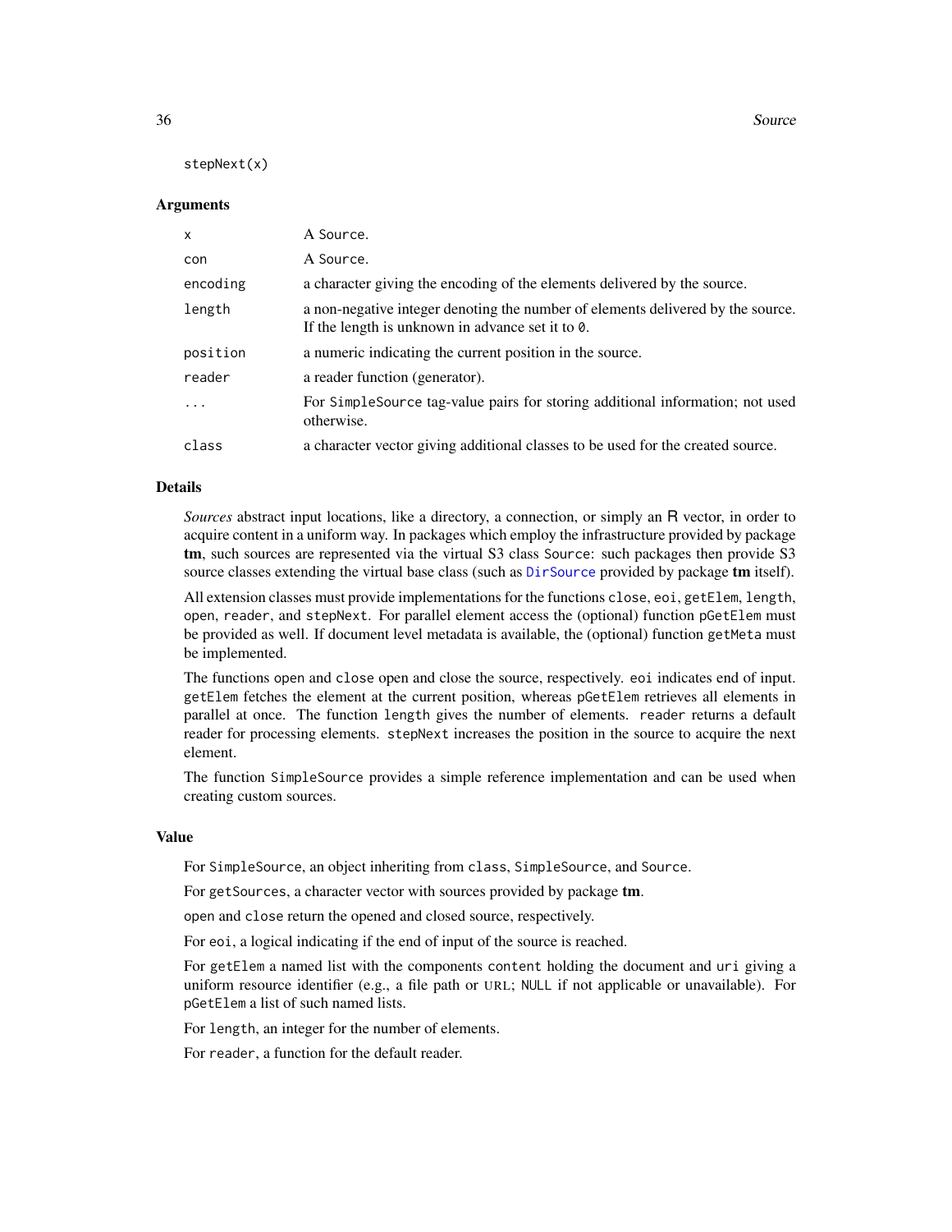```
stepNext(x)
```

### Arguments

| | |
|---|---|
| x | A Source. |
| con | A Source. |
| encoding | a character giving the encoding of the elements delivered by the source. |
| length | a non-negative integer denoting the number of elements delivered by the source. If the length is unknown in advance set it to 0. |
| position | a numeric indicating the current position in the source. |
| reader | a reader function (generator). |
| ... | For SimpleSource tag-value pairs for storing additional information; not used otherwise. |
| class | a character vector giving additional classes to be used for the created source. |

### Details

*Sources* abstract input locations, like a directory, a connection, or simply an R vector, in order to acquire content in a uniform way. In packages which employ the infrastructure provided by package **tm**, such sources are represented via the virtual S3 class Source: such packages then provide S3 source classes extending the virtual base class (such as DirSource provided by package **tm** itself).

All extension classes must provide implementations for the functions close, eoi, getElem, length, open, reader, and stepNext. For parallel element access the (optional) function pGetElem must be provided as well. If document level metadata is available, the (optional) function getMeta must be implemented.

The functions open and close open and close the source, respectively. eoi indicates end of input. getElem fetches the element at the current position, whereas pGetElem retrieves all elements in parallel at once. The function length gives the number of elements. reader returns a default reader for processing elements. stepNext increases the position in the source to acquire the next element.

The function SimpleSource provides a simple reference implementation and can be used when creating custom sources.

### Value

For SimpleSource, an object inheriting from class, SimpleSource, and Source.

For getSources, a character vector with sources provided by package **tm**.

open and close return the opened and closed source, respectively.

For eoi, a logical indicating if the end of input of the source is reached.

For getElem a named list with the components content holding the document and uri giving a uniform resource identifier (e.g., a file path or URL; NULL if not applicable or unavailable). For pGetElem a list of such named lists.

For length, an integer for the number of elements.

For reader, a function for the default reader.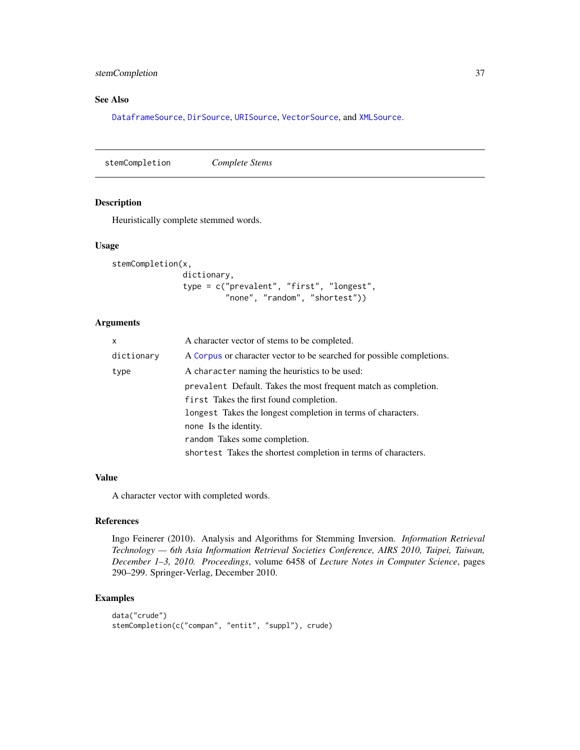## See Also

DataframeSource, DirSource, URISource, VectorSource, and XMLSource.

---

# stemCompletion *Complete Stems*

## Description

Heuristically complete stemmed words.

## Usage

```
stemCompletion(x,
               dictionary,
               type = c("prevalent", "first", "longest",
                        "none", "random", "shortest"))
```

## Arguments

| | |
|---|---|
| x | A character vector of stems to be completed. |
| dictionary | A Corpus or character vector to be searched for possible completions. |
| type | A character naming the heuristics to be used:<br>prevalent Default. Takes the most frequent match as completion.<br>first Takes the first found completion.<br>longest Takes the longest completion in terms of characters.<br>none Is the identity.<br>random Takes some completion.<br>shortest Takes the shortest completion in terms of characters. |

## Value

A character vector with completed words.

## References

Ingo Feinerer (2010). Analysis and Algorithms for Stemming Inversion. *Information Retrieval Technology — 6th Asia Information Retrieval Societies Conference, AIRS 2010, Taipei, Taiwan, December 1–3, 2010. Proceedings*, volume 6458 of *Lecture Notes in Computer Science*, pages 290–299. Springer-Verlag, December 2010.

## Examples

```
data("crude")
stemCompletion(c("compan", "entit", "suppl"), crude)
```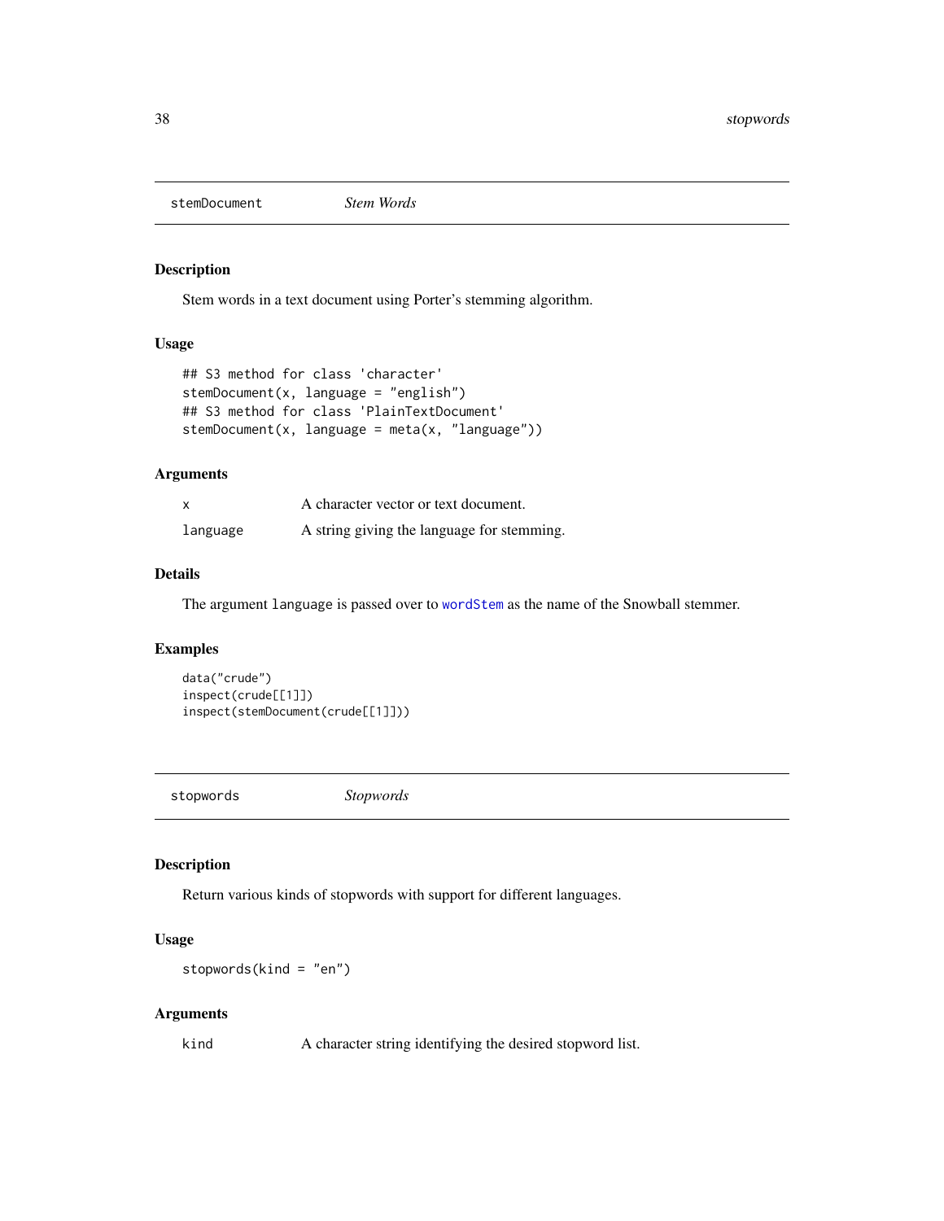## stemDocument *Stem Words*

### Description

Stem words in a text document using Porter's stemming algorithm.

### Usage

```
## S3 method for class 'character'
stemDocument(x, language = "english")
## S3 method for class 'PlainTextDocument'
stemDocument(x, language = meta(x, "language"))
```

### Arguments

| | |
|---|---|
| x | A character vector or text document. |
| language | A string giving the language for stemming. |

### Details

The argument language is passed over to wordStem as the name of the Snowball stemmer.

### Examples

```
data("crude")
inspect(crude[[1]])
inspect(stemDocument(crude[[1]]))
```

## stopwords *Stopwords*

### Description

Return various kinds of stopwords with support for different languages.

### Usage

```
stopwords(kind = "en")
```

### Arguments

| | |
|---|---|
| kind | A character string identifying the desired stopword list. |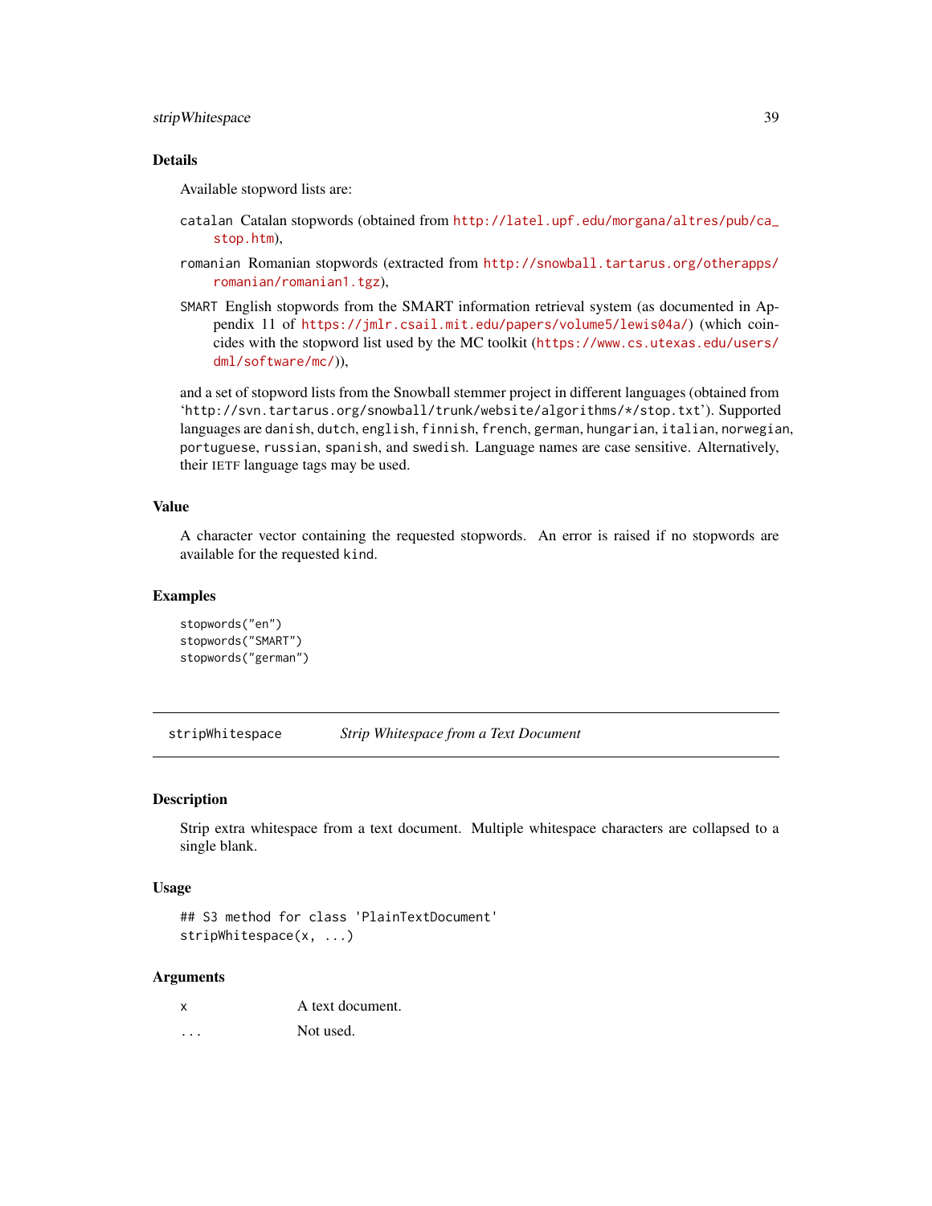### Details

Available stopword lists are:

- `catalan` Catalan stopwords (obtained from http://latel.upf.edu/morgana/altres/pub/ca_stop.htm),
- `romanian` Romanian stopwords (extracted from http://snowball.tartarus.org/otherapps/romanian/romanian1.tgz),
- `SMART` English stopwords from the SMART information retrieval system (as documented in Appendix 11 of https://jmlr.csail.mit.edu/papers/volume5/lewis04a/) (which coincides with the stopword list used by the MC toolkit (https://www.cs.utexas.edu/users/dml/software/mc/)),

and a set of stopword lists from the Snowball stemmer project in different languages (obtained from '`http://svn.tartarus.org/snowball/trunk/website/algorithms/*/stop.txt`'). Supported languages are `danish`, `dutch`, `english`, `finnish`, `french`, `german`, `hungarian`, `italian`, `norwegian`, `portuguese`, `russian`, `spanish`, and `swedish`. Language names are case sensitive. Alternatively, their IETF language tags may be used.

### Value

A character vector containing the requested stopwords. An error is raised if no stopwords are available for the requested `kind`.

### Examples

```
stopwords("en")
stopwords("SMART")
stopwords("german")
```

---

## stripWhitespace — *Strip Whitespace from a Text Document*

---

### Description

Strip extra whitespace from a text document. Multiple whitespace characters are collapsed to a single blank.

### Usage

```
## S3 method for class 'PlainTextDocument'
stripWhitespace(x, ...)
```

### Arguments

| | |
|---|---|
| `x` | A text document. |
| `...` | Not used. |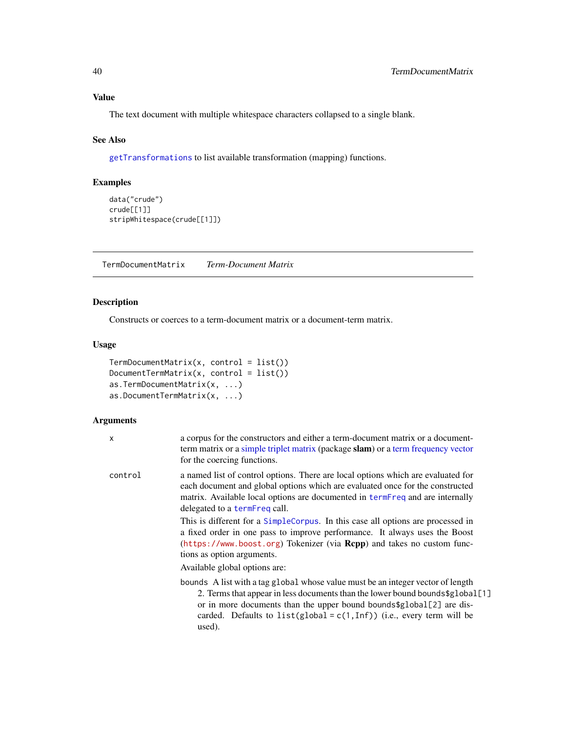### Value

The text document with multiple whitespace characters collapsed to a single blank.

### See Also

`getTransformations` to list available transformation (mapping) functions.

### Examples

```
data("crude")
crude[[1]]
stripWhitespace(crude[[1]])
```

---

## TermDocumentMatrix    *Term-Document Matrix*

---

### Description

Constructs or coerces to a term-document matrix or a document-term matrix.

### Usage

```
TermDocumentMatrix(x, control = list())
DocumentTermMatrix(x, control = list())
as.TermDocumentMatrix(x, ...)
as.DocumentTermMatrix(x, ...)
```

### Arguments

`x` a corpus for the constructors and either a term-document matrix or a document-term matrix or a simple triplet matrix (package **slam**) or a term frequency vector for the coercing functions.

`control` a named list of control options. There are local options which are evaluated for each document and global options which are evaluated once for the constructed matrix. Available local options are documented in `termFreq` and are internally delegated to a `termFreq` call.

This is different for a `SimpleCorpus`. In this case all options are processed in a fixed order in one pass to improve performance. It always uses the Boost (`https://www.boost.org`) Tokenizer (via **Rcpp**) and takes no custom functions as option arguments.

Available global options are:

`bounds` A list with a tag `global` whose value must be an integer vector of length 2. Terms that appear in less documents than the lower bound `bounds$global[1]` or in more documents than the upper bound `bounds$global[2]` are discarded. Defaults to `list(global = c(1,Inf))` (i.e., every term will be used).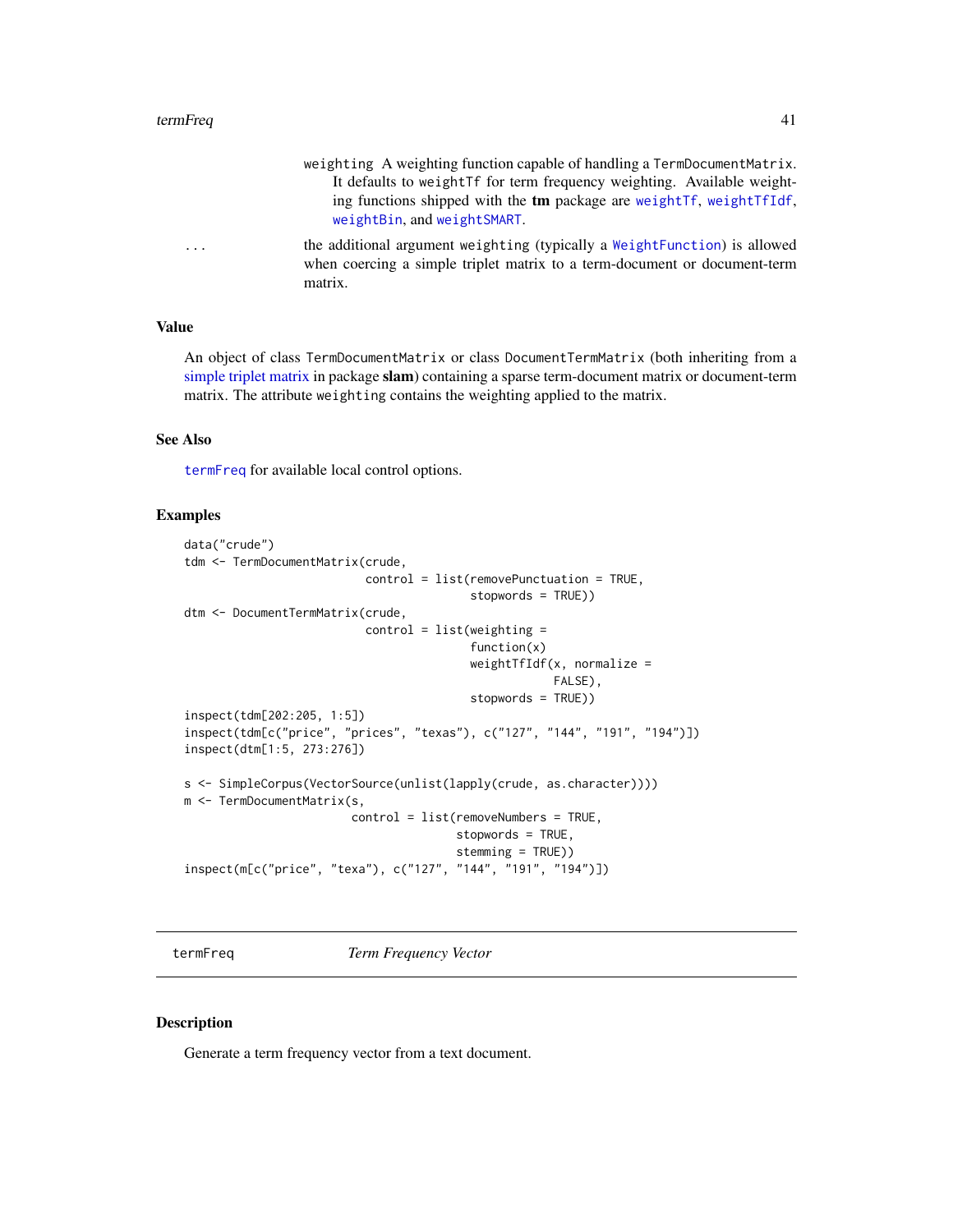weighting A weighting function capable of handling a TermDocumentMatrix. It defaults to weightTf for term frequency weighting. Available weighting functions shipped with the **tm** package are weightTf, weightTfIdf, weightBin, and weightSMART.

... the additional argument weighting (typically a WeightFunction) is allowed when coercing a simple triplet matrix to a term-document or document-term matrix.

### Value

An object of class TermDocumentMatrix or class DocumentTermMatrix (both inheriting from a simple triplet matrix in package **slam**) containing a sparse term-document matrix or document-term matrix. The attribute weighting contains the weighting applied to the matrix.

### See Also

termFreq for available local control options.

### Examples

```
data("crude")
tdm <- TermDocumentMatrix(crude,
                          control = list(removePunctuation = TRUE,
                                         stopwords = TRUE))
dtm <- DocumentTermMatrix(crude,
                          control = list(weighting =
                                         function(x)
                                         weightTfIdf(x, normalize =
                                                     FALSE),
                                         stopwords = TRUE))
inspect(tdm[202:205, 1:5])
inspect(tdm[c("price", "prices", "texas"), c("127", "144", "191", "194")])
inspect(dtm[1:5, 273:276])

s <- SimpleCorpus(VectorSource(unlist(lapply(crude, as.character))))
m <- TermDocumentMatrix(s,
                        control = list(removeNumbers = TRUE,
                                       stopwords = TRUE,
                                       stemming = TRUE))
inspect(m[c("price", "texa"), c("127", "144", "191", "194")])
```

## termFreq *Term Frequency Vector*

### Description

Generate a term frequency vector from a text document.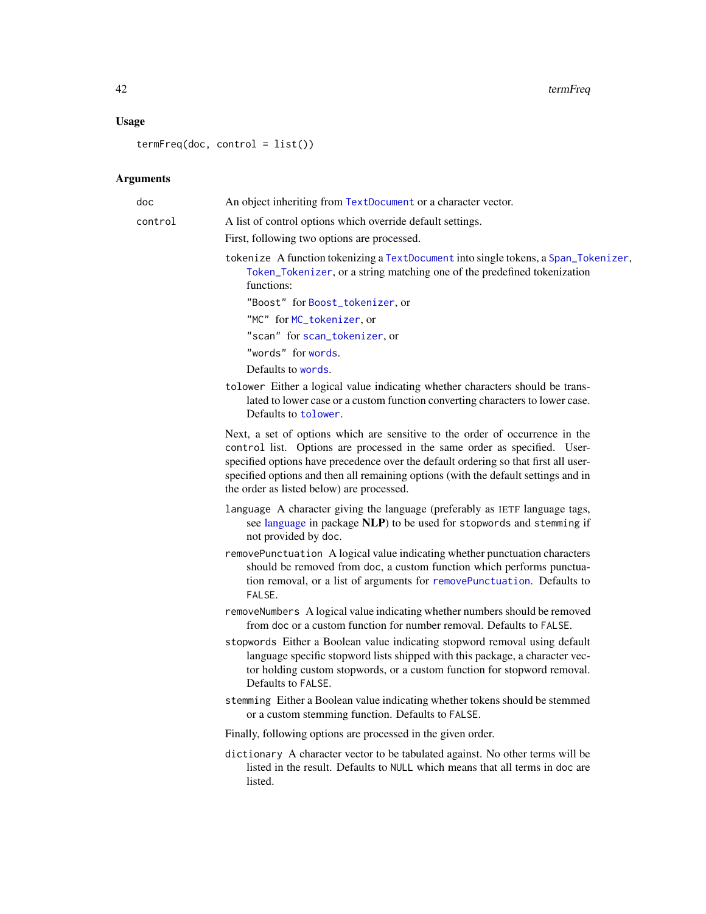## Usage

```
termFreq(doc, control = list())
```

## Arguments

**doc** An object inheriting from `TextDocument` or a character vector.

**control** A list of control options which override default settings.

First, following two options are processed.

- `tokenize` A function tokenizing a `TextDocument` into single tokens, a `Span_Tokenizer`, `Token_Tokenizer`, or a string matching one of the predefined tokenization functions:
  - `"Boost"` for `Boost_tokenizer`, or
  - `"MC"` for `MC_tokenizer`, or
  - `"scan"` for `scan_tokenizer`, or
  - `"words"` for `words`.

  Defaults to `words`.
- `tolower` Either a logical value indicating whether characters should be translated to lower case or a custom function converting characters to lower case. Defaults to `tolower`.

Next, a set of options which are sensitive to the order of occurrence in the `control` list. Options are processed in the same order as specified. User-specified options have precedence over the default ordering so that first all user-specified options and then all remaining options (with the default settings and in the order as listed below) are processed.

- `language` A character giving the language (preferably as IETF language tags, see language in package **NLP**) to be used for `stopwords` and `stemming` if not provided by `doc`.
- `removePunctuation` A logical value indicating whether punctuation characters should be removed from `doc`, a custom function which performs punctuation removal, or a list of arguments for `removePunctuation`. Defaults to `FALSE`.
- `removeNumbers` A logical value indicating whether numbers should be removed from `doc` or a custom function for number removal. Defaults to `FALSE`.
- `stopwords` Either a Boolean value indicating stopword removal using default language specific stopword lists shipped with this package, a character vector holding custom stopwords, or a custom function for stopword removal. Defaults to `FALSE`.
- `stemming` Either a Boolean value indicating whether tokens should be stemmed or a custom stemming function. Defaults to `FALSE`.

Finally, following options are processed in the given order.

- `dictionary` A character vector to be tabulated against. No other terms will be listed in the result. Defaults to `NULL` which means that all terms in `doc` are listed.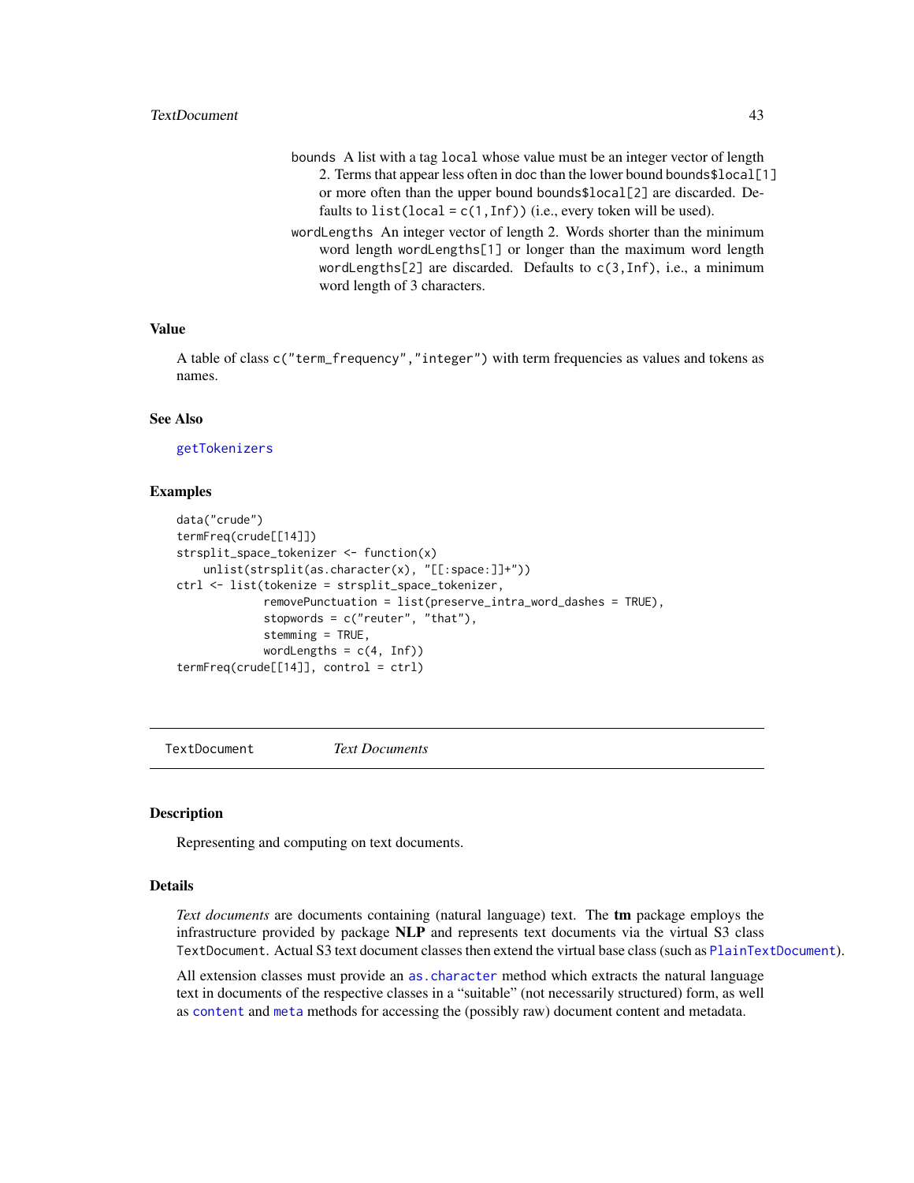`bounds` A list with a tag `local` whose value must be an integer vector of length 2. Terms that appear less often in doc than the lower bound `bounds$local[1]` or more often than the upper bound `bounds$local[2]` are discarded. Defaults to `list(local = c(1,Inf))` (i.e., every token will be used).

`wordLengths` An integer vector of length 2. Words shorter than the minimum word length `wordLengths[1]` or longer than the maximum word length `wordLengths[2]` are discarded. Defaults to `c(3,Inf)`, i.e., a minimum word length of 3 characters.

### Value

A table of class `c("term_frequency","integer")` with term frequencies as values and tokens as names.

### See Also

`getTokenizers`

### Examples

```
data("crude")
termFreq(crude[[14]])
strsplit_space_tokenizer <- function(x)
    unlist(strsplit(as.character(x), "[[:space:]]+"))
ctrl <- list(tokenize = strsplit_space_tokenizer,
             removePunctuation = list(preserve_intra_word_dashes = TRUE),
             stopwords = c("reuter", "that"),
             stemming = TRUE,
             wordLengths = c(4, Inf))
termFreq(crude[[14]], control = ctrl)
```

---

## TextDocument *Text Documents*

---

### Description

Representing and computing on text documents.

### Details

*Text documents* are documents containing (natural language) text. The **tm** package employs the infrastructure provided by package **NLP** and represents text documents via the virtual S3 class `TextDocument`. Actual S3 text document classes then extend the virtual base class (such as `PlainTextDocument`).

All extension classes must provide an `as.character` method which extracts the natural language text in documents of the respective classes in a "suitable" (not necessarily structured) form, as well as `content` and `meta` methods for accessing the (possibly raw) document content and metadata.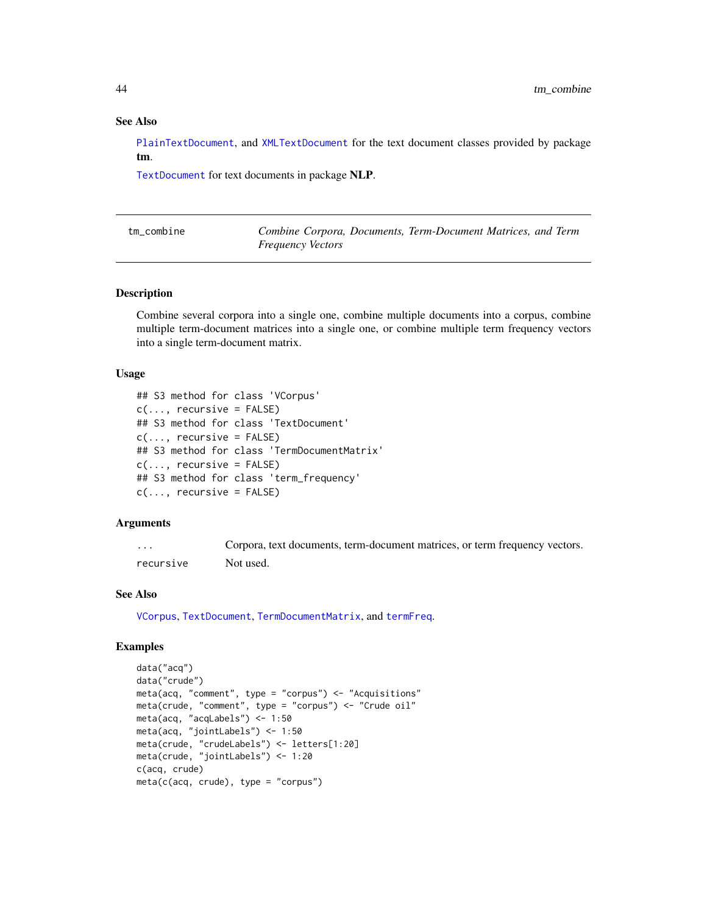### See Also

`PlainTextDocument`, and `XMLTextDocument` for the text document classes provided by package **tm**.

`TextDocument` for text documents in package **NLP**.

---

## tm_combine — *Combine Corpora, Documents, Term-Document Matrices, and Term Frequency Vectors*

---

### Description

Combine several corpora into a single one, combine multiple documents into a corpus, combine multiple term-document matrices into a single one, or combine multiple term frequency vectors into a single term-document matrix.

### Usage

```
## S3 method for class 'VCorpus'
c(..., recursive = FALSE)
## S3 method for class 'TextDocument'
c(..., recursive = FALSE)
## S3 method for class 'TermDocumentMatrix'
c(..., recursive = FALSE)
## S3 method for class 'term_frequency'
c(..., recursive = FALSE)
```

### Arguments

| | |
|---|---|
| `...` | Corpora, text documents, term-document matrices, or term frequency vectors. |
| `recursive` | Not used. |

### See Also

`VCorpus`, `TextDocument`, `TermDocumentMatrix`, and `termFreq`.

### Examples

```
data("acq")
data("crude")
meta(acq, "comment", type = "corpus") <- "Acquisitions"
meta(crude, "comment", type = "corpus") <- "Crude oil"
meta(acq, "acqLabels") <- 1:50
meta(acq, "jointLabels") <- 1:50
meta(crude, "crudeLabels") <- letters[1:20]
meta(crude, "jointLabels") <- 1:20
c(acq, crude)
meta(c(acq, crude), type = "corpus")
```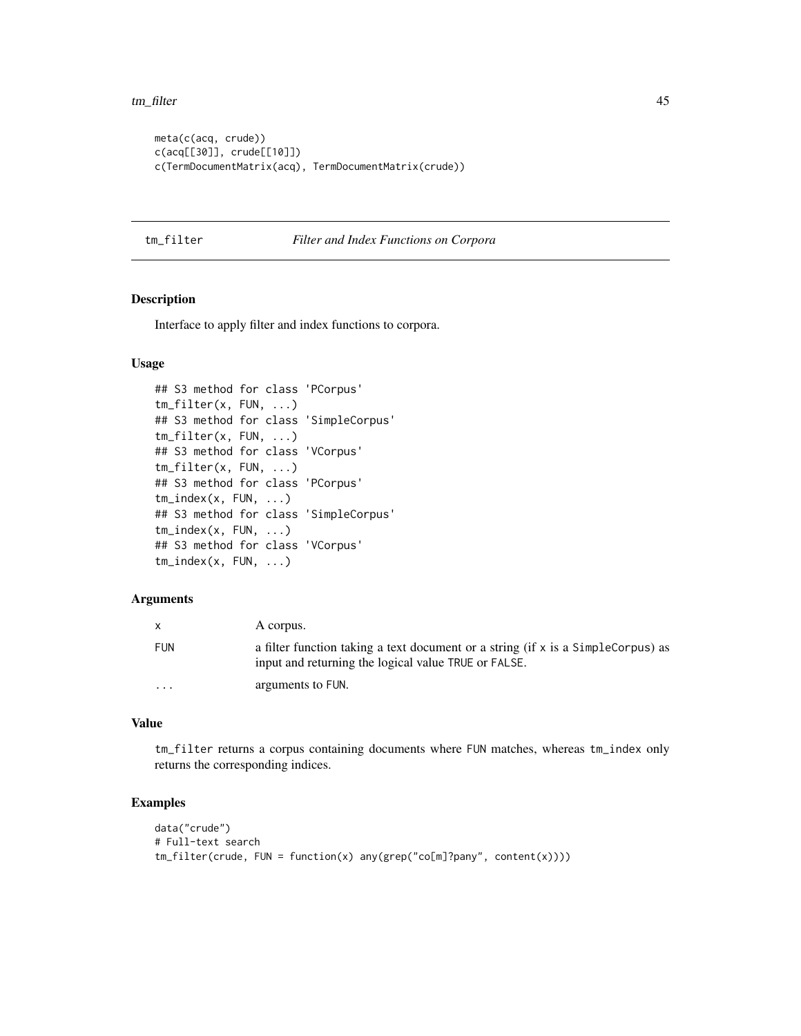```
meta(c(acq, crude))
c(acq[[30]], crude[[10]])
c(TermDocumentMatrix(acq), TermDocumentMatrix(crude))
```

## tm_filter — *Filter and Index Functions on Corpora*

### Description

Interface to apply filter and index functions to corpora.

### Usage

```
## S3 method for class 'PCorpus'
tm_filter(x, FUN, ...)
## S3 method for class 'SimpleCorpus'
tm_filter(x, FUN, ...)
## S3 method for class 'VCorpus'
tm_filter(x, FUN, ...)
## S3 method for class 'PCorpus'
tm_index(x, FUN, ...)
## S3 method for class 'SimpleCorpus'
tm_index(x, FUN, ...)
## S3 method for class 'VCorpus'
tm_index(x, FUN, ...)
```

### Arguments

| | |
|---|---|
| `x` | A corpus. |
| `FUN` | a filter function taking a text document or a string (if `x` is a `SimpleCorpus`) as input and returning the logical value `TRUE` or `FALSE`. |
| `...` | arguments to `FUN`. |

### Value

`tm_filter` returns a corpus containing documents where `FUN` matches, whereas `tm_index` only returns the corresponding indices.

### Examples

```
data("crude")
# Full-text search
tm_filter(crude, FUN = function(x) any(grep("co[m]?pany", content(x))))
```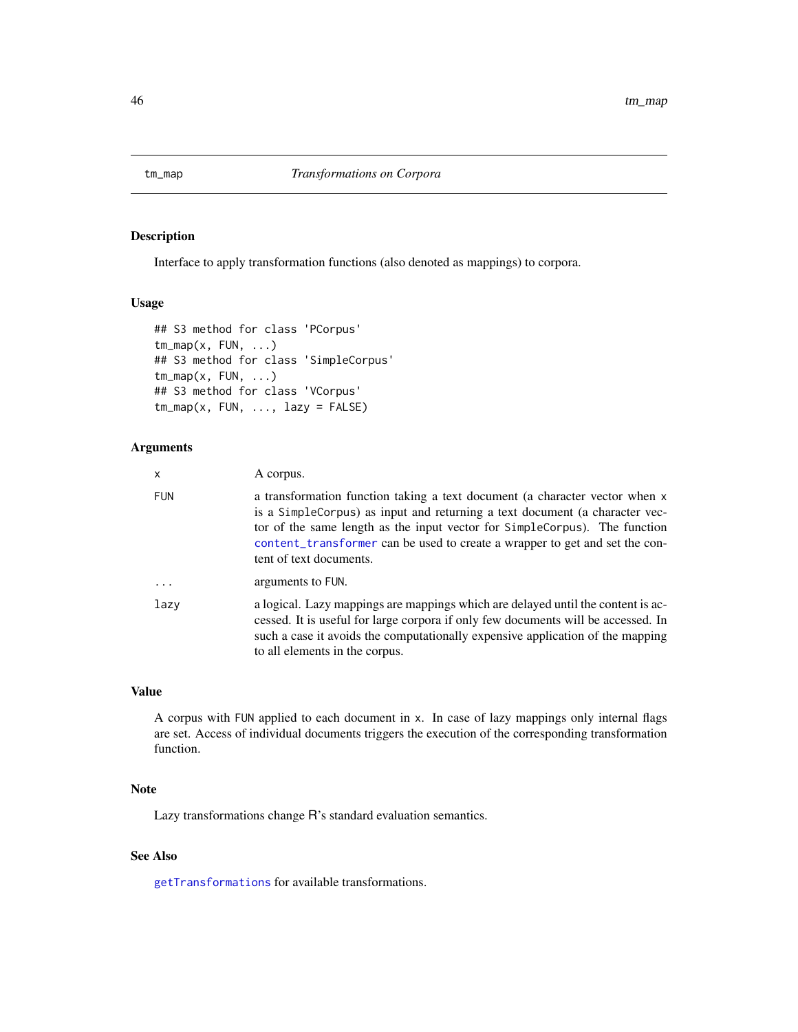## tm_map — *Transformations on Corpora*

### Description

Interface to apply transformation functions (also denoted as mappings) to corpora.

### Usage

```
## S3 method for class 'PCorpus'
tm_map(x, FUN, ...)
## S3 method for class 'SimpleCorpus'
tm_map(x, FUN, ...)
## S3 method for class 'VCorpus'
tm_map(x, FUN, ..., lazy = FALSE)
```

### Arguments

| | |
|---|---|
| x | A corpus. |
| FUN | a transformation function taking a text document (a character vector when x is a SimpleCorpus) as input and returning a text document (a character vector of the same length as the input vector for SimpleCorpus). The function content_transformer can be used to create a wrapper to get and set the content of text documents. |
| ... | arguments to FUN. |
| lazy | a logical. Lazy mappings are mappings which are delayed until the content is accessed. It is useful for large corpora if only few documents will be accessed. In such a case it avoids the computationally expensive application of the mapping to all elements in the corpus. |

### Value

A corpus with FUN applied to each document in x. In case of lazy mappings only internal flags are set. Access of individual documents triggers the execution of the corresponding transformation function.

### Note

Lazy transformations change R's standard evaluation semantics.

### See Also

getTransformations for available transformations.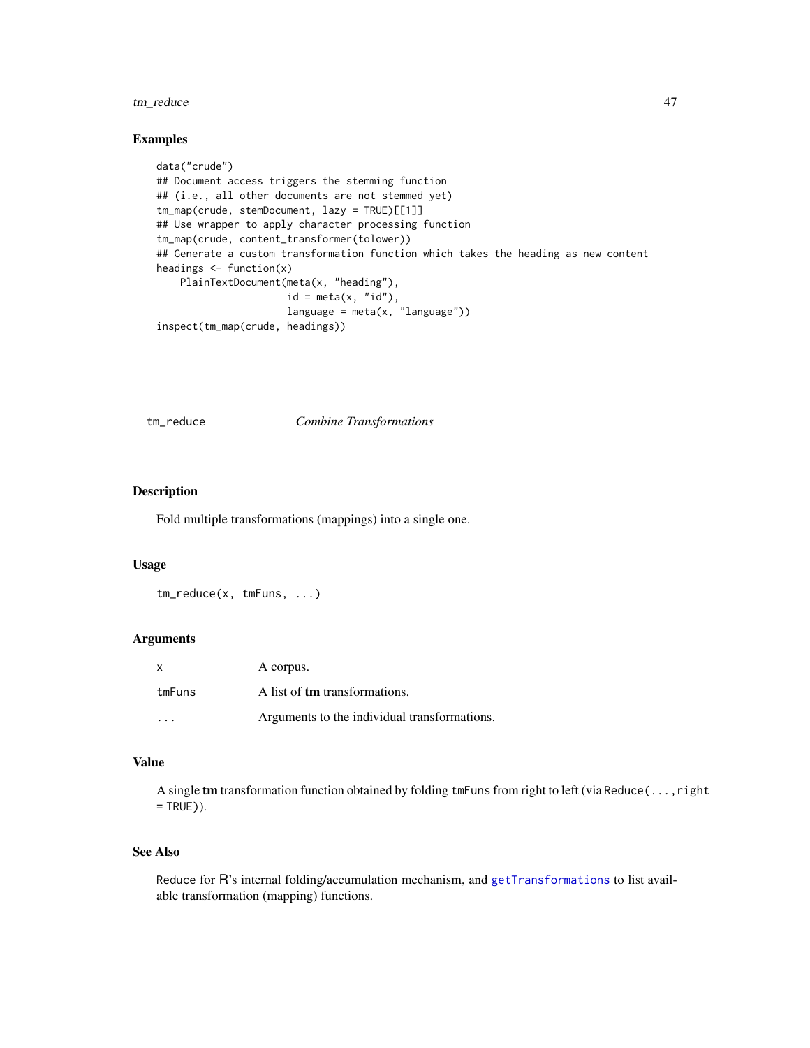### Examples

```
data("crude")
## Document access triggers the stemming function
## (i.e., all other documents are not stemmed yet)
tm_map(crude, stemDocument, lazy = TRUE)[[1]]
## Use wrapper to apply character processing function
tm_map(crude, content_transformer(tolower))
## Generate a custom transformation function which takes the heading as new content
headings <- function(x)
    PlainTextDocument(meta(x, "heading"),
                      id = meta(x, "id"),
                      language = meta(x, "language"))
inspect(tm_map(crude, headings))
```

---

## tm_reduce *Combine Transformations*

---

### Description

Fold multiple transformations (mappings) into a single one.

### Usage

```
tm_reduce(x, tmFuns, ...)
```

### Arguments

| | |
|---|---|
| x | A corpus. |
| tmFuns | A list of **tm** transformations. |
| ... | Arguments to the individual transformations. |

### Value

A single **tm** transformation function obtained by folding `tmFuns` from right to left (via `Reduce(..., right = TRUE)`).

### See Also

`Reduce` for R's internal folding/accumulation mechanism, and `getTransformations` to list available transformation (mapping) functions.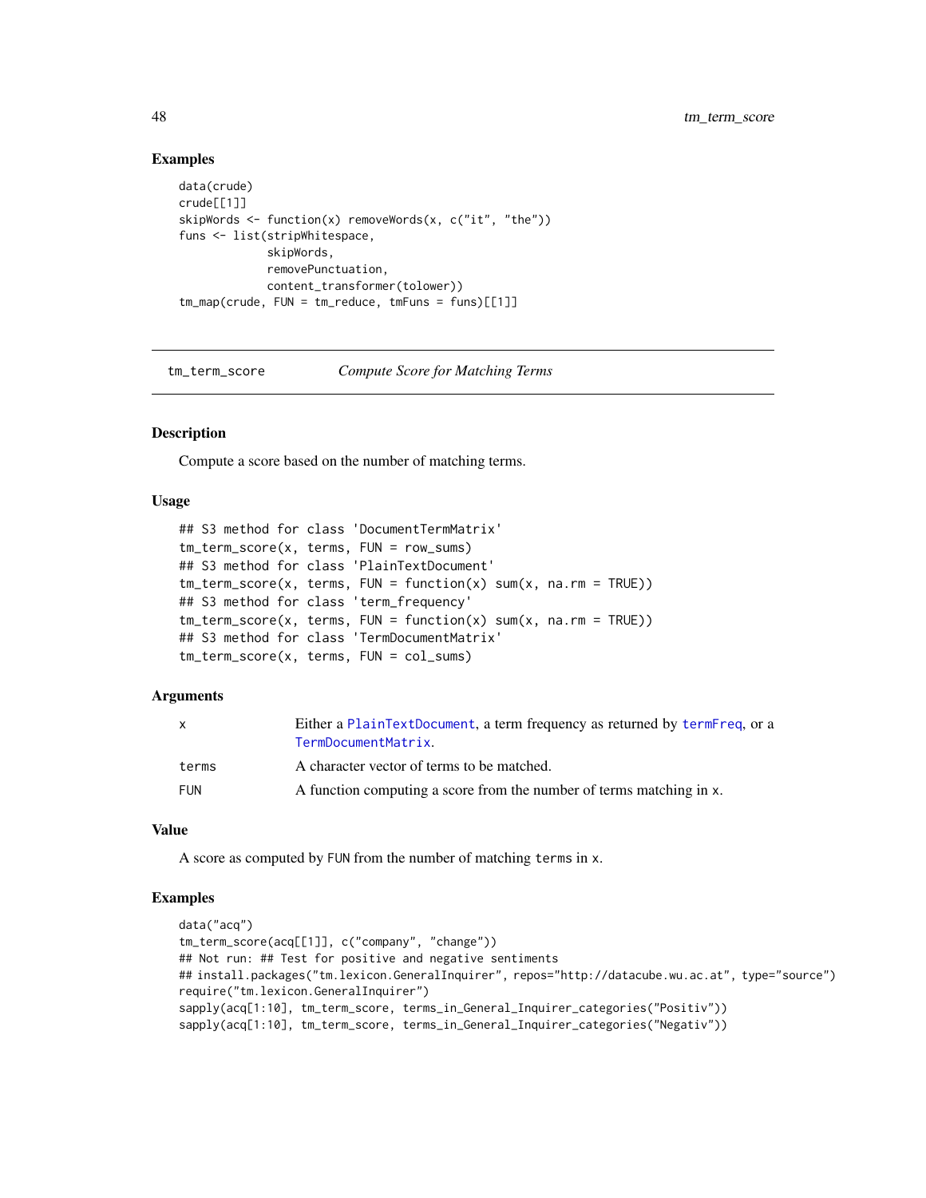### Examples

```
data(crude)
crude[[1]]
skipWords <- function(x) removeWords(x, c("it", "the"))
funs <- list(stripWhitespace,
             skipWords,
             removePunctuation,
             content_transformer(tolower))
tm_map(crude, FUN = tm_reduce, tmFuns = funs)[[1]]
```

---

## tm_term_score *Compute Score for Matching Terms*

---

### Description

Compute a score based on the number of matching terms.

### Usage

```
## S3 method for class 'DocumentTermMatrix'
tm_term_score(x, terms, FUN = row_sums)
## S3 method for class 'PlainTextDocument'
tm_term_score(x, terms, FUN = function(x) sum(x, na.rm = TRUE))
## S3 method for class 'term_frequency'
tm_term_score(x, terms, FUN = function(x) sum(x, na.rm = TRUE))
## S3 method for class 'TermDocumentMatrix'
tm_term_score(x, terms, FUN = col_sums)
```

### Arguments

| | |
|---|---|
| `x` | Either a `PlainTextDocument`, a term frequency as returned by `termFreq`, or a `TermDocumentMatrix`. |
| `terms` | A character vector of terms to be matched. |
| `FUN` | A function computing a score from the number of terms matching in `x`. |

### Value

A score as computed by `FUN` from the number of matching `terms` in `x`.

### Examples

```
data("acq")
tm_term_score(acq[[1]], c("company", "change"))
## Not run: ## Test for positive and negative sentiments
## install.packages("tm.lexicon.GeneralInquirer", repos="http://datacube.wu.ac.at", type="source")
require("tm.lexicon.GeneralInquirer")
sapply(acq[1:10], tm_term_score, terms_in_General_Inquirer_categories("Positiv"))
sapply(acq[1:10], tm_term_score, terms_in_General_Inquirer_categories("Negativ"))
```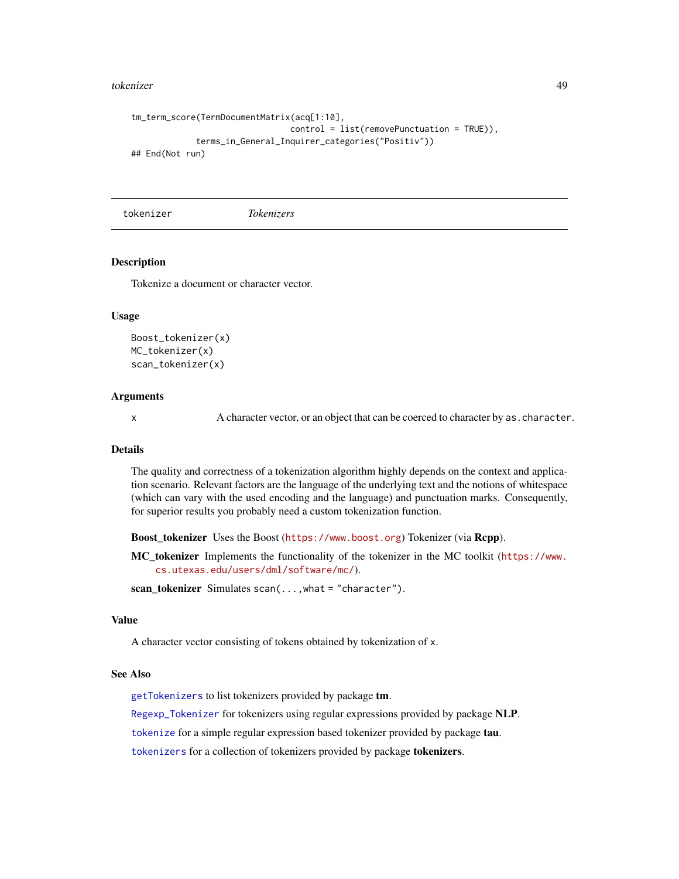```
tm_term_score(TermDocumentMatrix(acq[1:10],
                                 control = list(removePunctuation = TRUE)),
              terms_in_General_Inquirer_categories("Positiv"))
## End(Not run)
```

---

## tokenizer *Tokenizers*

### Description

Tokenize a document or character vector.

### Usage

```
Boost_tokenizer(x)
MC_tokenizer(x)
scan_tokenizer(x)
```

### Arguments

| | |
|---|---|
| `x` | A character vector, or an object that can be coerced to character by `as.character`. |

### Details

The quality and correctness of a tokenization algorithm highly depends on the context and application scenario. Relevant factors are the language of the underlying text and the notions of whitespace (which can vary with the used encoding and the language) and punctuation marks. Consequently, for superior results you probably need a custom tokenization function.

**Boost_tokenizer** Uses the Boost (https://www.boost.org) Tokenizer (via **Rcpp**).

**MC_tokenizer** Implements the functionality of the tokenizer in the MC toolkit (https://www.cs.utexas.edu/users/dml/software/mc/).

**scan_tokenizer** Simulates `scan(...,what = "character")`.

### Value

A character vector consisting of tokens obtained by tokenization of `x`.

### See Also

`getTokenizers` to list tokenizers provided by package **tm**.

`Regexp_Tokenizer` for tokenizers using regular expressions provided by package **NLP**.

`tokenize` for a simple regular expression based tokenizer provided by package **tau**.

`tokenizers` for a collection of tokenizers provided by package **tokenizers**.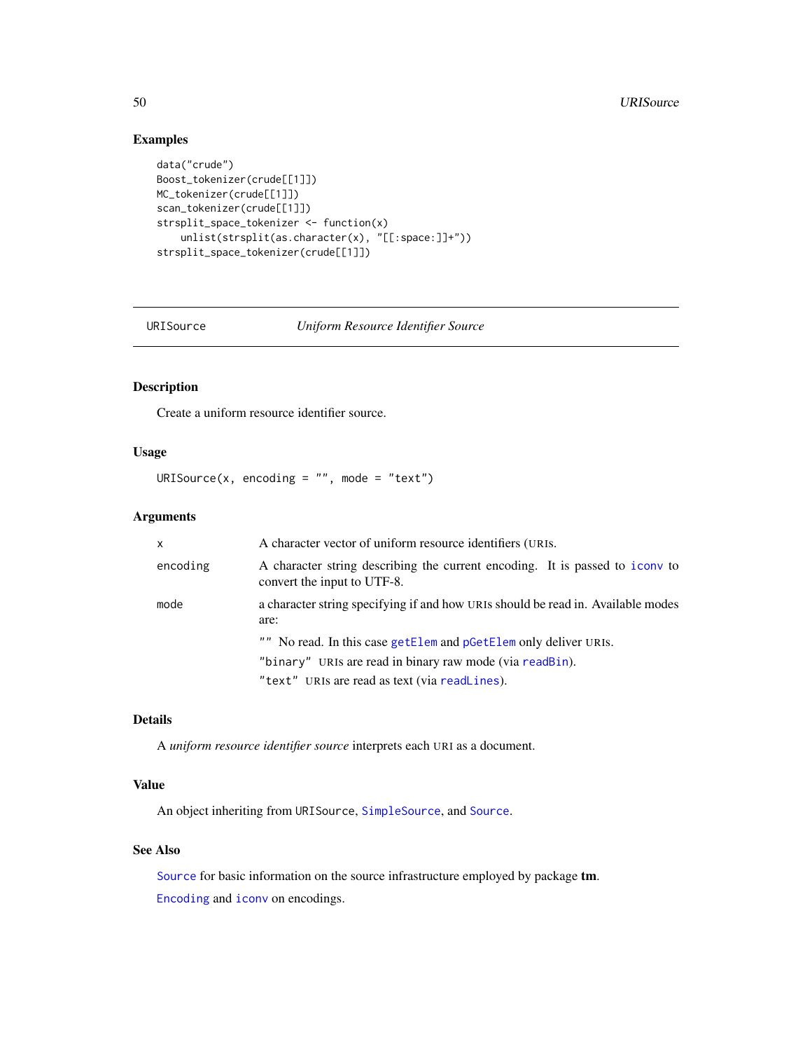## Examples

```
data("crude")
Boost_tokenizer(crude[[1]])
MC_tokenizer(crude[[1]])
scan_tokenizer(crude[[1]])
strsplit_space_tokenizer <- function(x)
    unlist(strsplit(as.character(x), "[[:space:]]+"))
strsplit_space_tokenizer(crude[[1]])
```

---

# URISource    *Uniform Resource Identifier Source*

---

## Description

Create a uniform resource identifier source.

## Usage

```
URISource(x, encoding = "", mode = "text")
```

## Arguments

| | |
|---|---|
| x | A character vector of uniform resource identifiers (URIs. |
| encoding | A character string describing the current encoding. It is passed to iconv to convert the input to UTF-8. |
| mode | a character string specifying if and how URIs should be read in. Available modes are:<br>"" No read. In this case getElem and pGetElem only deliver URIs.<br>"binary" URIs are read in binary raw mode (via readBin).<br>"text" URIs are read as text (via readLines). |

## Details

A *uniform resource identifier source* interprets each URI as a document.

## Value

An object inheriting from URISource, SimpleSource, and Source.

## See Also

Source for basic information on the source infrastructure employed by package **tm**.

Encoding and iconv on encodings.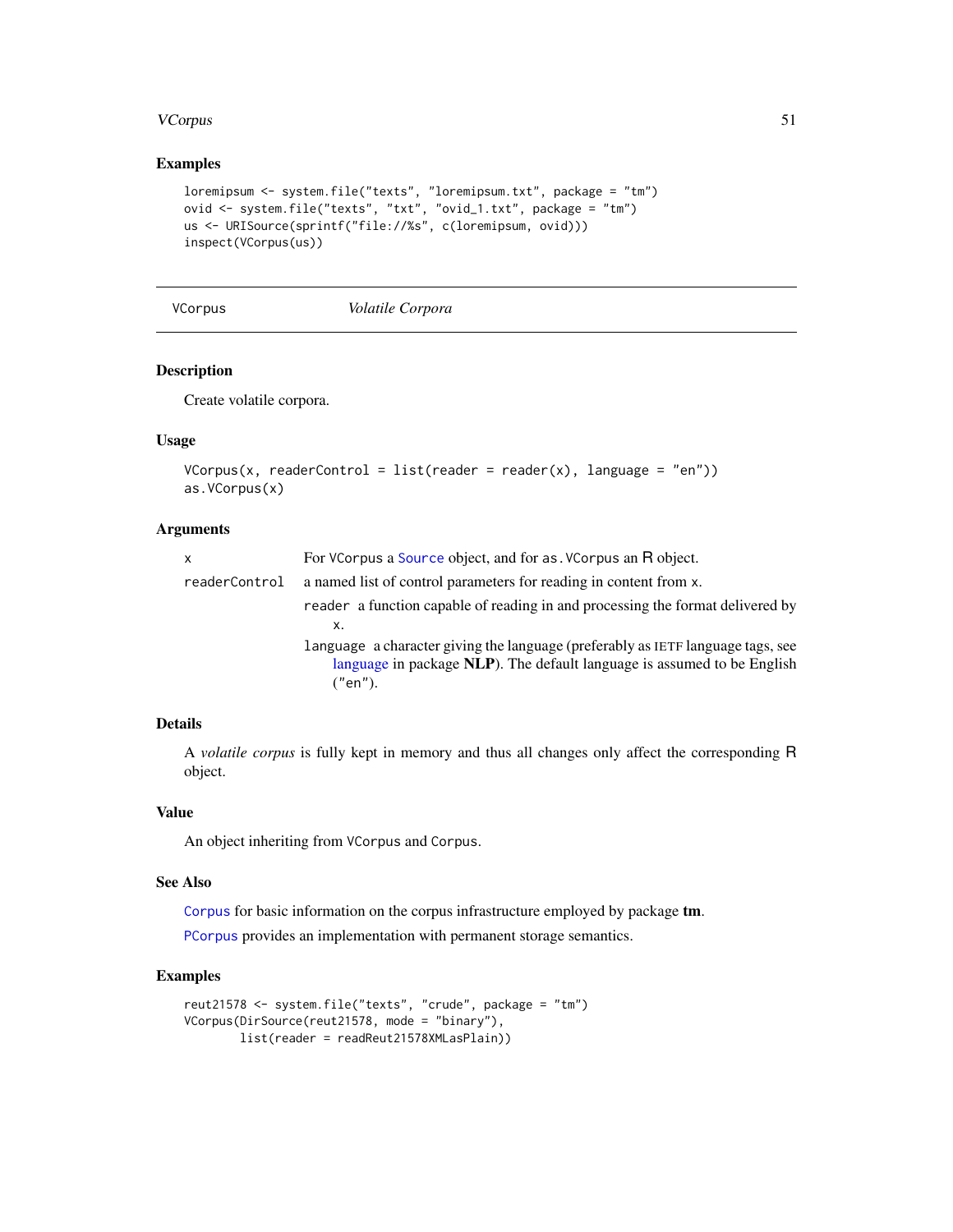## Examples

```
loremipsum <- system.file("texts", "loremipsum.txt", package = "tm")
ovid <- system.file("texts", "txt", "ovid_1.txt", package = "tm")
us <- URISource(sprintf("file://%s", c(loremipsum, ovid)))
inspect(VCorpus(us))
```

---

# VCorpus *Volatile Corpora*

---

## Description

Create volatile corpora.

## Usage

```
VCorpus(x, readerControl = list(reader = reader(x), language = "en"))
as.VCorpus(x)
```

## Arguments

| | |
|---|---|
| x | For VCorpus a Source object, and for as.VCorpus an R object. |
| readerControl | a named list of control parameters for reading in content from x.<br>reader a function capable of reading in and processing the format delivered by x.<br>language a character giving the language (preferably as IETF language tags, see language in package **NLP**). The default language is assumed to be English ("en"). |

## Details

A *volatile corpus* is fully kept in memory and thus all changes only affect the corresponding R object.

## Value

An object inheriting from VCorpus and Corpus.

## See Also

Corpus for basic information on the corpus infrastructure employed by package **tm**.

PCorpus provides an implementation with permanent storage semantics.

## Examples

```
reut21578 <- system.file("texts", "crude", package = "tm")
VCorpus(DirSource(reut21578, mode = "binary"),
        list(reader = readReut21578XMLasPlain))
```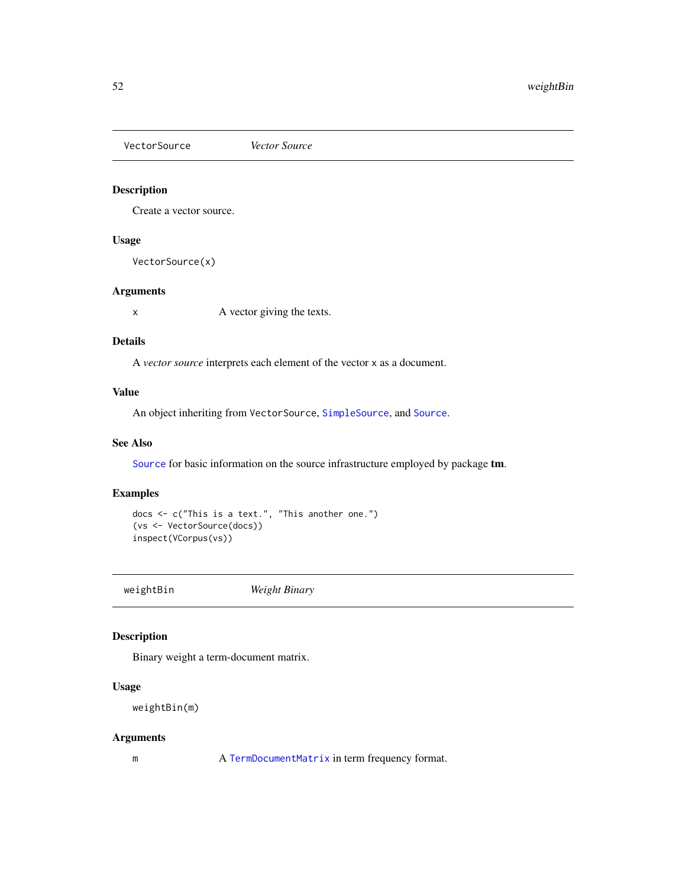## VectorSource — *Vector Source*

### Description

Create a vector source.

### Usage

```
VectorSource(x)
```

### Arguments

| | |
|---|---|
| x | A vector giving the texts. |

### Details

A *vector source* interprets each element of the vector `x` as a document.

### Value

An object inheriting from `VectorSource`, `SimpleSource`, and `Source`.

### See Also

`Source` for basic information on the source infrastructure employed by package **tm**.

### Examples

```
docs <- c("This is a text.", "This another one.")
(vs <- VectorSource(docs))
inspect(VCorpus(vs))
```

## weightBin — *Weight Binary*

### Description

Binary weight a term-document matrix.

### Usage

```
weightBin(m)
```

### Arguments

| | |
|---|---|
| m | A `TermDocumentMatrix` in term frequency format. |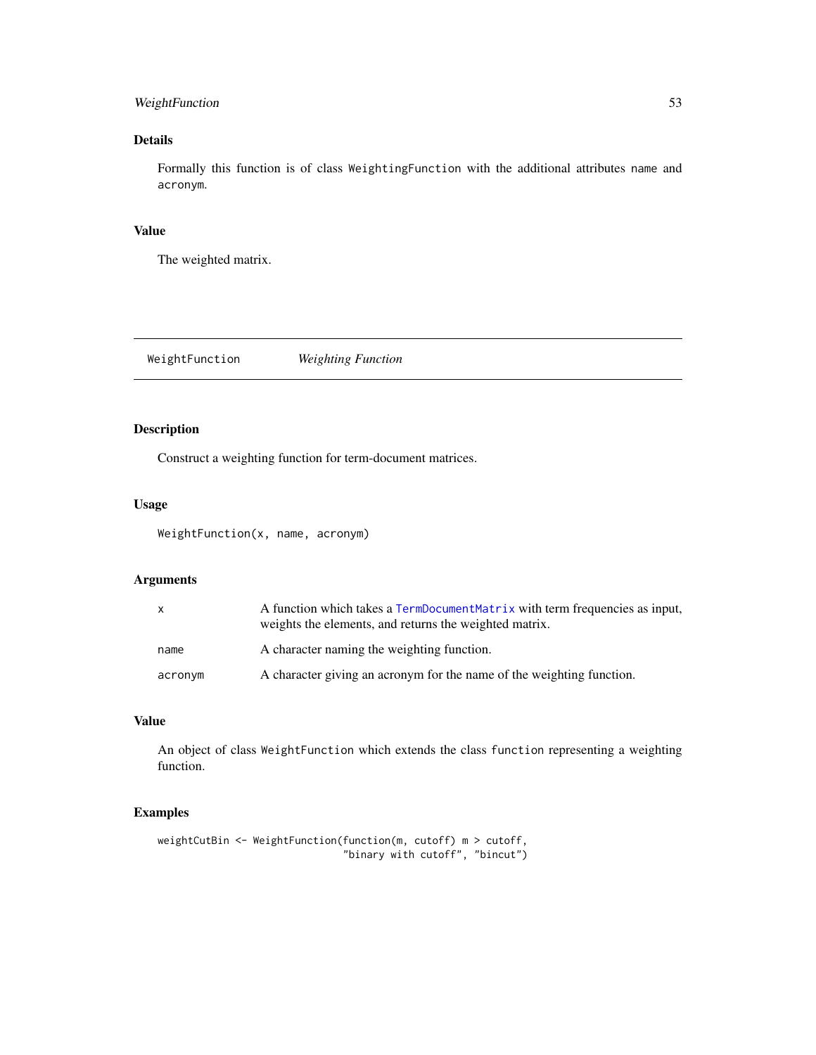## Details

Formally this function is of class `WeightingFunction` with the additional attributes `name` and `acronym`.

## Value

The weighted matrix.

---

# WeightFunction — *Weighting Function*

---

## Description

Construct a weighting function for term-document matrices.

## Usage

```
WeightFunction(x, name, acronym)
```

## Arguments

| | |
|---|---|
| `x` | A function which takes a `TermDocumentMatrix` with term frequencies as input, weights the elements, and returns the weighted matrix. |
| `name` | A character naming the weighting function. |
| `acronym` | A character giving an acronym for the name of the weighting function. |

## Value

An object of class `WeightFunction` which extends the class `function` representing a weighting function.

## Examples

```
weightCutBin <- WeightFunction(function(m, cutoff) m > cutoff,
                               "binary with cutoff", "bincut")
```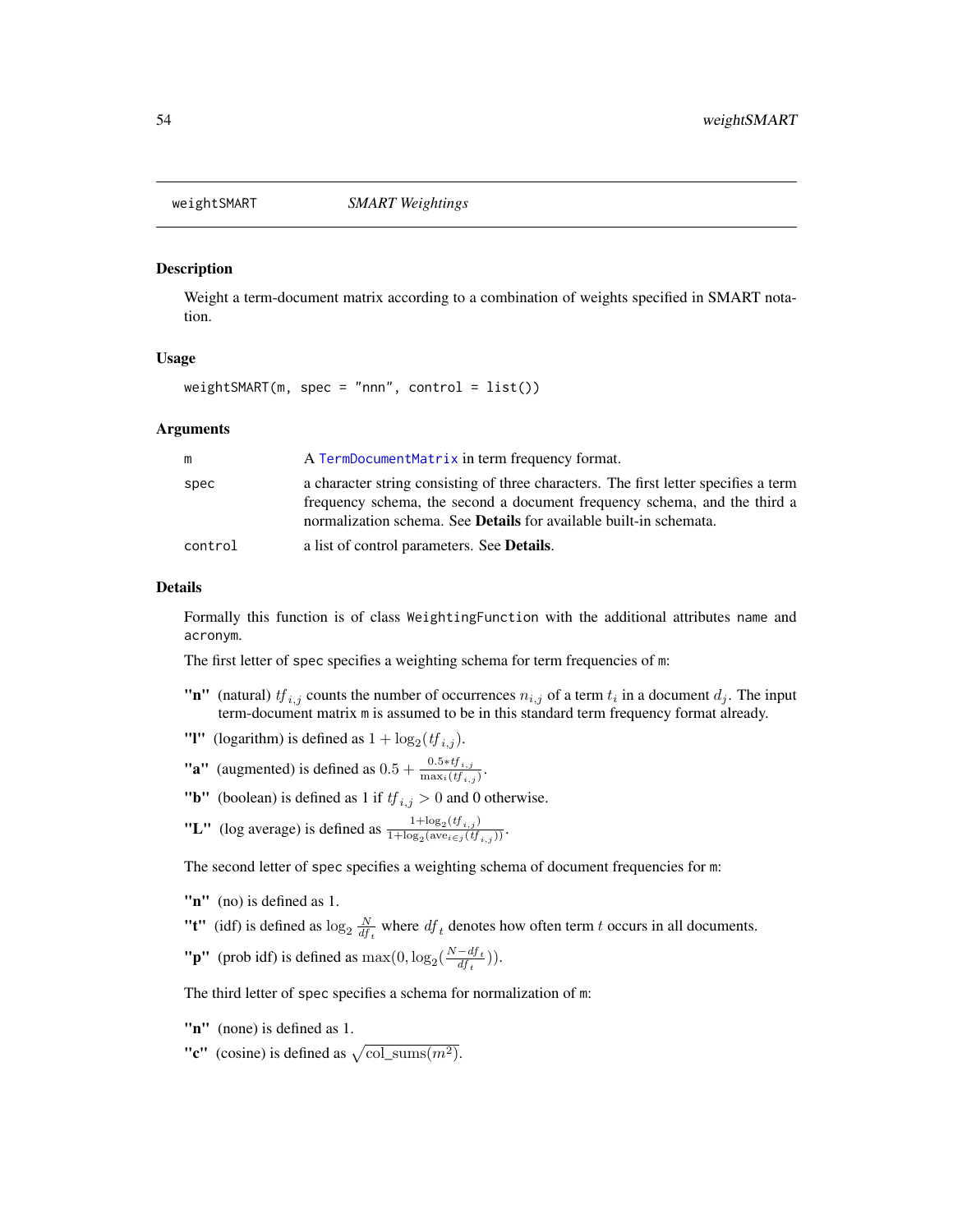## weightSMART — *SMART Weightings*

### Description

Weight a term-document matrix according to a combination of weights specified in SMART notation.

### Usage

```
weightSMART(m, spec = "nnn", control = list())
```

### Arguments

| | |
|---|---|
| m | A TermDocumentMatrix in term frequency format. |
| spec | a character string consisting of three characters. The first letter specifies a term frequency schema, the second a document frequency schema, and the third a normalization schema. See **Details** for available built-in schemata. |
| control | a list of control parameters. See **Details**. |

### Details

Formally this function is of class `WeightingFunction` with the additional attributes `name` and `acronym`.

The first letter of `spec` specifies a weighting schema for term frequencies of `m`:

**"n"** (natural) $tf_{i,j}$ counts the number of occurrences $n_{i,j}$ of a term $t_i$ in a document $d_j$. The input term-document matrix `m` is assumed to be in this standard term frequency format already.

**"l"** (logarithm) is defined as $1 + \log_2(tf_{i,j})$.

**"a"** (augmented) is defined as $0.5 + \frac{0.5 * tf_{i,j}}{\max_i(tf_{i,j})}$.

**"b"** (boolean) is defined as 1 if $tf_{i,j} > 0$ and 0 otherwise.

**"L"** (log average) is defined as $\frac{1+\log_2(tf_{i,j})}{1+\log_2(\text{ave}_{i \in j}(tf_{i,j}))}$.

The second letter of `spec` specifies a weighting schema of document frequencies for `m`:

**"n"** (no) is defined as 1.

**"t"** (idf) is defined as $\log_2 \frac{N}{df_t}$ where $df_t$ denotes how often term $t$ occurs in all documents.

**"p"** (prob idf) is defined as $\max(0, \log_2(\frac{N - df_t}{df_t}))$.

The third letter of `spec` specifies a schema for normalization of `m`:

**"n"** (none) is defined as 1.

**"c"** (cosine) is defined as $\sqrt{\text{col\_sums}(m^2)}$.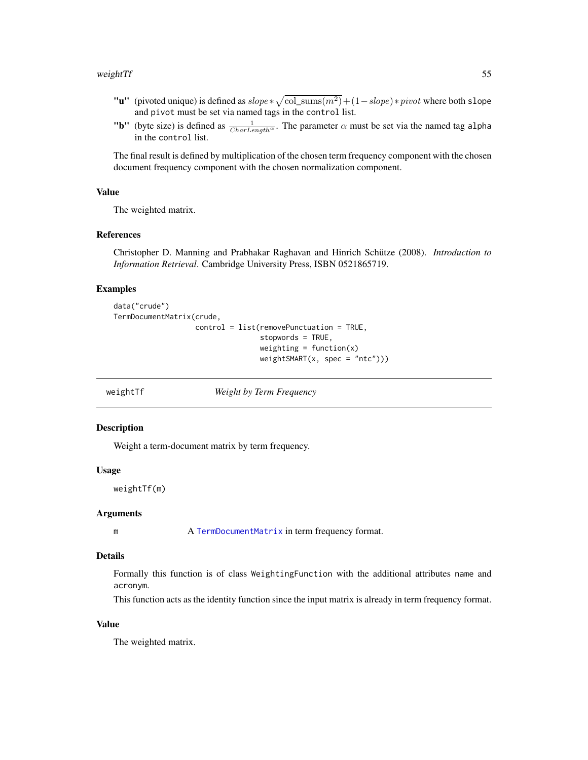**"u"** (pivoted unique) is defined as $slope * \sqrt{\text{col\_sums}(m^2)} + (1 - slope) * pivot$ where both `slope` and `pivot` must be set via named tags in the `control` list.

**"b"** (byte size) is defined as $\frac{1}{CharLength^{\alpha}}$. The parameter $\alpha$ must be set via the named tag `alpha` in the `control` list.

The final result is defined by multiplication of the chosen term frequency component with the chosen document frequency component with the chosen normalization component.

## Value

The weighted matrix.

## References

Christopher D. Manning and Prabhakar Raghavan and Hinrich Schütze (2008). *Introduction to Information Retrieval*. Cambridge University Press, ISBN 0521865719.

## Examples

```
data("crude")
TermDocumentMatrix(crude,
                   control = list(removePunctuation = TRUE,
                                  stopwords = TRUE,
                                  weighting = function(x)
                                  weightSMART(x, spec = "ntc")))
```

---

# weightTf — *Weight by Term Frequency*

## Description

Weight a term-document matrix by term frequency.

## Usage

```
weightTf(m)
```

## Arguments

| | |
|---|---|
| m | A `TermDocumentMatrix` in term frequency format. |

## Details

Formally this function is of class `WeightingFunction` with the additional attributes `name` and `acronym`.

This function acts as the identity function since the input matrix is already in term frequency format.

## Value

The weighted matrix.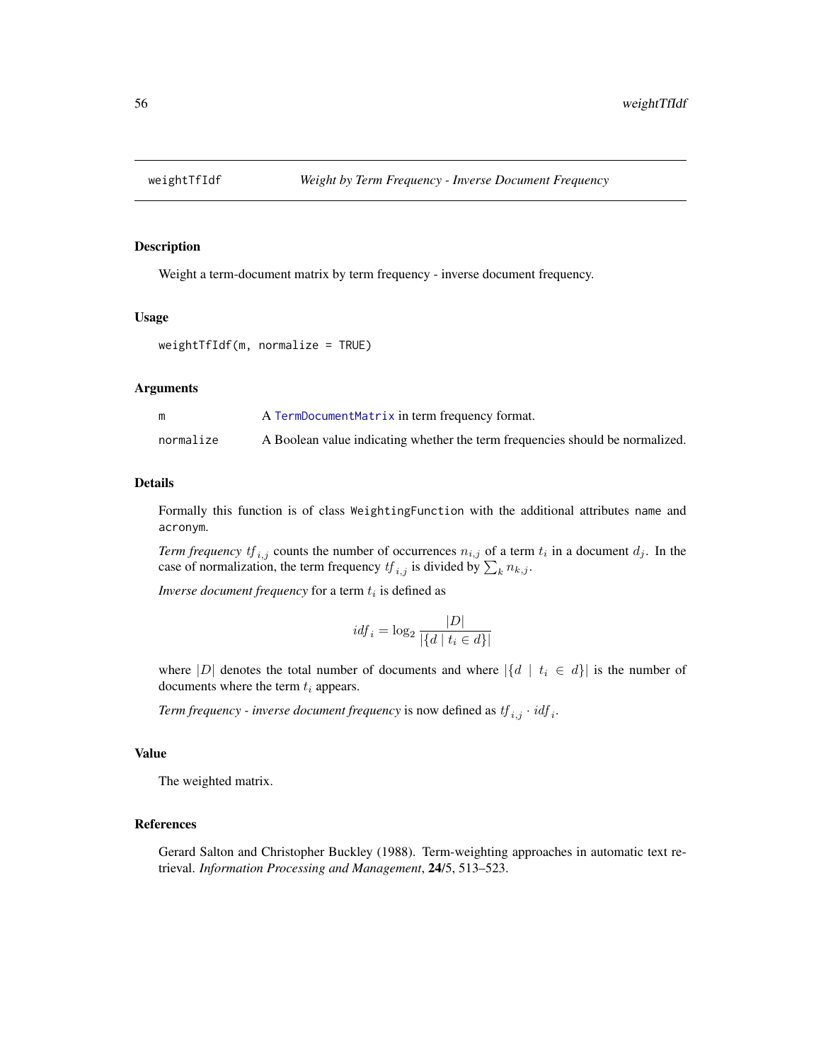weightTfIdf *Weight by Term Frequency - Inverse Document Frequency*

## Description

Weight a term-document matrix by term frequency - inverse document frequency.

## Usage

```
weightTfIdf(m, normalize = TRUE)
```

## Arguments

| | |
|---|---|
| m | A TermDocumentMatrix in term frequency format. |
| normalize | A Boolean value indicating whether the term frequencies should be normalized. |

## Details

Formally this function is of class WeightingFunction with the additional attributes name and acronym.

*Term frequency* $tf_{i,j}$ counts the number of occurrences $n_{i,j}$ of a term $t_i$ in a document $d_j$. In the case of normalization, the term frequency $tf_{i,j}$ is divided by $\sum_k n_{k,j}$.

*Inverse document frequency* for a term $t_i$ is defined as

$$idf_i = \log_2 \frac{|D|}{|\{d \mid t_i \in d\}|}$$

where $|D|$ denotes the total number of documents and where $|\{d \mid t_i \in d\}|$ is the number of documents where the term $t_i$ appears.

*Term frequency - inverse document frequency* is now defined as $tf_{i,j} \cdot idf_i$.

## Value

The weighted matrix.

## References

Gerard Salton and Christopher Buckley (1988). Term-weighting approaches in automatic text retrieval. *Information Processing and Management*, **24**/5, 513–523.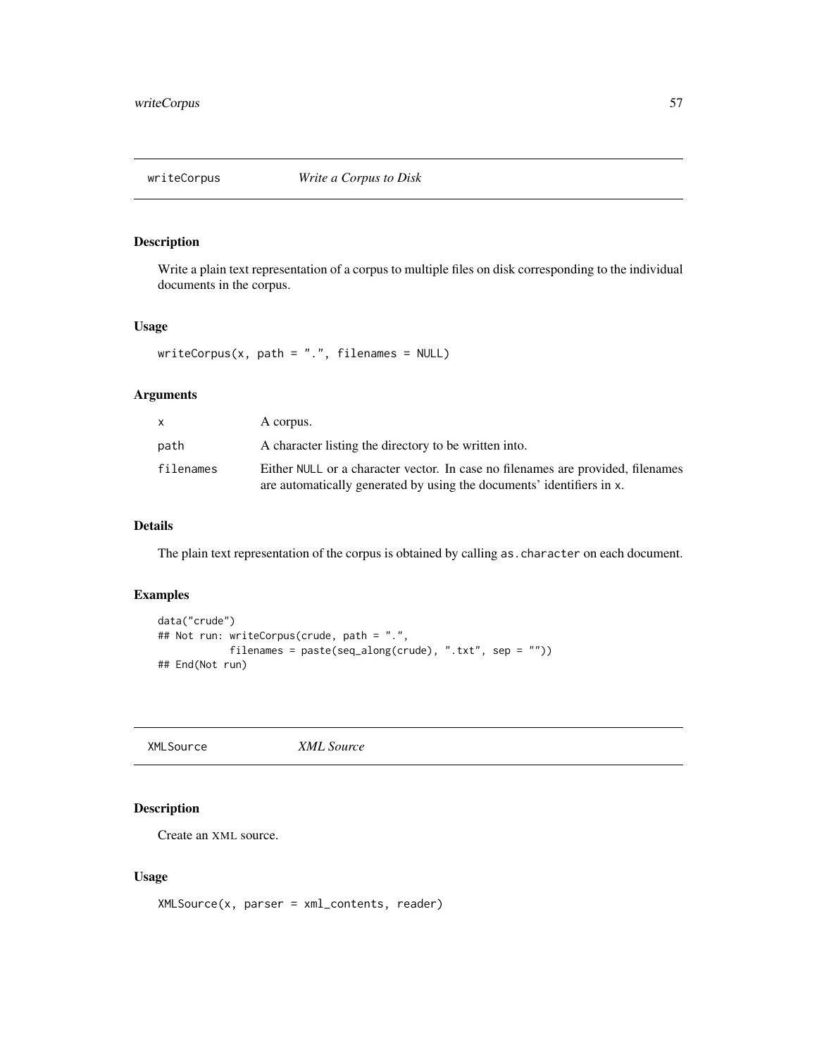## writeCorpus — *Write a Corpus to Disk*

### Description

Write a plain text representation of a corpus to multiple files on disk corresponding to the individual documents in the corpus.

### Usage

```
writeCorpus(x, path = ".", filenames = NULL)
```

### Arguments

| | |
|---|---|
| `x` | A corpus. |
| `path` | A character listing the directory to be written into. |
| `filenames` | Either `NULL` or a character vector. In case no filenames are provided, filenames are automatically generated by using the documents' identifiers in `x`. |

### Details

The plain text representation of the corpus is obtained by calling `as.character` on each document.

### Examples

```
data("crude")
## Not run: writeCorpus(crude, path = ".",
            filenames = paste(seq_along(crude), ".txt", sep = ""))
## End(Not run)
```

## XMLSource — *XML Source*

### Description

Create an XML source.

### Usage

```
XMLSource(x, parser = xml_contents, reader)
```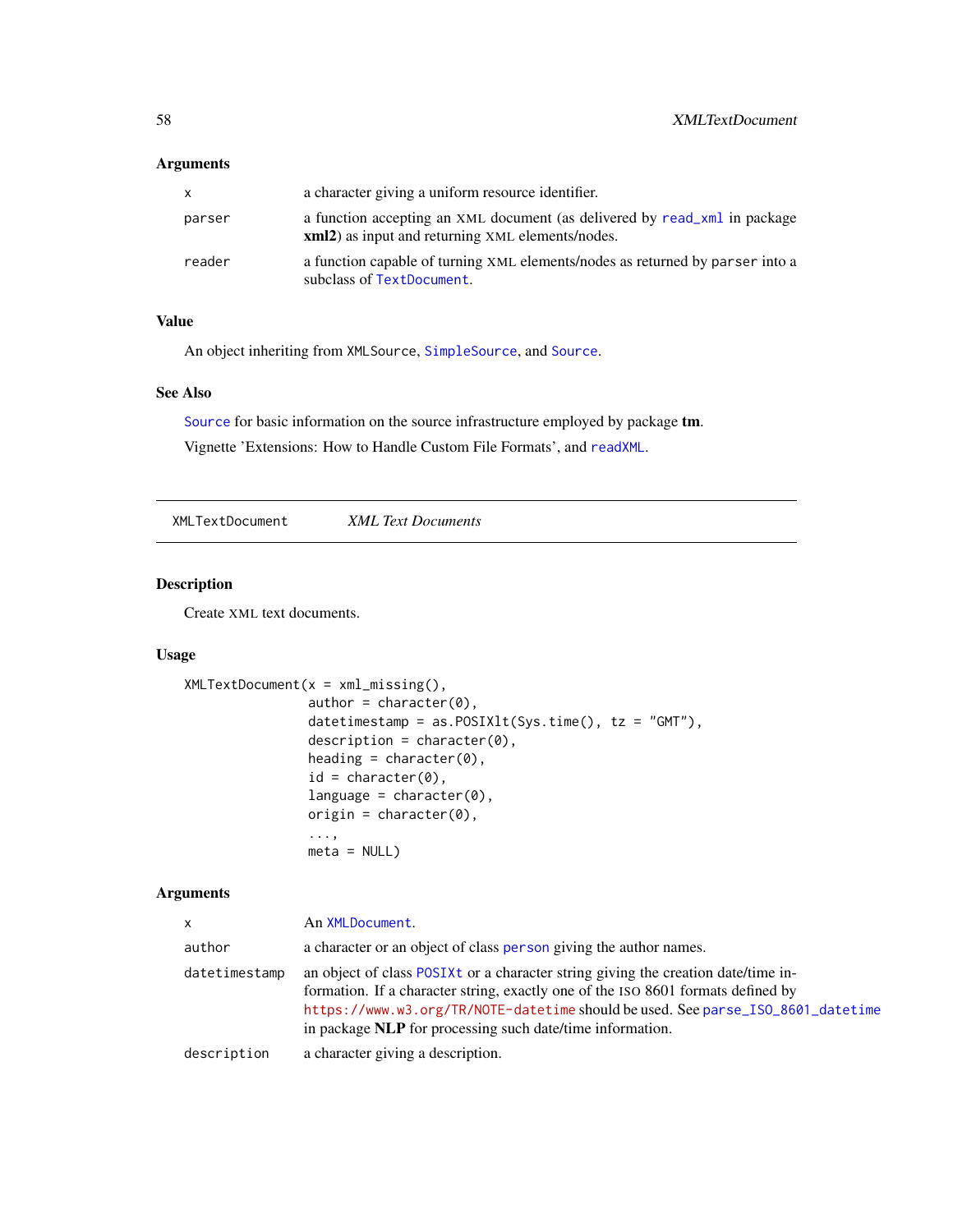### Arguments

| | |
|---|---|
| `x` | a character giving a uniform resource identifier. |
| `parser` | a function accepting an XML document (as delivered by `read_xml` in package **xml2**) as input and returning XML elements/nodes. |
| `reader` | a function capable of turning XML elements/nodes as returned by `parser` into a subclass of `TextDocument`. |

### Value

An object inheriting from `XMLSource`, `SimpleSource`, and `Source`.

### See Also

`Source` for basic information on the source infrastructure employed by package **tm**.

Vignette 'Extensions: How to Handle Custom File Formats', and `readXML`.

---

## XMLTextDocument — *XML Text Documents*

---

### Description

Create XML text documents.

### Usage

```
XMLTextDocument(x = xml_missing(),
                author = character(0),
                datetimestamp = as.POSIXlt(Sys.time(), tz = "GMT"),
                description = character(0),
                heading = character(0),
                id = character(0),
                language = character(0),
                origin = character(0),
                ...,
                meta = NULL)
```

### Arguments

| | |
|---|---|
| `x` | An `XMLDocument`. |
| `author` | a character or an object of class `person` giving the author names. |
| `datetimestamp` | an object of class `POSIXt` or a character string giving the creation date/time information. If a character string, exactly one of the ISO 8601 formats defined by `https://www.w3.org/TR/NOTE-datetime` should be used. See `parse_ISO_8601_datetime` in package **NLP** for processing such date/time information. |
| `description` | a character giving a description. |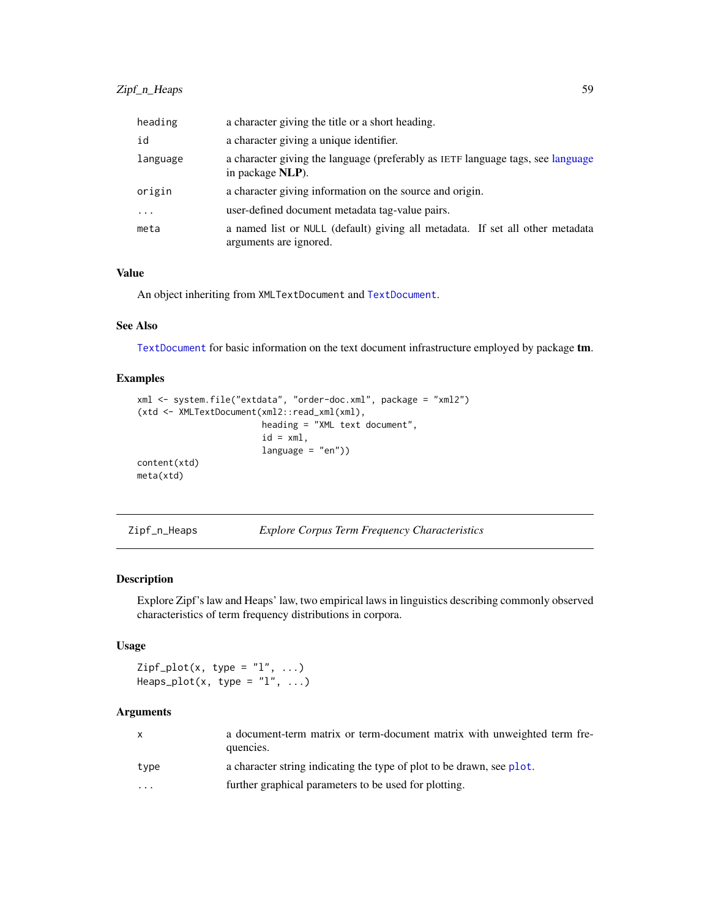| | |
|---|---|
| heading | a character giving the title or a short heading. |
| id | a character giving a unique identifier. |
| language | a character giving the language (preferably as IETF language tags, see language in package **NLP**). |
| origin | a character giving information on the source and origin. |
| ... | user-defined document metadata tag-value pairs. |
| meta | a named list or NULL (default) giving all metadata. If set all other metadata arguments are ignored. |

### Value

An object inheriting from `XMLTextDocument` and `TextDocument`.

### See Also

`TextDocument` for basic information on the text document infrastructure employed by package **tm**.

### Examples

```
xml <- system.file("extdata", "order-doc.xml", package = "xml2")
(xtd <- XMLTextDocument(xml2::read_xml(xml),
                        heading = "XML text document",
                        id = xml,
                        language = "en"))
content(xtd)
meta(xtd)
```

---

## Zipf_n_Heaps *Explore Corpus Term Frequency Characteristics*

---

### Description

Explore Zipf's law and Heaps' law, two empirical laws in linguistics describing commonly observed characteristics of term frequency distributions in corpora.

### Usage

```
Zipf_plot(x, type = "l", ...)
Heaps_plot(x, type = "l", ...)
```

### Arguments

| | |
|---|---|
| x | a document-term matrix or term-document matrix with unweighted term frequencies. |
| type | a character string indicating the type of plot to be drawn, see `plot`. |
| ... | further graphical parameters to be used for plotting. |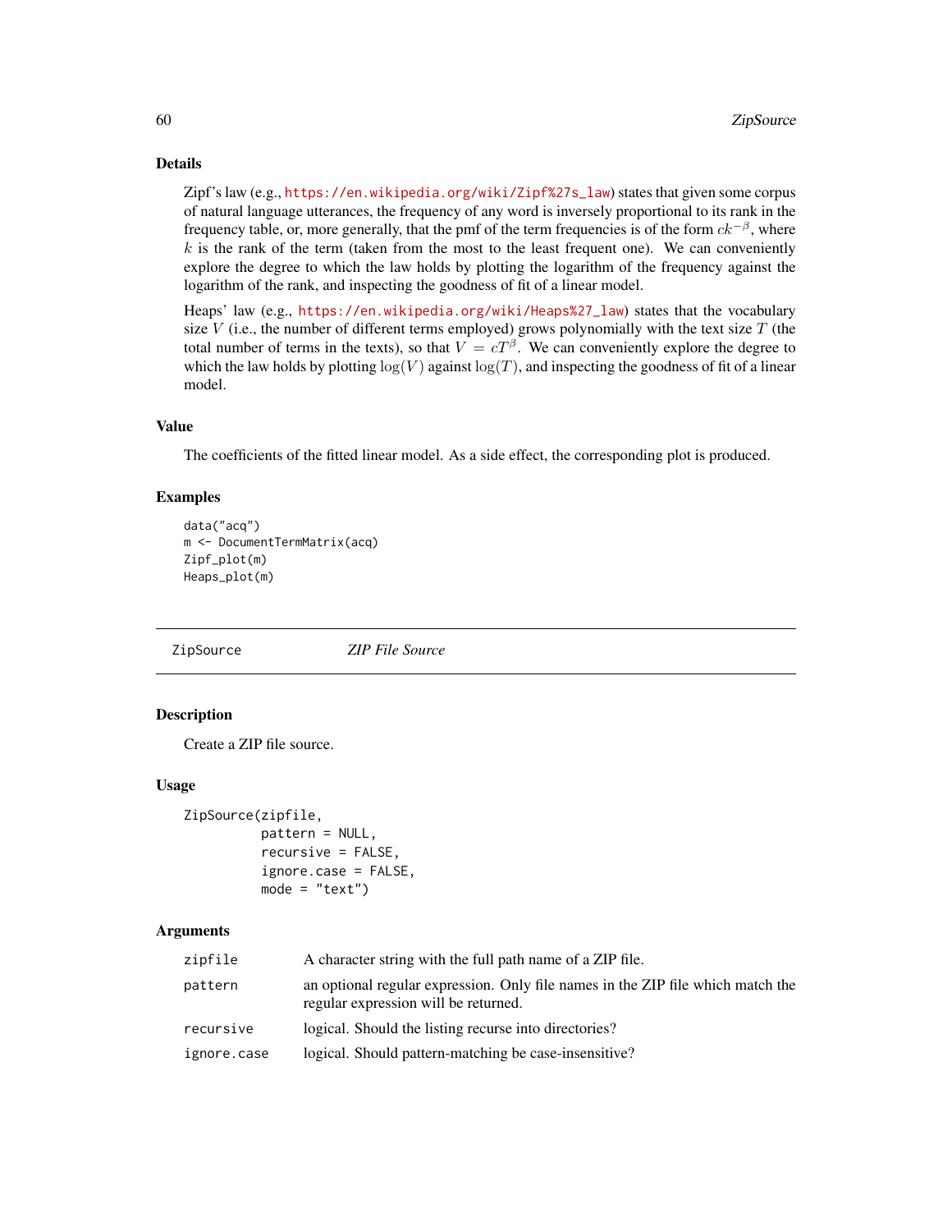### Details

Zipf's law (e.g., https://en.wikipedia.org/wiki/Zipf%27s_law) states that given some corpus of natural language utterances, the frequency of any word is inversely proportional to its rank in the frequency table, or, more generally, that the pmf of the term frequencies is of the form $ck^{-\beta}$, where $k$ is the rank of the term (taken from the most to the least frequent one). We can conveniently explore the degree to which the law holds by plotting the logarithm of the frequency against the logarithm of the rank, and inspecting the goodness of fit of a linear model.

Heaps' law (e.g., https://en.wikipedia.org/wiki/Heaps%27_law) states that the vocabulary size $V$ (i.e., the number of different terms employed) grows polynomially with the text size $T$ (the total number of terms in the texts), so that $V = cT^{\beta}$. We can conveniently explore the degree to which the law holds by plotting $\log(V)$ against $\log(T)$, and inspecting the goodness of fit of a linear model.

### Value

The coefficients of the fitted linear model. As a side effect, the corresponding plot is produced.

### Examples

```
data("acq")
m <- DocumentTermMatrix(acq)
Zipf_plot(m)
Heaps_plot(m)
```

---

## ZipSource — *ZIP File Source*

### Description

Create a ZIP file source.

### Usage

```
ZipSource(zipfile,
          pattern = NULL,
          recursive = FALSE,
          ignore.case = FALSE,
          mode = "text")
```

### Arguments

| | |
|---|---|
| `zipfile` | A character string with the full path name of a ZIP file. |
| `pattern` | an optional regular expression. Only file names in the ZIP file which match the regular expression will be returned. |
| `recursive` | logical. Should the listing recurse into directories? |
| `ignore.case` | logical. Should pattern-matching be case-insensitive? |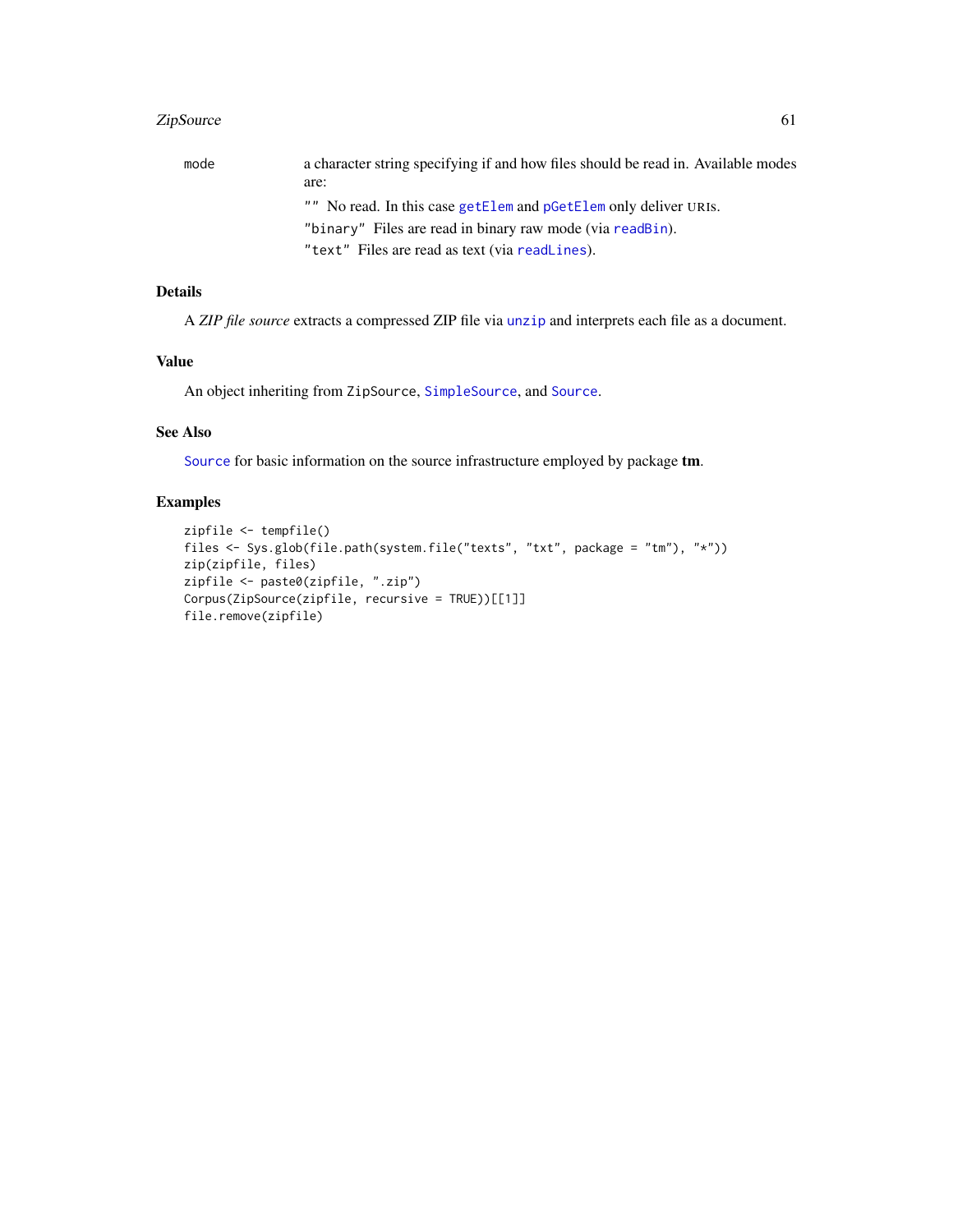mode a character string specifying if and how files should be read in. Available modes are:

- `""` No read. In this case `getElem` and `pGetElem` only deliver URIs.
- `"binary"` Files are read in binary raw mode (via `readBin`).
- `"text"` Files are read as text (via `readLines`).

## Details

A *ZIP file source* extracts a compressed ZIP file via `unzip` and interprets each file as a document.

## Value

An object inheriting from `ZipSource`, `SimpleSource`, and `Source`.

## See Also

`Source` for basic information on the source infrastructure employed by package **tm**.

## Examples

```
zipfile <- tempfile()
files <- Sys.glob(file.path(system.file("texts", "txt", package = "tm"), "*"))
zip(zipfile, files)
zipfile <- paste0(zipfile, ".zip")
Corpus(ZipSource(zipfile, recursive = TRUE))[[1]]
file.remove(zipfile)
```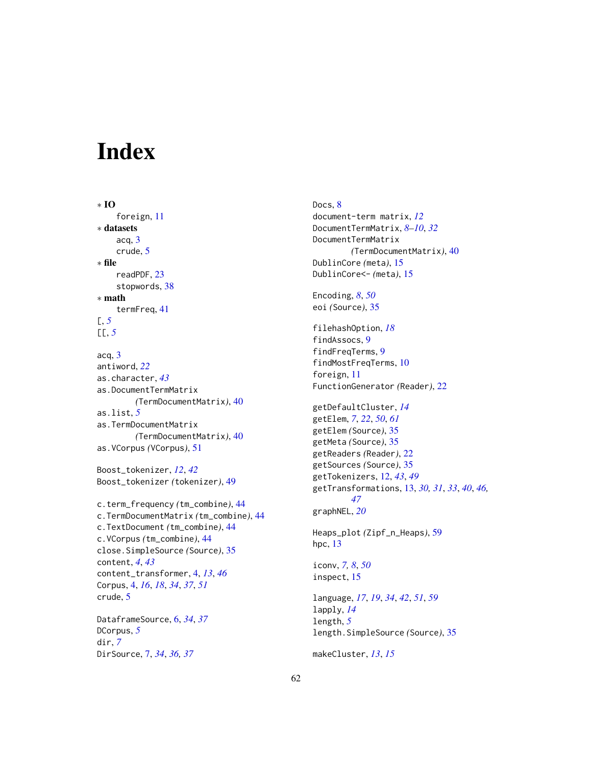# Index

∗ **IO**

foreign, 11

∗ **datasets**

acq, 3
crude, 5

∗ **file**

readPDF, 23
stopwords, 38

∗ **math**

termFreq, 41

[, *5*
[[, *5*

acq, 3
antiword, *22*
as.character, *43*
as.DocumentTermMatrix *(TermDocumentMatrix)*, 40
as.list, *5*
as.TermDocumentMatrix *(TermDocumentMatrix)*, 40
as.VCorpus *(VCorpus)*, 51

Boost_tokenizer, *12*, *42*
Boost_tokenizer *(tokenizer)*, 49

c.term_frequency *(tm_combine)*, 44
c.TermDocumentMatrix *(tm_combine)*, 44
c.TextDocument *(tm_combine)*, 44
c.VCorpus *(tm_combine)*, 44
close.SimpleSource *(Source)*, 35
content, *4*, *43*
content_transformer, 4, *13*, *46*
Corpus, 4, *16*, *18*, *34*, *37*, *51*
crude, 5

DataframeSource, 6, *34*, *37*
DCorpus, *5*
dir, *7*
DirSource, 7, *34*, *36*, *37*

Docs, 8
document-term matrix, *12*
DocumentTermMatrix, *8–10*, *32*
DocumentTermMatrix *(TermDocumentMatrix)*, 40
DublinCore *(meta)*, 15
DublinCore<- *(meta)*, 15

Encoding, *8*, *50*
eoi *(Source)*, 35

filehashOption, *18*
findAssocs, 9
findFreqTerms, 9
findMostFreqTerms, 10
foreign, 11
FunctionGenerator *(Reader)*, 22

getDefaultCluster, *14*
getElem, *7*, *22*, *50*, *61*
getElem *(Source)*, 35
getMeta *(Source)*, 35
getReaders *(Reader)*, 22
getSources *(Source)*, 35
getTokenizers, 12, *43*, *49*
getTransformations, 13, *30*, *31*, *33*, *40*, *46*, *47*
graphNEL, *20*

Heaps_plot *(Zipf_n_Heaps)*, 59
hpc, 13

iconv, *7*, *8*, *50*
inspect, 15

language, *17*, *19*, *34*, *42*, *51*, *59*
lapply, *14*
length, *5*
length.SimpleSource *(Source)*, 35

makeCluster, *13*, *15*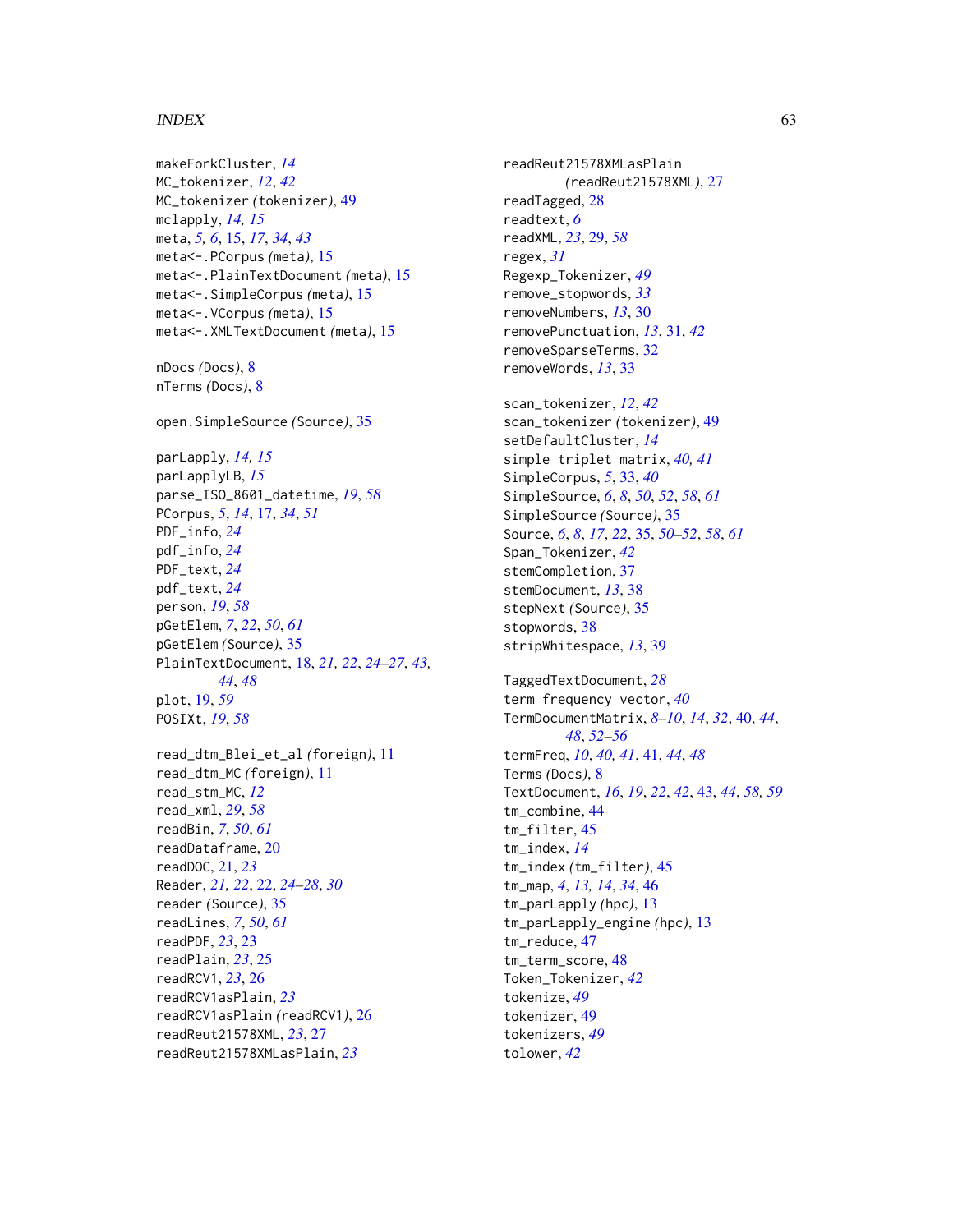makeForkCluster, *14*
MC_tokenizer, *12*, *42*
MC_tokenizer *(tokenizer)*, 49
mclapply, *14, 15*
meta, *5, 6*, 15, *17*, *34*, *43*
meta<-.PCorpus *(meta)*, 15
meta<-.PlainTextDocument *(meta)*, 15
meta<-.SimpleCorpus *(meta)*, 15
meta<-.VCorpus *(meta)*, 15
meta<-.XMLTextDocument *(meta)*, 15

nDocs *(Docs)*, 8
nTerms *(Docs)*, 8

open.SimpleSource *(Source)*, 35

parLapply, *14, 15*
parLapplyLB, *15*
parse_ISO_8601_datetime, *19*, *58*
PCorpus, *5*, *14*, 17, *34*, *51*
PDF_info, *24*
pdf_info, *24*
PDF_text, *24*
pdf_text, *24*
person, *19*, *58*
pGetElem, *7*, *22*, *50*, *61*
pGetElem *(Source)*, 35
PlainTextDocument, 18, *21, 22*, *24–27*, *43, 44*, *48*
plot, 19, *59*
POSIXt, *19*, *58*

read_dtm_Blei_et_al *(foreign)*, 11
read_dtm_MC *(foreign)*, 11
read_stm_MC, *12*
read_xml, *29*, *58*
readBin, *7*, *50*, *61*
readDataframe, 20
readDOC, 21, *23*
Reader, *21, 22*, 22, *24–28*, *30*
reader *(Source)*, 35
readLines, *7*, *50*, *61*
readPDF, *23*, 23
readPlain, *23*, 25
readRCV1, *23*, 26
readRCV1asPlain, *23*
readRCV1asPlain *(readRCV1)*, 26
readReut21578XML, *23*, 27
readReut21578XMLasPlain, *23*
readReut21578XMLasPlain *(readReut21578XML)*, 27
readTagged, 28
readtext, *6*
readXML, *23*, 29, *58*
regex, *31*
Regexp_Tokenizer, *49*
remove_stopwords, *33*
removeNumbers, *13*, 30
removePunctuation, *13*, 31, *42*
removeSparseTerms, 32
removeWords, *13*, 33

scan_tokenizer, *12*, *42*
scan_tokenizer *(tokenizer)*, 49
setDefaultCluster, *14*
simple triplet matrix, *40, 41*
SimpleCorpus, *5*, 33, *40*
SimpleSource, *6*, *8*, *50*, *52*, *58*, *61*
SimpleSource *(Source)*, 35
Source, *6*, *8*, *17*, *22*, 35, *50–52*, *58*, *61*
Span_Tokenizer, *42*
stemCompletion, 37
stemDocument, *13*, 38
stepNext *(Source)*, 35
stopwords, 38
stripWhitespace, *13*, 39

TaggedTextDocument, *28*
term frequency vector, *40*
TermDocumentMatrix, *8–10*, *14*, *32*, 40, *44*, *48*, *52–56*
termFreq, *10*, *40, 41*, 41, *44*, *48*
Terms *(Docs)*, 8
TextDocument, *16*, *19*, *22*, *42*, 43, *44*, *58, 59*
tm_combine, 44
tm_filter, 45
tm_index, *14*
tm_index *(tm_filter)*, 45
tm_map, *4*, *13*, *14*, *34*, 46
tm_parLapply *(hpc)*, 13
tm_parLapply_engine *(hpc)*, 13
tm_reduce, 47
tm_term_score, 48
Token_Tokenizer, *42*
tokenize, *49*
tokenizer, 49
tokenizers, *49*
tolower, *42*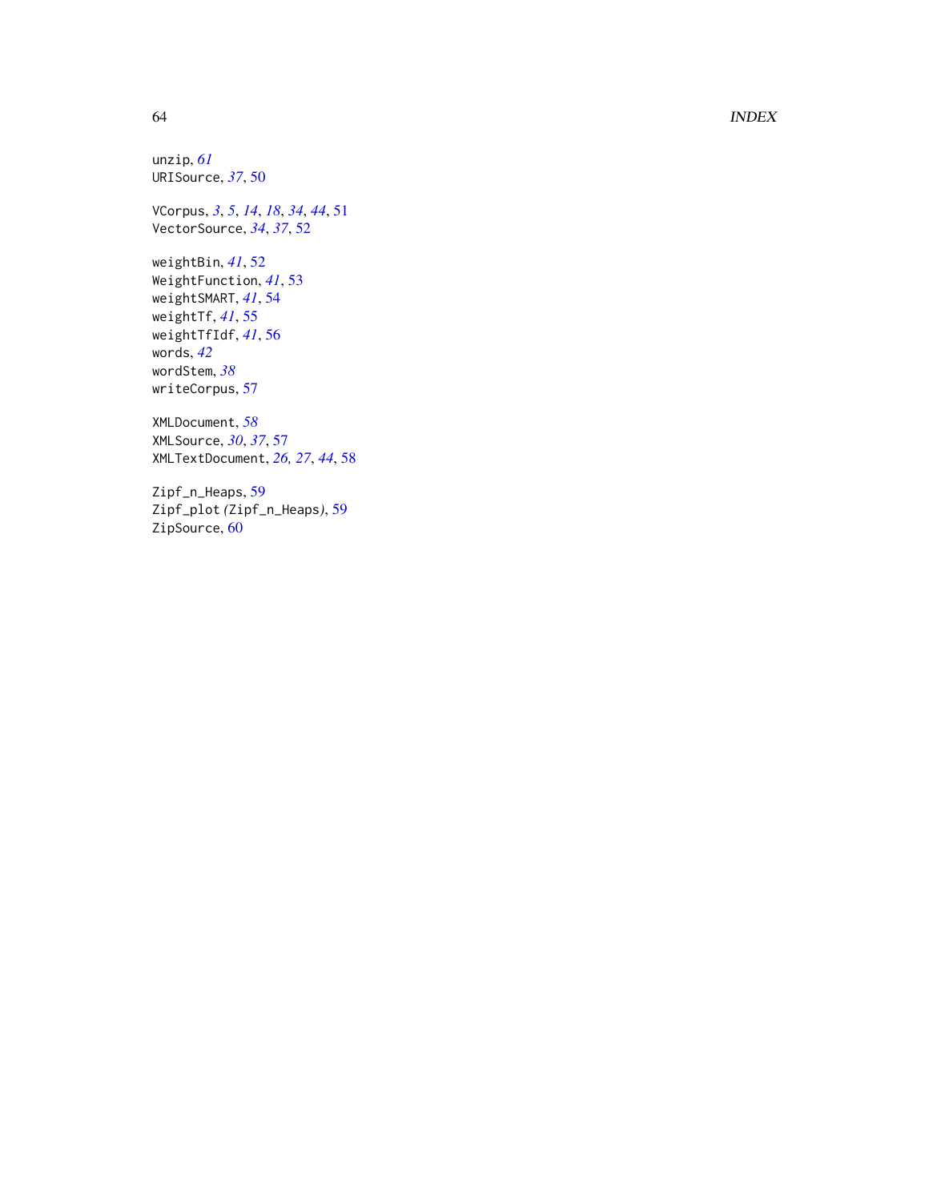unzip, *61*  
URISource, *37*, 50

VCorpus, *3*, *5*, *14*, *18*, *34*, *44*, 51  
VectorSource, *34*, *37*, 52

weightBin, *41*, 52  
WeightFunction, *41*, 53  
weightSMART, *41*, 54  
weightTf, *41*, 55  
weightTfIdf, *41*, 56  
words, *42*  
wordStem, *38*  
writeCorpus, 57

XMLDocument, *58*  
XMLSource, *30*, *37*, 57  
XMLTextDocument, *26, 27*, *44*, 58

Zipf_n_Heaps, 59  
Zipf_plot *(*Zipf_n_Heaps*)*, 59  
ZipSource, 60